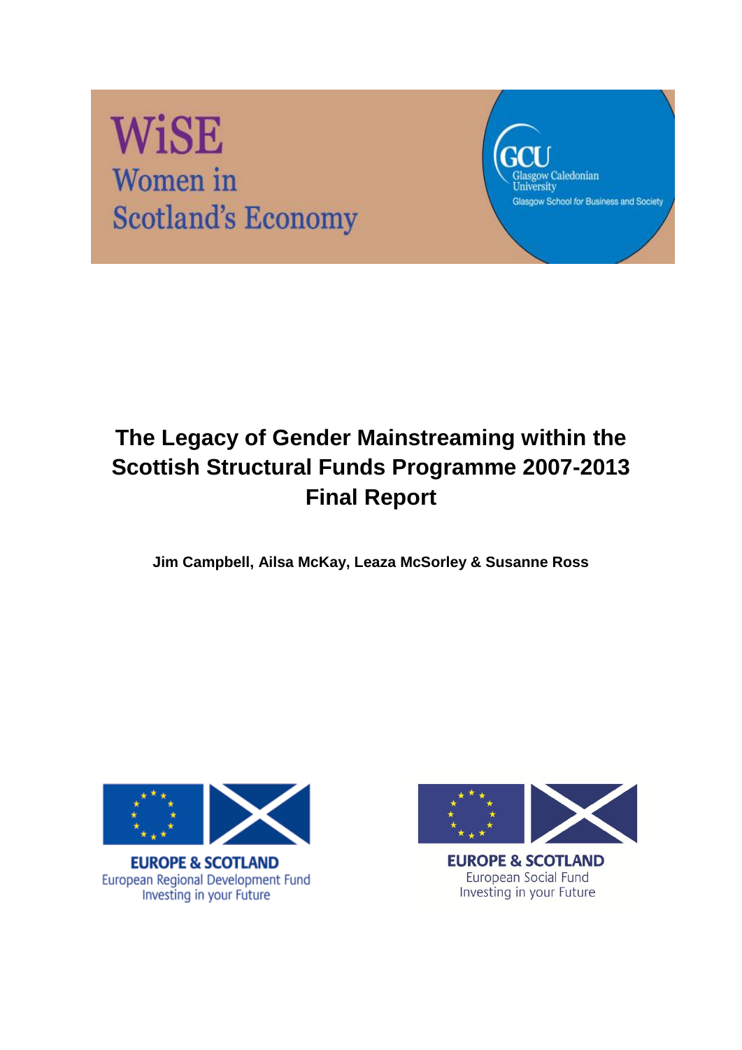WiSE
Women in
Scotland's Economy

GCU
Glasgow Caledonian University
Glasgow School *for* Business and Society

# The Legacy of Gender Mainstreaming within the Scottish Structural Funds Programme 2007-2013 Final Report

**Jim Campbell, Ailsa McKay, Leaza McSorley & Susanne Ross**

EUROPE & SCOTLAND
European Regional Development Fund
Investing in your Future

EUROPE & SCOTLAND
European Social Fund
Investing in your Future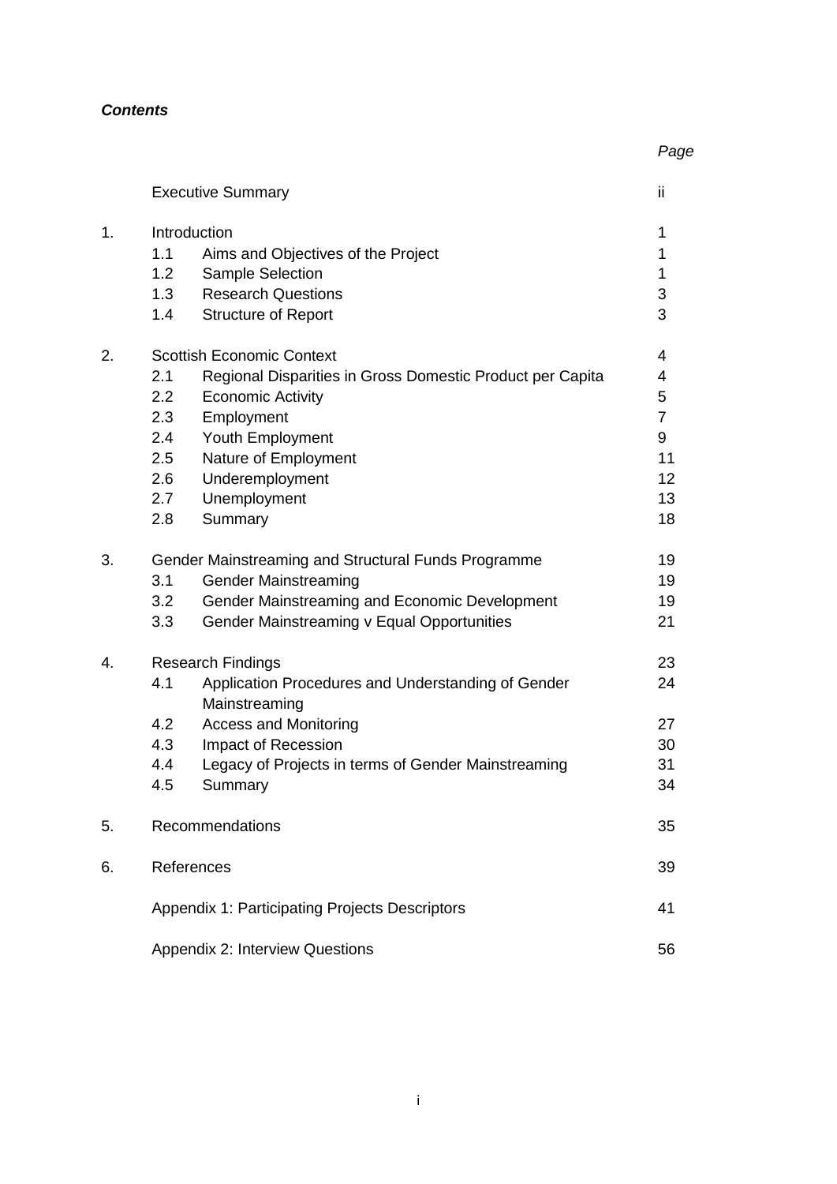***Contents***

| | | | *Page* |
|---|---|---|---|
| | Executive Summary | | ii |
| 1. | Introduction | | 1 |
| | 1.1 | Aims and Objectives of the Project | 1 |
| | 1.2 | Sample Selection | 1 |
| | 1.3 | Research Questions | 3 |
| | 1.4 | Structure of Report | 3 |
| 2. | Scottish Economic Context | | 4 |
| | 2.1 | Regional Disparities in Gross Domestic Product per Capita | 4 |
| | 2.2 | Economic Activity | 5 |
| | 2.3 | Employment | 7 |
| | 2.4 | Youth Employment | 9 |
| | 2.5 | Nature of Employment | 11 |
| | 2.6 | Underemployment | 12 |
| | 2.7 | Unemployment | 13 |
| | 2.8 | Summary | 18 |
| 3. | Gender Mainstreaming and Structural Funds Programme | | 19 |
| | 3.1 | Gender Mainstreaming | 19 |
| | 3.2 | Gender Mainstreaming and Economic Development | 19 |
| | 3.3 | Gender Mainstreaming v Equal Opportunities | 21 |
| 4. | Research Findings | | 23 |
| | 4.1 | Application Procedures and Understanding of Gender Mainstreaming | 24 |
| | 4.2 | Access and Monitoring | 27 |
| | 4.3 | Impact of Recession | 30 |
| | 4.4 | Legacy of Projects in terms of Gender Mainstreaming | 31 |
| | 4.5 | Summary | 34 |
| 5. | Recommendations | | 35 |
| 6. | References | | 39 |
| | Appendix 1: Participating Projects Descriptors | | 41 |
| | Appendix 2: Interview Questions | | 56 |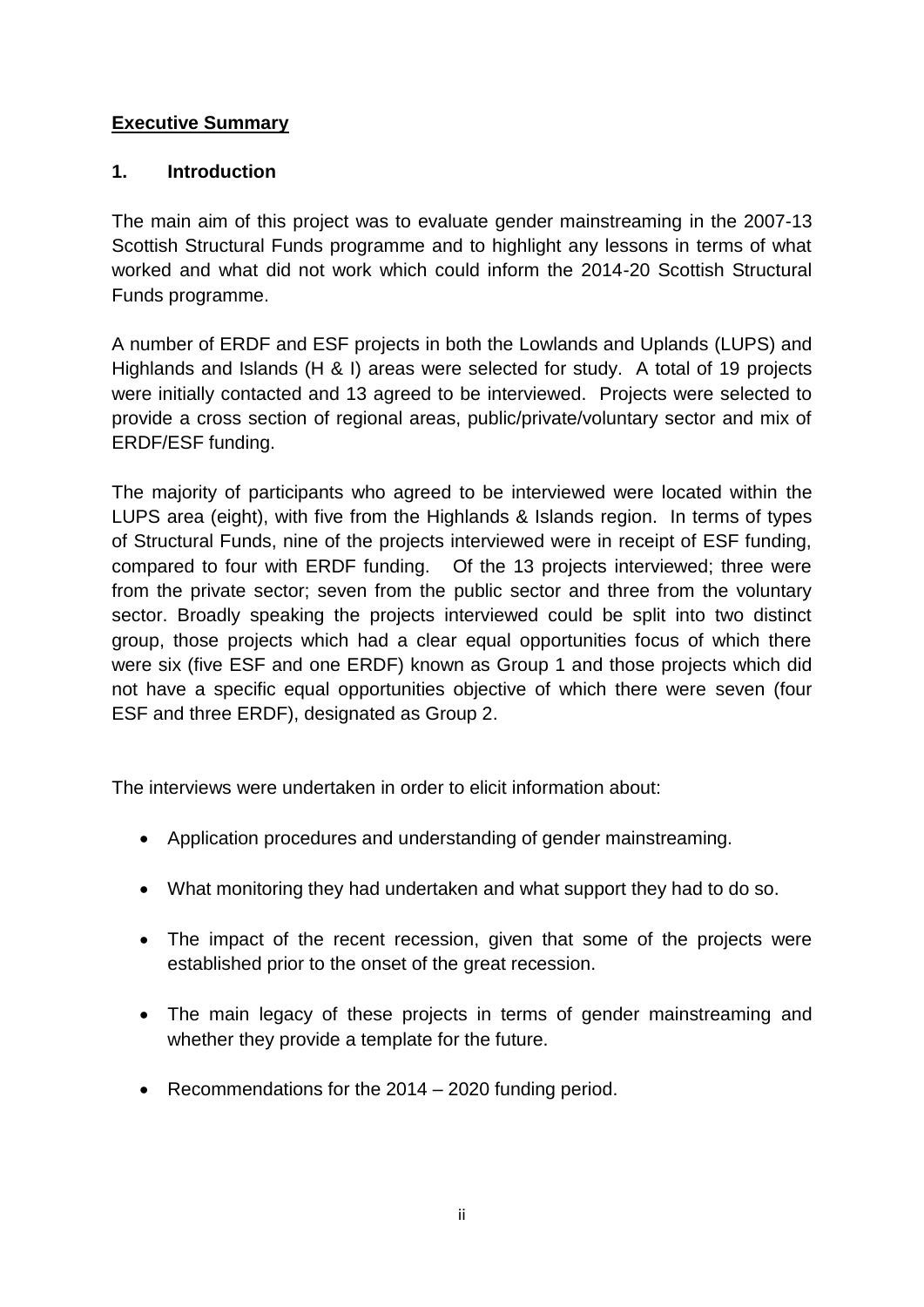## Executive Summary

### 1. Introduction

The main aim of this project was to evaluate gender mainstreaming in the 2007-13 Scottish Structural Funds programme and to highlight any lessons in terms of what worked and what did not work which could inform the 2014-20 Scottish Structural Funds programme.

A number of ERDF and ESF projects in both the Lowlands and Uplands (LUPS) and Highlands and Islands (H & I) areas were selected for study. A total of 19 projects were initially contacted and 13 agreed to be interviewed. Projects were selected to provide a cross section of regional areas, public/private/voluntary sector and mix of ERDF/ESF funding.

The majority of participants who agreed to be interviewed were located within the LUPS area (eight), with five from the Highlands & Islands region. In terms of types of Structural Funds, nine of the projects interviewed were in receipt of ESF funding, compared to four with ERDF funding. Of the 13 projects interviewed; three were from the private sector; seven from the public sector and three from the voluntary sector. Broadly speaking the projects interviewed could be split into two distinct group, those projects which had a clear equal opportunities focus of which there were six (five ESF and one ERDF) known as Group 1 and those projects which did not have a specific equal opportunities objective of which there were seven (four ESF and three ERDF), designated as Group 2.

The interviews were undertaken in order to elicit information about:

- Application procedures and understanding of gender mainstreaming.
- What monitoring they had undertaken and what support they had to do so.
- The impact of the recent recession, given that some of the projects were established prior to the onset of the great recession.
- The main legacy of these projects in terms of gender mainstreaming and whether they provide a template for the future.
- Recommendations for the 2014 – 2020 funding period.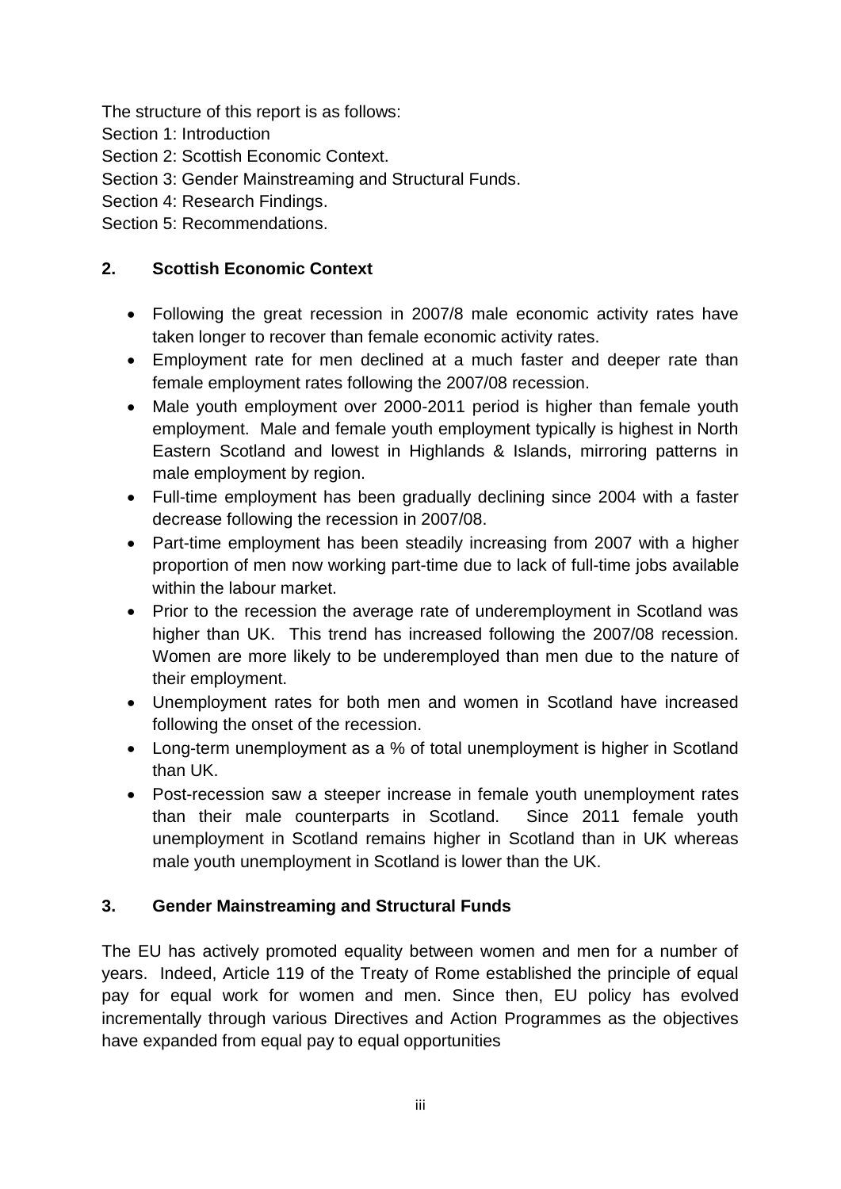The structure of this report is as follows:
Section 1: Introduction
Section 2: Scottish Economic Context.
Section 3: Gender Mainstreaming and Structural Funds.
Section 4: Research Findings.
Section 5: Recommendations.

## 2. Scottish Economic Context

- Following the great recession in 2007/8 male economic activity rates have taken longer to recover than female economic activity rates.
- Employment rate for men declined at a much faster and deeper rate than female employment rates following the 2007/08 recession.
- Male youth employment over 2000-2011 period is higher than female youth employment. Male and female youth employment typically is highest in North Eastern Scotland and lowest in Highlands & Islands, mirroring patterns in male employment by region.
- Full-time employment has been gradually declining since 2004 with a faster decrease following the recession in 2007/08.
- Part-time employment has been steadily increasing from 2007 with a higher proportion of men now working part-time due to lack of full-time jobs available within the labour market.
- Prior to the recession the average rate of underemployment in Scotland was higher than UK. This trend has increased following the 2007/08 recession. Women are more likely to be underemployed than men due to the nature of their employment.
- Unemployment rates for both men and women in Scotland have increased following the onset of the recession.
- Long-term unemployment as a % of total unemployment is higher in Scotland than UK.
- Post-recession saw a steeper increase in female youth unemployment rates than their male counterparts in Scotland. Since 2011 female youth unemployment in Scotland remains higher in Scotland than in UK whereas male youth unemployment in Scotland is lower than the UK.

## 3. Gender Mainstreaming and Structural Funds

The EU has actively promoted equality between women and men for a number of years. Indeed, Article 119 of the Treaty of Rome established the principle of equal pay for equal work for women and men. Since then, EU policy has evolved incrementally through various Directives and Action Programmes as the objectives have expanded from equal pay to equal opportunities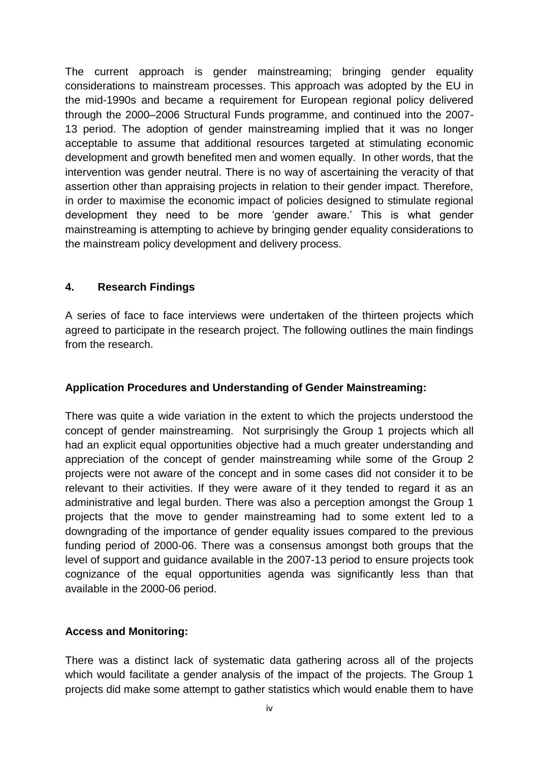The current approach is gender mainstreaming; bringing gender equality considerations to mainstream processes. This approach was adopted by the EU in the mid-1990s and became a requirement for European regional policy delivered through the 2000–2006 Structural Funds programme, and continued into the 2007-13 period. The adoption of gender mainstreaming implied that it was no longer acceptable to assume that additional resources targeted at stimulating economic development and growth benefited men and women equally. In other words, that the intervention was gender neutral. There is no way of ascertaining the veracity of that assertion other than appraising projects in relation to their gender impact. Therefore, in order to maximise the economic impact of policies designed to stimulate regional development they need to be more 'gender aware.' This is what gender mainstreaming is attempting to achieve by bringing gender equality considerations to the mainstream policy development and delivery process.

## 4. Research Findings

A series of face to face interviews were undertaken of the thirteen projects which agreed to participate in the research project. The following outlines the main findings from the research.

**Application Procedures and Understanding of Gender Mainstreaming:**

There was quite a wide variation in the extent to which the projects understood the concept of gender mainstreaming. Not surprisingly the Group 1 projects which all had an explicit equal opportunities objective had a much greater understanding and appreciation of the concept of gender mainstreaming while some of the Group 2 projects were not aware of the concept and in some cases did not consider it to be relevant to their activities. If they were aware of it they tended to regard it as an administrative and legal burden. There was also a perception amongst the Group 1 projects that the move to gender mainstreaming had to some extent led to a downgrading of the importance of gender equality issues compared to the previous funding period of 2000-06. There was a consensus amongst both groups that the level of support and guidance available in the 2007-13 period to ensure projects took cognizance of the equal opportunities agenda was significantly less than that available in the 2000-06 period.

**Access and Monitoring:**

There was a distinct lack of systematic data gathering across all of the projects which would facilitate a gender analysis of the impact of the projects. The Group 1 projects did make some attempt to gather statistics which would enable them to have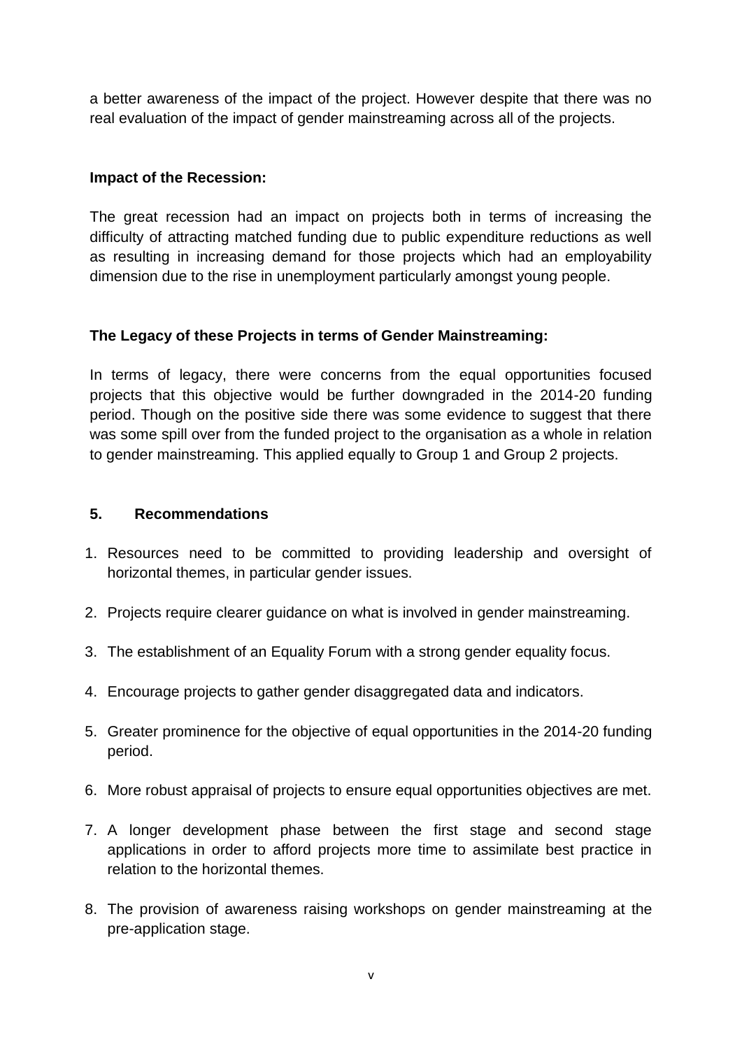a better awareness of the impact of the project. However despite that there was no real evaluation of the impact of gender mainstreaming across all of the projects.

**Impact of the Recession:**

The great recession had an impact on projects both in terms of increasing the difficulty of attracting matched funding due to public expenditure reductions as well as resulting in increasing demand for those projects which had an employability dimension due to the rise in unemployment particularly amongst young people.

**The Legacy of these Projects in terms of Gender Mainstreaming:**

In terms of legacy, there were concerns from the equal opportunities focused projects that this objective would be further downgraded in the 2014-20 funding period. Though on the positive side there was some evidence to suggest that there was some spill over from the funded project to the organisation as a whole in relation to gender mainstreaming. This applied equally to Group 1 and Group 2 projects.

## 5. Recommendations

1. Resources need to be committed to providing leadership and oversight of horizontal themes, in particular gender issues.
2. Projects require clearer guidance on what is involved in gender mainstreaming.
3. The establishment of an Equality Forum with a strong gender equality focus.
4. Encourage projects to gather gender disaggregated data and indicators.
5. Greater prominence for the objective of equal opportunities in the 2014-20 funding period.
6. More robust appraisal of projects to ensure equal opportunities objectives are met.
7. A longer development phase between the first stage and second stage applications in order to afford projects more time to assimilate best practice in relation to the horizontal themes.
8. The provision of awareness raising workshops on gender mainstreaming at the pre-application stage.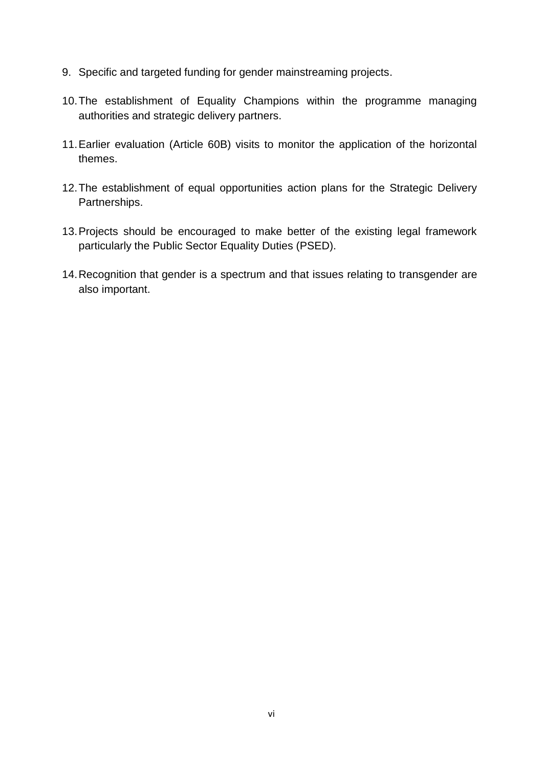9. Specific and targeted funding for gender mainstreaming projects.

10. The establishment of Equality Champions within the programme managing authorities and strategic delivery partners.

11. Earlier evaluation (Article 60B) visits to monitor the application of the horizontal themes.

12. The establishment of equal opportunities action plans for the Strategic Delivery Partnerships.

13. Projects should be encouraged to make better of the existing legal framework particularly the Public Sector Equality Duties (PSED).

14. Recognition that gender is a spectrum and that issues relating to transgender are also important.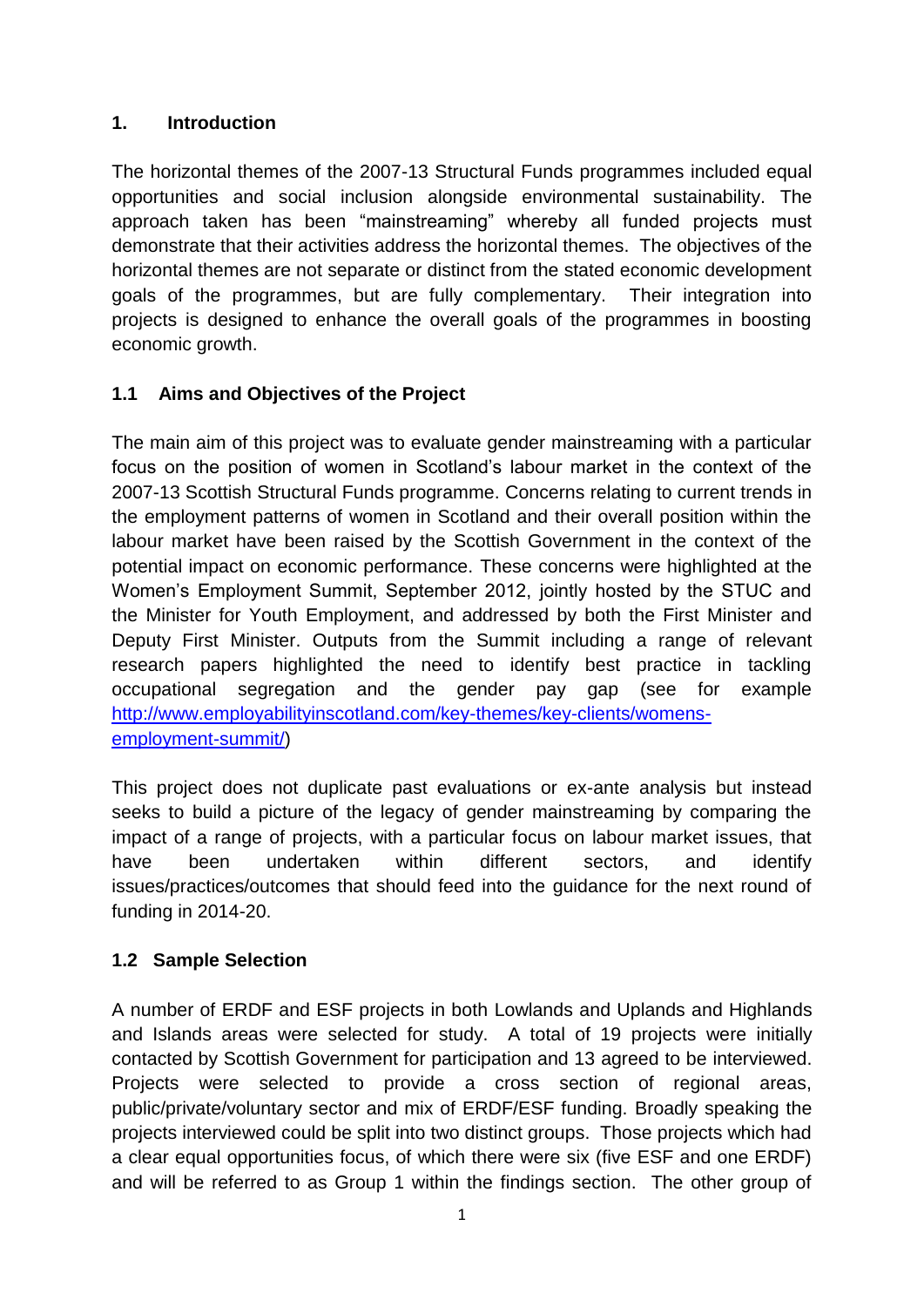## 1. Introduction

The horizontal themes of the 2007-13 Structural Funds programmes included equal opportunities and social inclusion alongside environmental sustainability. The approach taken has been "mainstreaming" whereby all funded projects must demonstrate that their activities address the horizontal themes. The objectives of the horizontal themes are not separate or distinct from the stated economic development goals of the programmes, but are fully complementary. Their integration into projects is designed to enhance the overall goals of the programmes in boosting economic growth.

### 1.1 Aims and Objectives of the Project

The main aim of this project was to evaluate gender mainstreaming with a particular focus on the position of women in Scotland's labour market in the context of the 2007-13 Scottish Structural Funds programme. Concerns relating to current trends in the employment patterns of women in Scotland and their overall position within the labour market have been raised by the Scottish Government in the context of the potential impact on economic performance. These concerns were highlighted at the Women's Employment Summit, September 2012, jointly hosted by the STUC and the Minister for Youth Employment, and addressed by both the First Minister and Deputy First Minister. Outputs from the Summit including a range of relevant research papers highlighted the need to identify best practice in tackling occupational segregation and the gender pay gap (see for example [http://www.employabilityinscotland.com/key-themes/key-clients/womens-employment-summit/](http://www.employabilityinscotland.com/key-themes/key-clients/womens-employment-summit/))

This project does not duplicate past evaluations or ex-ante analysis but instead seeks to build a picture of the legacy of gender mainstreaming by comparing the impact of a range of projects, with a particular focus on labour market issues, that have been undertaken within different sectors, and identify issues/practices/outcomes that should feed into the guidance for the next round of funding in 2014-20.

### 1.2 Sample Selection

A number of ERDF and ESF projects in both Lowlands and Uplands and Highlands and Islands areas were selected for study. A total of 19 projects were initially contacted by Scottish Government for participation and 13 agreed to be interviewed. Projects were selected to provide a cross section of regional areas, public/private/voluntary sector and mix of ERDF/ESF funding. Broadly speaking the projects interviewed could be split into two distinct groups. Those projects which had a clear equal opportunities focus, of which there were six (five ESF and one ERDF) and will be referred to as Group 1 within the findings section. The other group of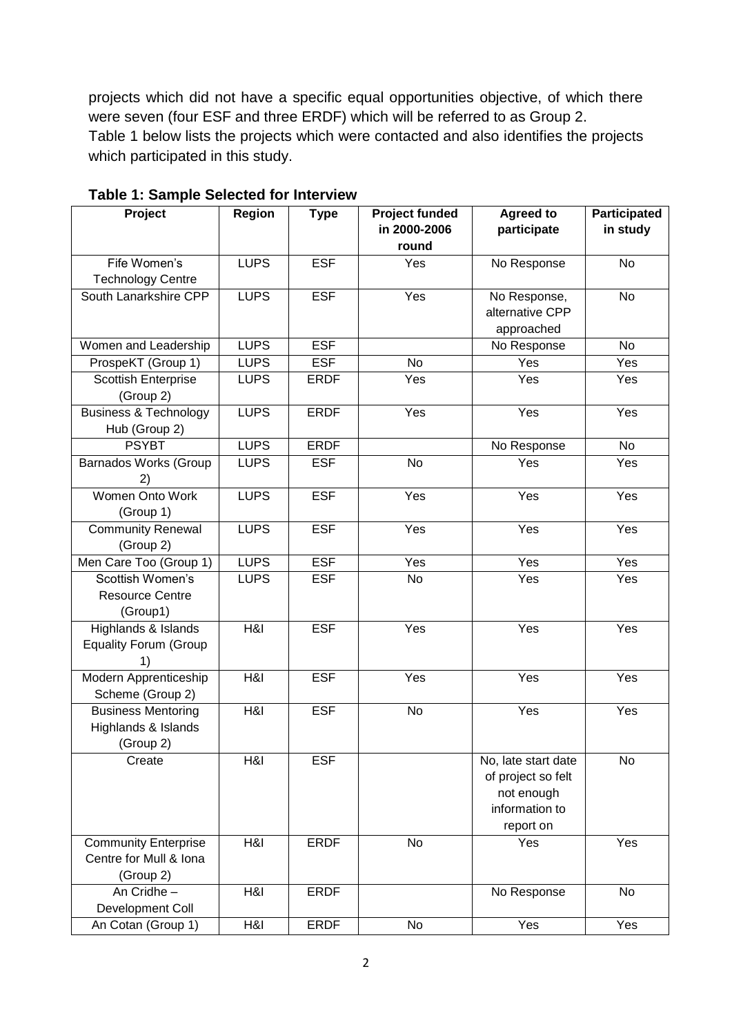projects which did not have a specific equal opportunities objective, of which there were seven (four ESF and three ERDF) which will be referred to as Group 2.
Table 1 below lists the projects which were contacted and also identifies the projects which participated in this study.

**Table 1: Sample Selected for Interview**

| Project | Region | Type | Project funded in 2000-2006 round | Agreed to participate | Participated in study |
|---|---|---|---|---|---|
| Fife Women's Technology Centre | LUPS | ESF | Yes | No Response | No |
| South Lanarkshire CPP | LUPS | ESF | Yes | No Response, alternative CPP approached | No |
| Women and Leadership | LUPS | ESF | | No Response | No |
| ProspeKT (Group 1) | LUPS | ESF | No | Yes | Yes |
| Scottish Enterprise (Group 2) | LUPS | ERDF | Yes | Yes | Yes |
| Business & Technology Hub (Group 2) | LUPS | ERDF | Yes | Yes | Yes |
| PSYBT | LUPS | ERDF | | No Response | No |
| Barnados Works (Group 2) | LUPS | ESF | No | Yes | Yes |
| Women Onto Work (Group 1) | LUPS | ESF | Yes | Yes | Yes |
| Community Renewal (Group 2) | LUPS | ESF | Yes | Yes | Yes |
| Men Care Too (Group 1) | LUPS | ESF | Yes | Yes | Yes |
| Scottish Women's Resource Centre (Group1) | LUPS | ESF | No | Yes | Yes |
| Highlands & Islands Equality Forum (Group 1) | H&I | ESF | Yes | Yes | Yes |
| Modern Apprenticeship Scheme (Group 2) | H&I | ESF | Yes | Yes | Yes |
| Business Mentoring Highlands & Islands (Group 2) | H&I | ESF | No | Yes | Yes |
| Create | H&I | ESF | | No, late start date of project so felt not enough information to report on | No |
| Community Enterprise Centre for Mull & Iona (Group 2) | H&I | ERDF | No | Yes | Yes |
| An Cridhe – Development Coll | H&I | ERDF | | No Response | No |
| An Cotan (Group 1) | H&I | ERDF | No | Yes | Yes |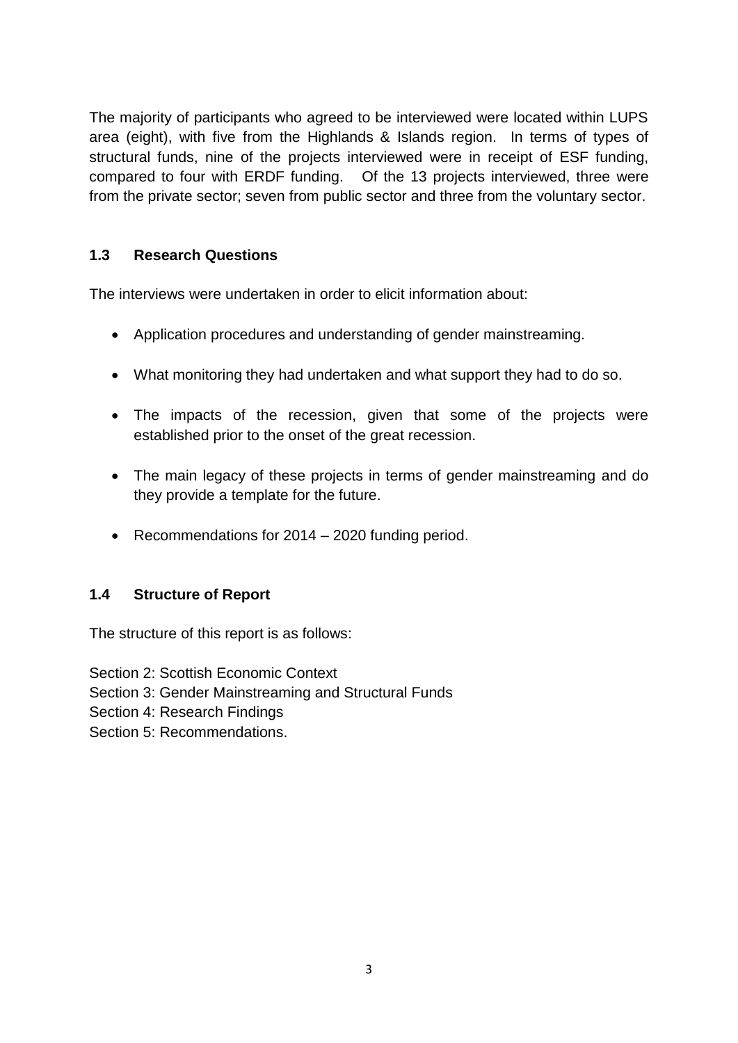The majority of participants who agreed to be interviewed were located within LUPS area (eight), with five from the Highlands & Islands region. In terms of types of structural funds, nine of the projects interviewed were in receipt of ESF funding, compared to four with ERDF funding. Of the 13 projects interviewed, three were from the private sector; seven from public sector and three from the voluntary sector.

### 1.3 Research Questions

The interviews were undertaken in order to elicit information about:

- Application procedures and understanding of gender mainstreaming.
- What monitoring they had undertaken and what support they had to do so.
- The impacts of the recession, given that some of the projects were established prior to the onset of the great recession.
- The main legacy of these projects in terms of gender mainstreaming and do they provide a template for the future.
- Recommendations for 2014 – 2020 funding period.

### 1.4 Structure of Report

The structure of this report is as follows:

Section 2: Scottish Economic Context
Section 3: Gender Mainstreaming and Structural Funds
Section 4: Research Findings
Section 5: Recommendations.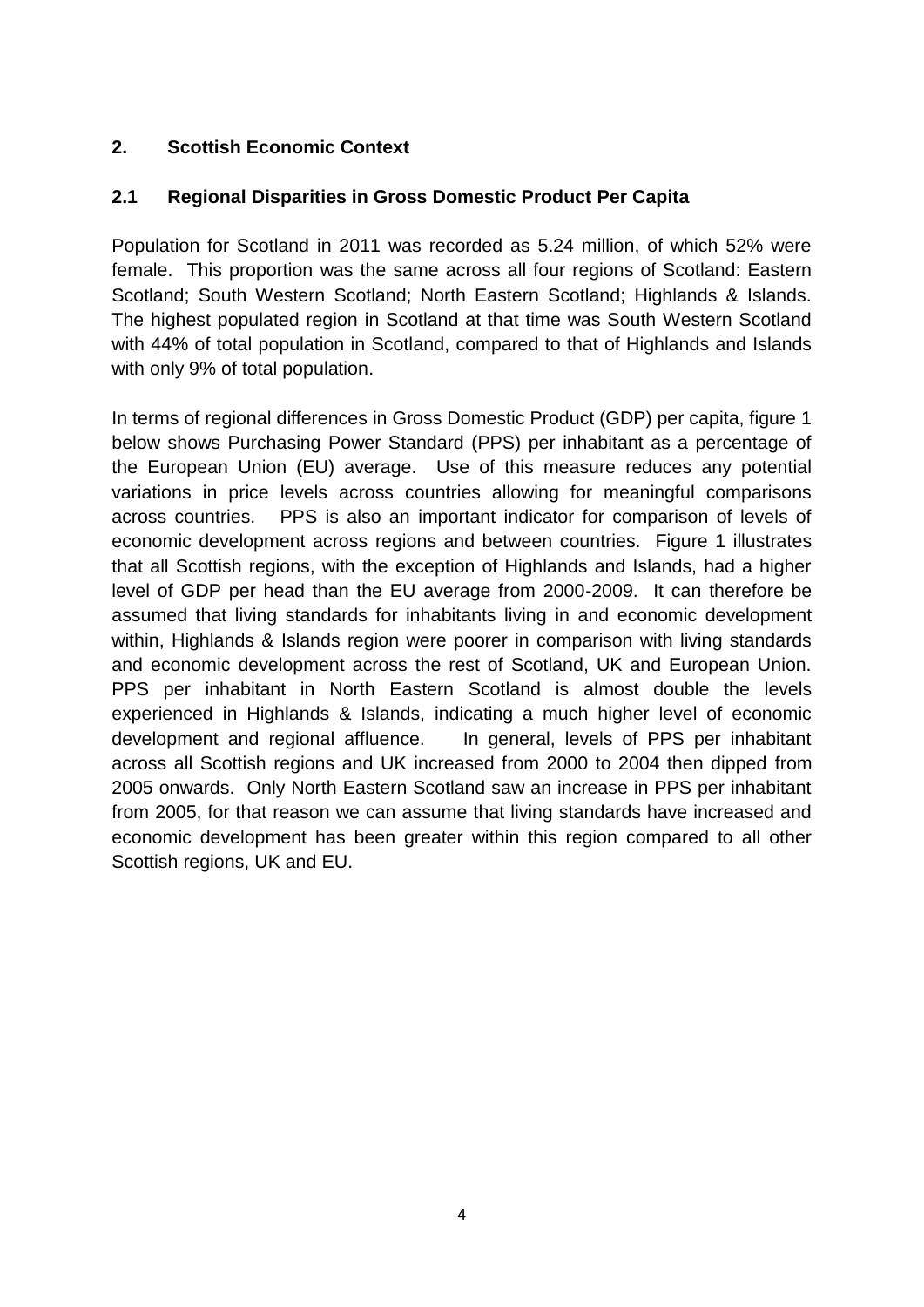## 2. Scottish Economic Context

### 2.1 Regional Disparities in Gross Domestic Product Per Capita

Population for Scotland in 2011 was recorded as 5.24 million, of which 52% were female. This proportion was the same across all four regions of Scotland: Eastern Scotland; South Western Scotland; North Eastern Scotland; Highlands & Islands. The highest populated region in Scotland at that time was South Western Scotland with 44% of total population in Scotland, compared to that of Highlands and Islands with only 9% of total population.

In terms of regional differences in Gross Domestic Product (GDP) per capita, figure 1 below shows Purchasing Power Standard (PPS) per inhabitant as a percentage of the European Union (EU) average. Use of this measure reduces any potential variations in price levels across countries allowing for meaningful comparisons across countries. PPS is also an important indicator for comparison of levels of economic development across regions and between countries. Figure 1 illustrates that all Scottish regions, with the exception of Highlands and Islands, had a higher level of GDP per head than the EU average from 2000-2009. It can therefore be assumed that living standards for inhabitants living in and economic development within, Highlands & Islands region were poorer in comparison with living standards and economic development across the rest of Scotland, UK and European Union. PPS per inhabitant in North Eastern Scotland is almost double the levels experienced in Highlands & Islands, indicating a much higher level of economic development and regional affluence. In general, levels of PPS per inhabitant across all Scottish regions and UK increased from 2000 to 2004 then dipped from 2005 onwards. Only North Eastern Scotland saw an increase in PPS per inhabitant from 2005, for that reason we can assume that living standards have increased and economic development has been greater within this region compared to all other Scottish regions, UK and EU.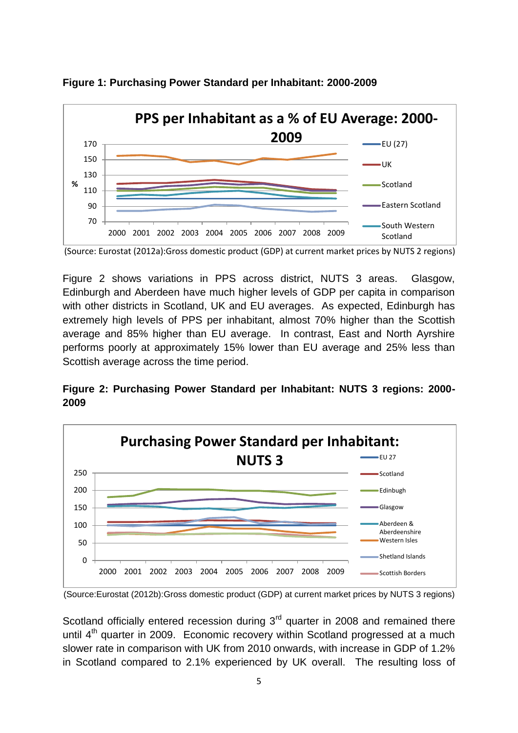**Figure 1: Purchasing Power Standard per Inhabitant: 2000-2009**

(Source: Eurostat (2012a):Gross domestic product (GDP) at current market prices by NUTS 2 regions)

Figure 2 shows variations in PPS across district, NUTS 3 areas. Glasgow, Edinburgh and Aberdeen have much higher levels of GDP per capita in comparison with other districts in Scotland, UK and EU averages. As expected, Edinburgh has extremely high levels of PPS per inhabitant, almost 70% higher than the Scottish average and 85% higher than EU average. In contrast, East and North Ayrshire performs poorly at approximately 15% lower than EU average and 25% less than Scottish average across the time period.

**Figure 2: Purchasing Power Standard per Inhabitant: NUTS 3 regions: 2000-2009**

(Source:Eurostat (2012b):Gross domestic product (GDP) at current market prices by NUTS 3 regions)

Scotland officially entered recession during 3rd quarter in 2008 and remained there until 4th quarter in 2009. Economic recovery within Scotland progressed at a much slower rate in comparison with UK from 2010 onwards, with increase in GDP of 1.2% in Scotland compared to 2.1% experienced by UK overall. The resulting loss of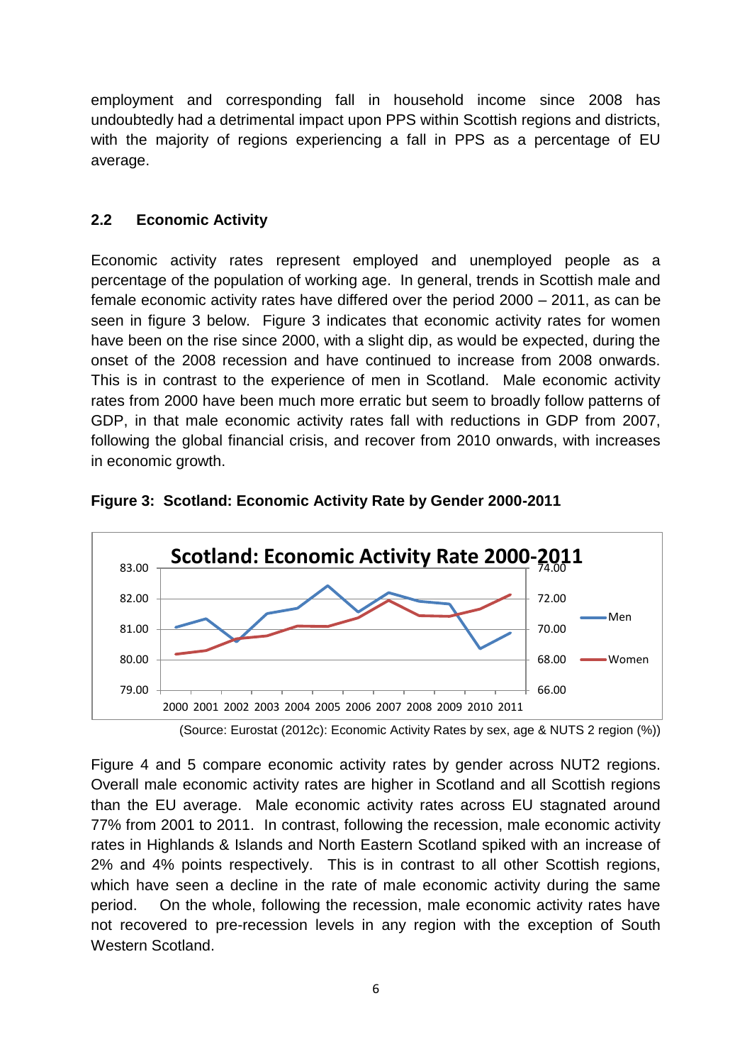employment and corresponding fall in household income since 2008 has undoubtedly had a detrimental impact upon PPS within Scottish regions and districts, with the majority of regions experiencing a fall in PPS as a percentage of EU average.

## 2.2 Economic Activity

Economic activity rates represent employed and unemployed people as a percentage of the population of working age. In general, trends in Scottish male and female economic activity rates have differed over the period 2000 – 2011, as can be seen in figure 3 below. Figure 3 indicates that economic activity rates for women have been on the rise since 2000, with a slight dip, as would be expected, during the onset of the 2008 recession and have continued to increase from 2008 onwards. This is in contrast to the experience of men in Scotland. Male economic activity rates from 2000 have been much more erratic but seem to broadly follow patterns of GDP, in that male economic activity rates fall with reductions in GDP from 2007, following the global financial crisis, and recover from 2010 onwards, with increases in economic growth.

**Figure 3: Scotland: Economic Activity Rate by Gender 2000-2011**

(Source: Eurostat (2012c): Economic Activity Rates by sex, age & NUTS 2 region (%))

Figure 4 and 5 compare economic activity rates by gender across NUT2 regions. Overall male economic activity rates are higher in Scotland and all Scottish regions than the EU average. Male economic activity rates across EU stagnated around 77% from 2001 to 2011. In contrast, following the recession, male economic activity rates in Highlands & Islands and North Eastern Scotland spiked with an increase of 2% and 4% points respectively. This is in contrast to all other Scottish regions, which have seen a decline in the rate of male economic activity during the same period. On the whole, following the recession, male economic activity rates have not recovered to pre-recession levels in any region with the exception of South Western Scotland.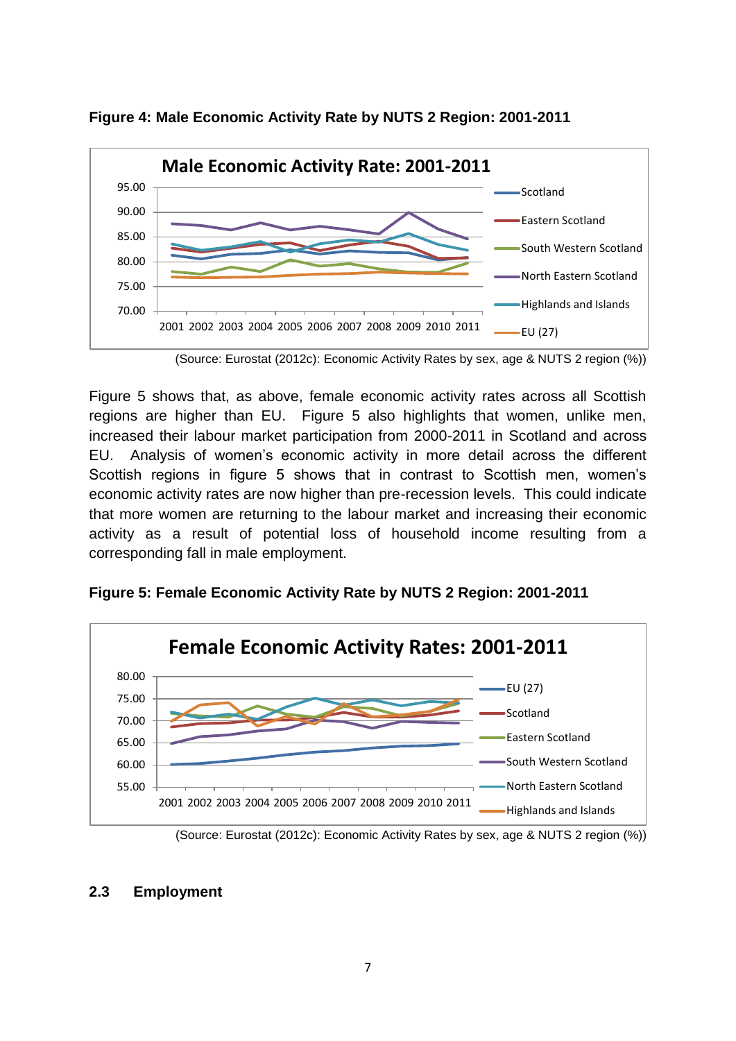**Figure 4: Male Economic Activity Rate by NUTS 2 Region: 2001-2011**

(Source: Eurostat (2012c): Economic Activity Rates by sex, age & NUTS 2 region (%))

Figure 5 shows that, as above, female economic activity rates across all Scottish regions are higher than EU. Figure 5 also highlights that women, unlike men, increased their labour market participation from 2000-2011 in Scotland and across EU. Analysis of women's economic activity in more detail across the different Scottish regions in figure 5 shows that in contrast to Scottish men, women's economic activity rates are now higher than pre-recession levels. This could indicate that more women are returning to the labour market and increasing their economic activity as a result of potential loss of household income resulting from a corresponding fall in male employment.

**Figure 5: Female Economic Activity Rate by NUTS 2 Region: 2001-2011**

(Source: Eurostat (2012c): Economic Activity Rates by sex, age & NUTS 2 region (%))

## 2.3 Employment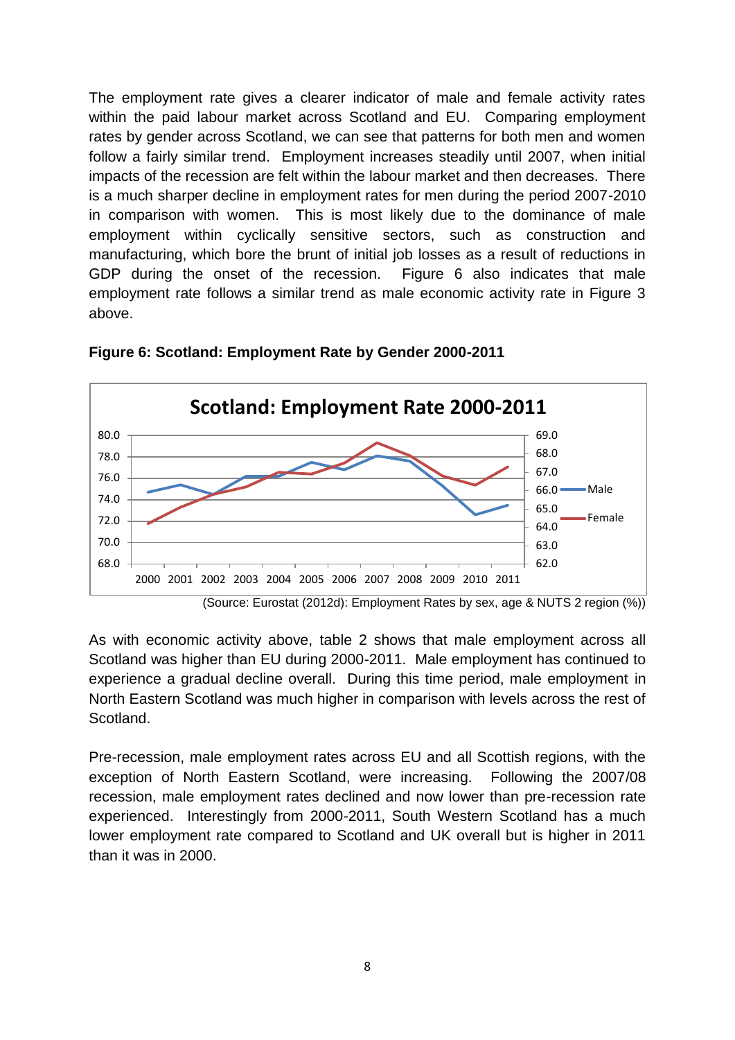The employment rate gives a clearer indicator of male and female activity rates within the paid labour market across Scotland and EU. Comparing employment rates by gender across Scotland, we can see that patterns for both men and women follow a fairly similar trend. Employment increases steadily until 2007, when initial impacts of the recession are felt within the labour market and then decreases. There is a much sharper decline in employment rates for men during the period 2007-2010 in comparison with women. This is most likely due to the dominance of male employment within cyclically sensitive sectors, such as construction and manufacturing, which bore the brunt of initial job losses as a result of reductions in GDP during the onset of the recession. Figure 6 also indicates that male employment rate follows a similar trend as male economic activity rate in Figure 3 above.

**Figure 6: Scotland: Employment Rate by Gender 2000-2011**

(Source: Eurostat (2012d): Employment Rates by sex, age & NUTS 2 region (%))

As with economic activity above, table 2 shows that male employment across all Scotland was higher than EU during 2000-2011. Male employment has continued to experience a gradual decline overall. During this time period, male employment in North Eastern Scotland was much higher in comparison with levels across the rest of Scotland.

Pre-recession, male employment rates across EU and all Scottish regions, with the exception of North Eastern Scotland, were increasing. Following the 2007/08 recession, male employment rates declined and now lower than pre-recession rate experienced. Interestingly from 2000-2011, South Western Scotland has a much lower employment rate compared to Scotland and UK overall but is higher in 2011 than it was in 2000.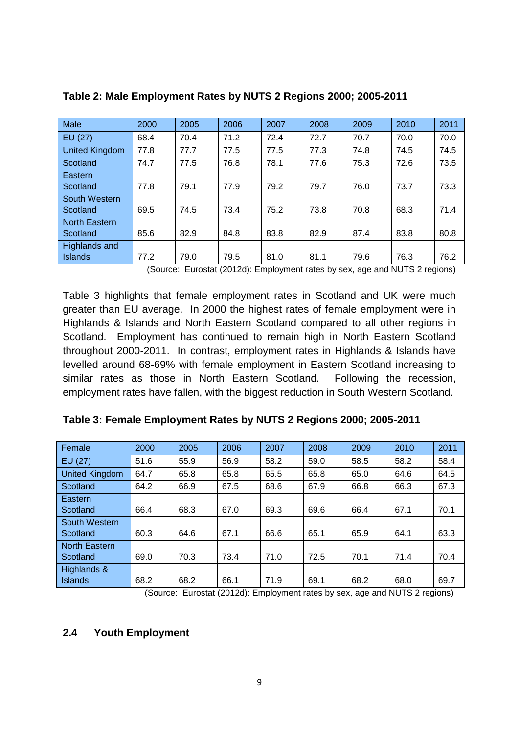**Table 2: Male Employment Rates by NUTS 2 Regions 2000; 2005-2011**

| Male | 2000 | 2005 | 2006 | 2007 | 2008 | 2009 | 2010 | 2011 |
|---|---|---|---|---|---|---|---|---|
| EU (27) | 68.4 | 70.4 | 71.2 | 72.4 | 72.7 | 70.7 | 70.0 | 70.0 |
| United Kingdom | 77.8 | 77.7 | 77.5 | 77.5 | 77.3 | 74.8 | 74.5 | 74.5 |
| Scotland | 74.7 | 77.5 | 76.8 | 78.1 | 77.6 | 75.3 | 72.6 | 73.5 |
| Eastern Scotland | 77.8 | 79.1 | 77.9 | 79.2 | 79.7 | 76.0 | 73.7 | 73.3 |
| South Western Scotland | 69.5 | 74.5 | 73.4 | 75.2 | 73.8 | 70.8 | 68.3 | 71.4 |
| North Eastern Scotland | 85.6 | 82.9 | 84.8 | 83.8 | 82.9 | 87.4 | 83.8 | 80.8 |
| Highlands and Islands | 77.2 | 79.0 | 79.5 | 81.0 | 81.1 | 79.6 | 76.3 | 76.2 |

(Source: Eurostat (2012d): Employment rates by sex, age and NUTS 2 regions)

Table 3 highlights that female employment rates in Scotland and UK were much greater than EU average. In 2000 the highest rates of female employment were in Highlands & Islands and North Eastern Scotland compared to all other regions in Scotland. Employment has continued to remain high in North Eastern Scotland throughout 2000-2011. In contrast, employment rates in Highlands & Islands have levelled around 68-69% with female employment in Eastern Scotland increasing to similar rates as those in North Eastern Scotland. Following the recession, employment rates have fallen, with the biggest reduction in South Western Scotland.

**Table 3: Female Employment Rates by NUTS 2 Regions 2000; 2005-2011**

| Female | 2000 | 2005 | 2006 | 2007 | 2008 | 2009 | 2010 | 2011 |
|---|---|---|---|---|---|---|---|---|
| EU (27) | 51.6 | 55.9 | 56.9 | 58.2 | 59.0 | 58.5 | 58.2 | 58.4 |
| United Kingdom | 64.7 | 65.8 | 65.8 | 65.5 | 65.8 | 65.0 | 64.6 | 64.5 |
| Scotland | 64.2 | 66.9 | 67.5 | 68.6 | 67.9 | 66.8 | 66.3 | 67.3 |
| Eastern Scotland | 66.4 | 68.3 | 67.0 | 69.3 | 69.6 | 66.4 | 67.1 | 70.1 |
| South Western Scotland | 60.3 | 64.6 | 67.1 | 66.6 | 65.1 | 65.9 | 64.1 | 63.3 |
| North Eastern Scotland | 69.0 | 70.3 | 73.4 | 71.0 | 72.5 | 70.1 | 71.4 | 70.4 |
| Highlands & Islands | 68.2 | 68.2 | 66.1 | 71.9 | 69.1 | 68.2 | 68.0 | 69.7 |

(Source: Eurostat (2012d): Employment rates by sex, age and NUTS 2 regions)

## 2.4 Youth Employment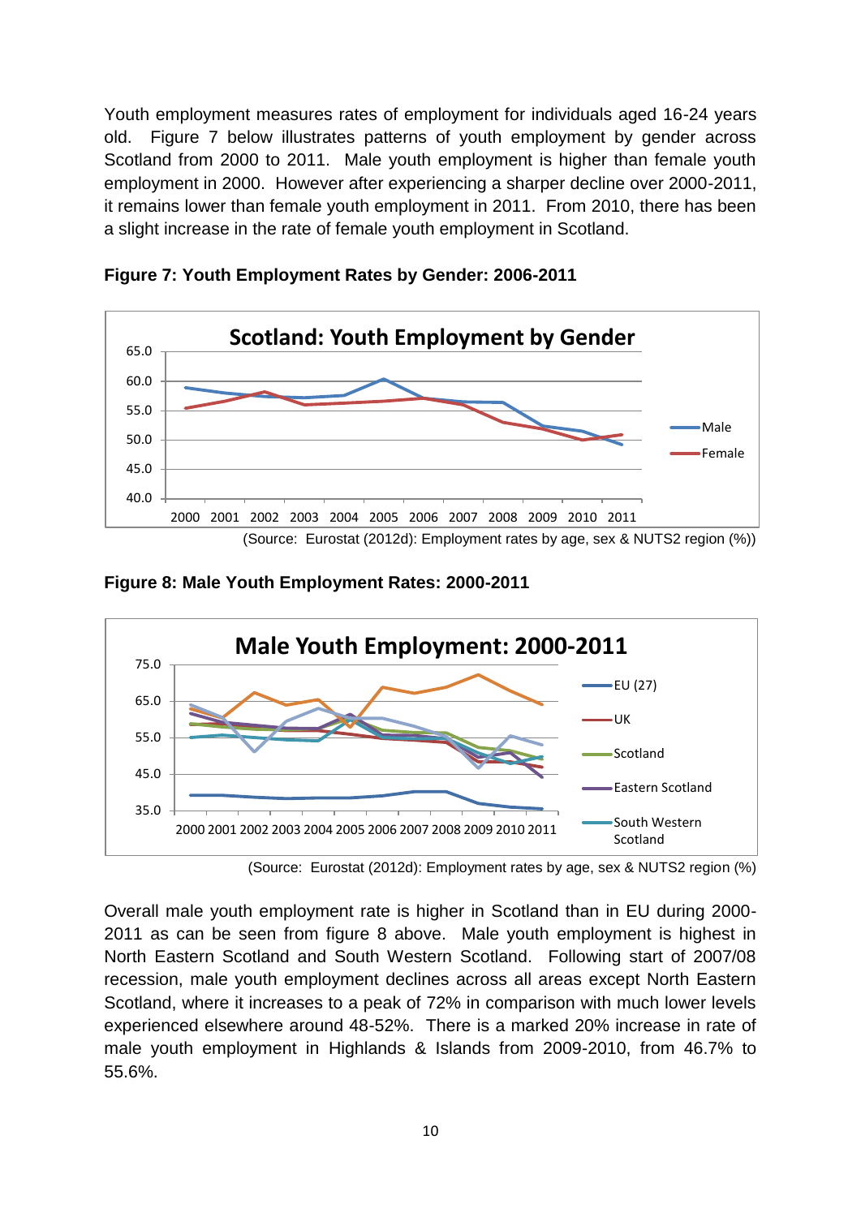Youth employment measures rates of employment for individuals aged 16-24 years old. Figure 7 below illustrates patterns of youth employment by gender across Scotland from 2000 to 2011. Male youth employment is higher than female youth employment in 2000. However after experiencing a sharper decline over 2000-2011, it remains lower than female youth employment in 2011. From 2010, there has been a slight increase in the rate of female youth employment in Scotland.

**Figure 7: Youth Employment Rates by Gender: 2006-2011**

(Source: Eurostat (2012d): Employment rates by age, sex & NUTS2 region (%))

**Figure 8: Male Youth Employment Rates: 2000-2011**

(Source: Eurostat (2012d): Employment rates by age, sex & NUTS2 region (%)

Overall male youth employment rate is higher in Scotland than in EU during 2000-2011 as can be seen from figure 8 above. Male youth employment is highest in North Eastern Scotland and South Western Scotland. Following start of 2007/08 recession, male youth employment declines across all areas except North Eastern Scotland, where it increases to a peak of 72% in comparison with much lower levels experienced elsewhere around 48-52%. There is a marked 20% increase in rate of male youth employment in Highlands & Islands from 2009-2010, from 46.7% to 55.6%.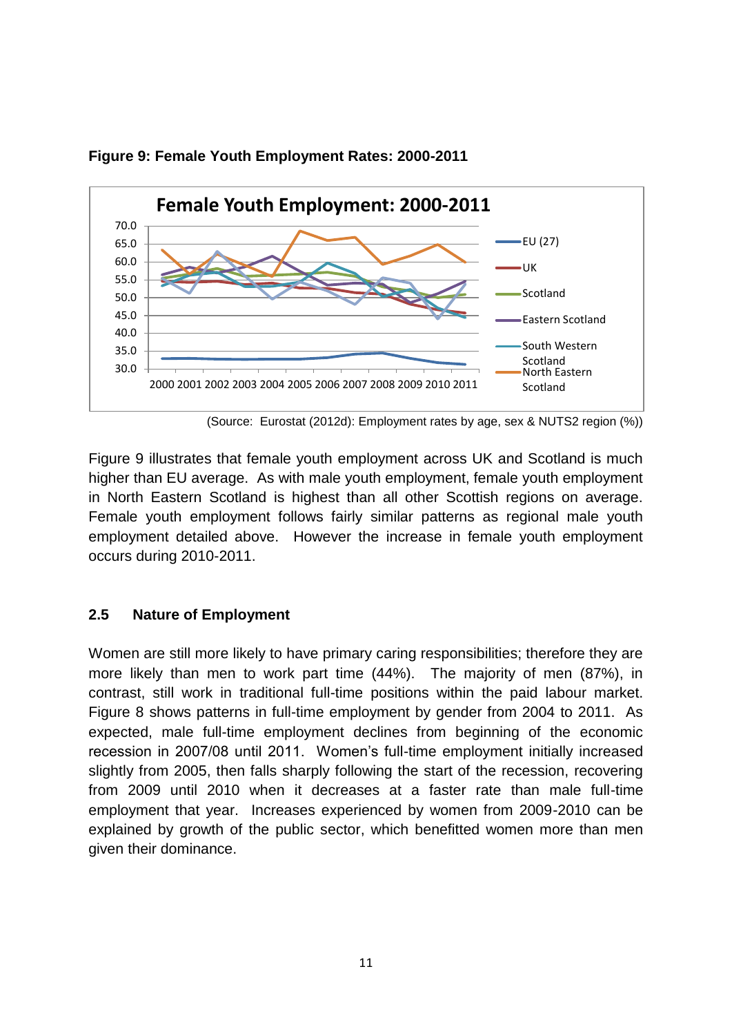**Figure 9: Female Youth Employment Rates: 2000-2011**

(Source: Eurostat (2012d): Employment rates by age, sex & NUTS2 region (%))

Figure 9 illustrates that female youth employment across UK and Scotland is much higher than EU average. As with male youth employment, female youth employment in North Eastern Scotland is highest than all other Scottish regions on average. Female youth employment follows fairly similar patterns as regional male youth employment detailed above. However the increase in female youth employment occurs during 2010-2011.

## 2.5 Nature of Employment

Women are still more likely to have primary caring responsibilities; therefore they are more likely than men to work part time (44%). The majority of men (87%), in contrast, still work in traditional full-time positions within the paid labour market. Figure 8 shows patterns in full-time employment by gender from 2004 to 2011. As expected, male full-time employment declines from beginning of the economic recession in 2007/08 until 2011. Women's full-time employment initially increased slightly from 2005, then falls sharply following the start of the recession, recovering from 2009 until 2010 when it decreases at a faster rate than male full-time employment that year. Increases experienced by women from 2009-2010 can be explained by growth of the public sector, which benefitted women more than men given their dominance.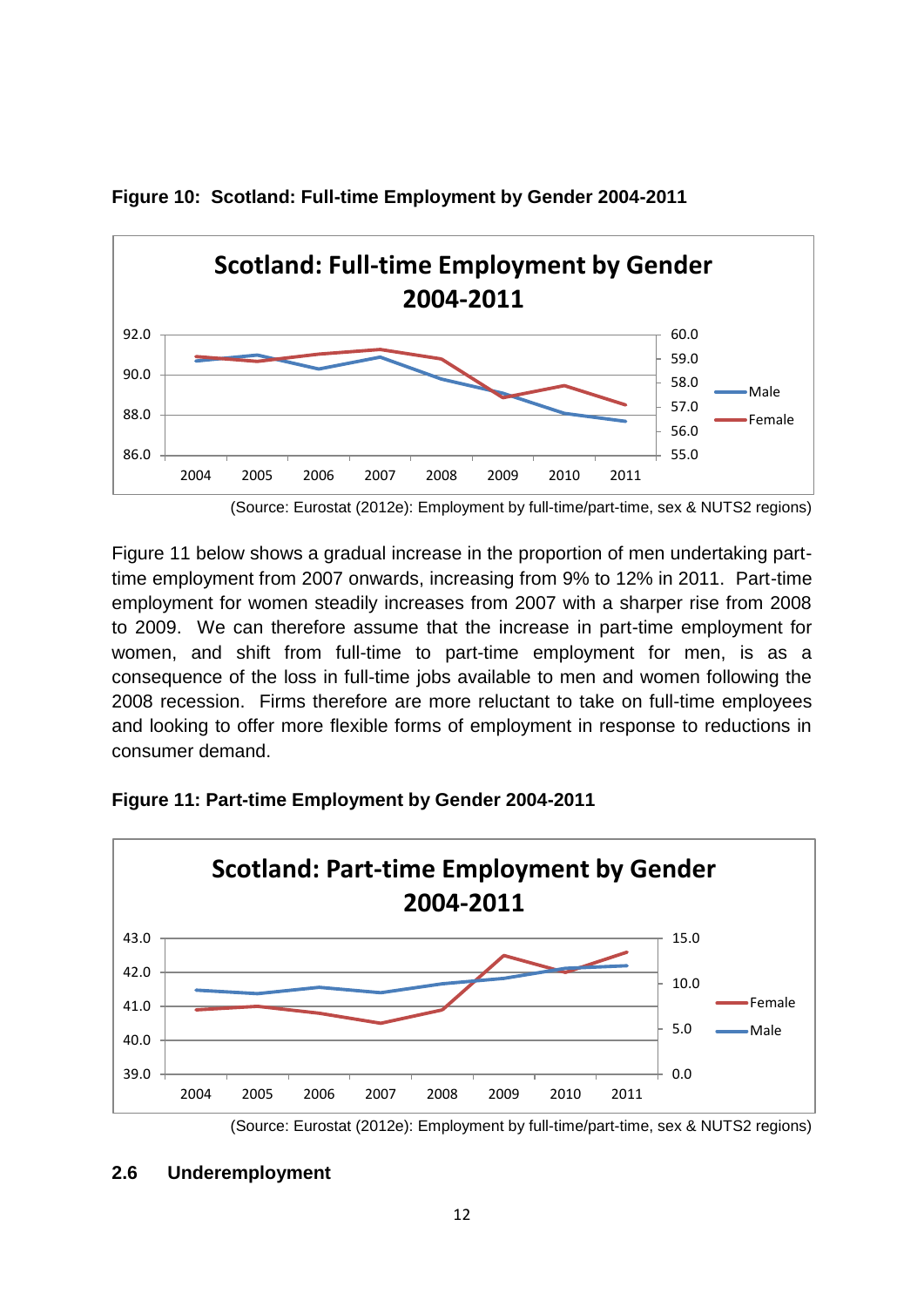**Figure 10: Scotland: Full-time Employment by Gender 2004-2011**

(Source: Eurostat (2012e): Employment by full-time/part-time, sex & NUTS2 regions)

Figure 11 below shows a gradual increase in the proportion of men undertaking part-time employment from 2007 onwards, increasing from 9% to 12% in 2011. Part-time employment for women steadily increases from 2007 with a sharper rise from 2008 to 2009. We can therefore assume that the increase in part-time employment for women, and shift from full-time to part-time employment for men, is as a consequence of the loss in full-time jobs available to men and women following the 2008 recession. Firms therefore are more reluctant to take on full-time employees and looking to offer more flexible forms of employment in response to reductions in consumer demand.

**Figure 11: Part-time Employment by Gender 2004-2011**

(Source: Eurostat (2012e): Employment by full-time/part-time, sex & NUTS2 regions)

## 2.6 Underemployment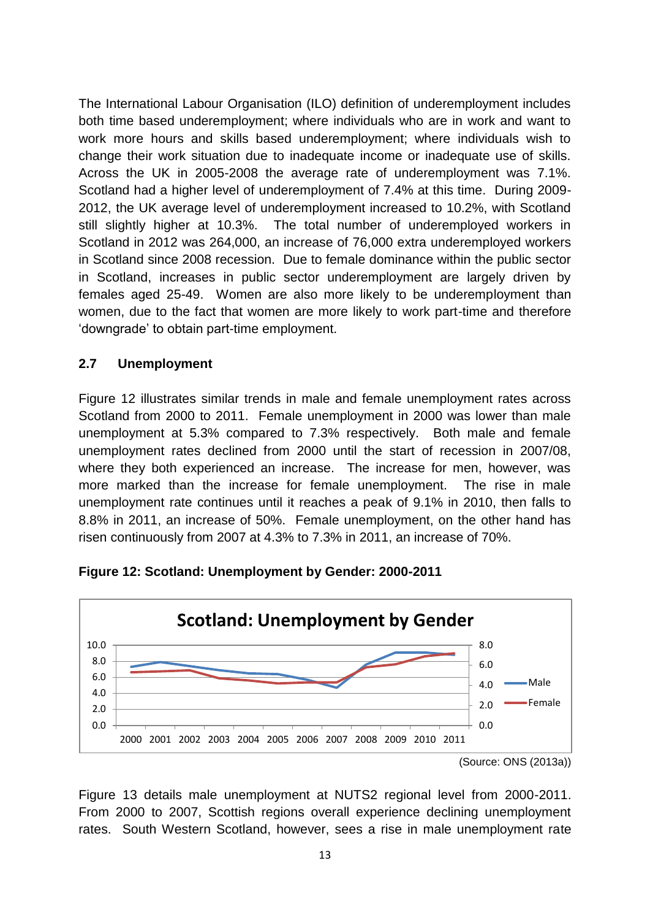The International Labour Organisation (ILO) definition of underemployment includes both time based underemployment; where individuals who are in work and want to work more hours and skills based underemployment; where individuals wish to change their work situation due to inadequate income or inadequate use of skills. Across the UK in 2005-2008 the average rate of underemployment was 7.1%. Scotland had a higher level of underemployment of 7.4% at this time. During 2009-2012, the UK average level of underemployment increased to 10.2%, with Scotland still slightly higher at 10.3%. The total number of underemployed workers in Scotland in 2012 was 264,000, an increase of 76,000 extra underemployed workers in Scotland since 2008 recession. Due to female dominance within the public sector in Scotland, increases in public sector underemployment are largely driven by females aged 25-49. Women are also more likely to be underemployment than women, due to the fact that women are more likely to work part-time and therefore 'downgrade' to obtain part-time employment.

### 2.7 Unemployment

Figure 12 illustrates similar trends in male and female unemployment rates across Scotland from 2000 to 2011. Female unemployment in 2000 was lower than male unemployment at 5.3% compared to 7.3% respectively. Both male and female unemployment rates declined from 2000 until the start of recession in 2007/08, where they both experienced an increase. The increase for men, however, was more marked than the increase for female unemployment. The rise in male unemployment rate continues until it reaches a peak of 9.1% in 2010, then falls to 8.8% in 2011, an increase of 50%. Female unemployment, on the other hand has risen continuously from 2007 at 4.3% to 7.3% in 2011, an increase of 70%.

**Figure 12: Scotland: Unemployment by Gender: 2000-2011**

(Source: ONS (2013a))

Figure 13 details male unemployment at NUTS2 regional level from 2000-2011. From 2000 to 2007, Scottish regions overall experience declining unemployment rates. South Western Scotland, however, sees a rise in male unemployment rate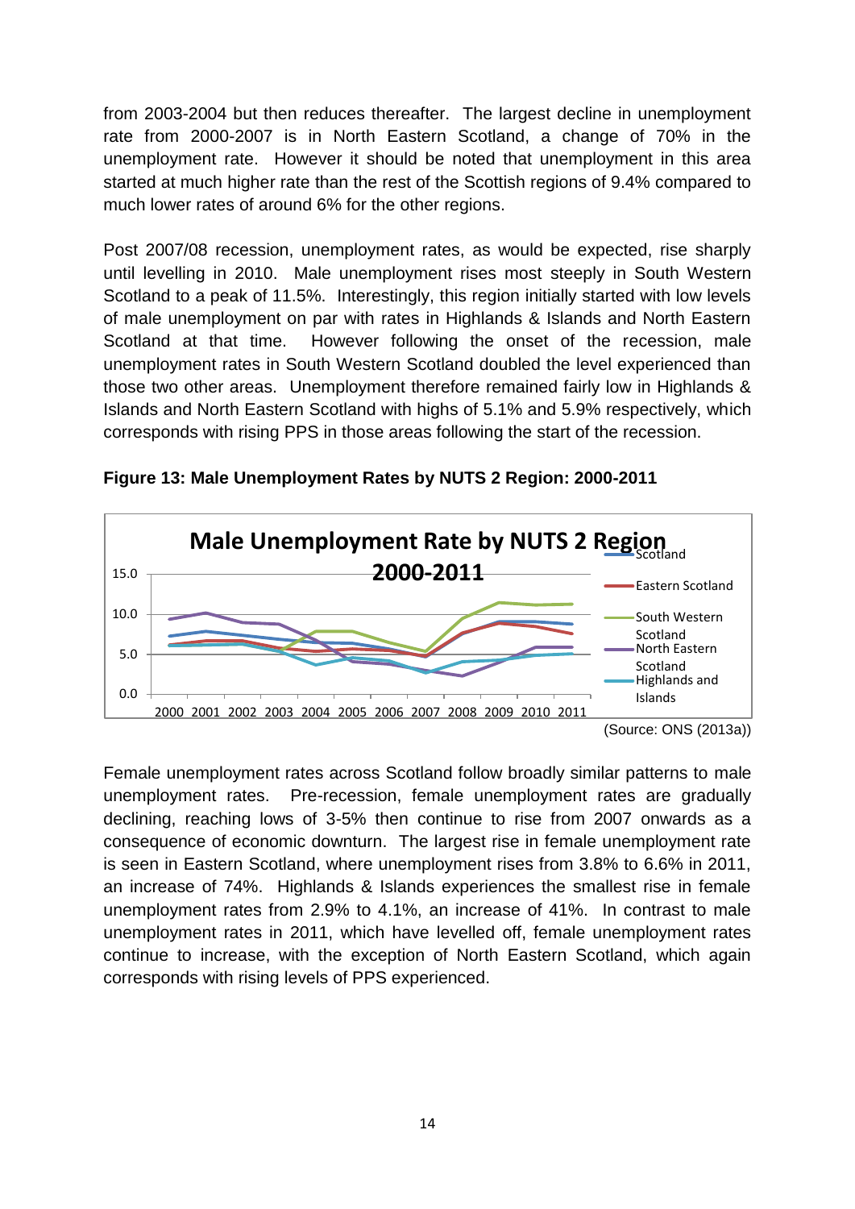from 2003-2004 but then reduces thereafter. The largest decline in unemployment rate from 2000-2007 is in North Eastern Scotland, a change of 70% in the unemployment rate. However it should be noted that unemployment in this area started at much higher rate than the rest of the Scottish regions of 9.4% compared to much lower rates of around 6% for the other regions.

Post 2007/08 recession, unemployment rates, as would be expected, rise sharply until levelling in 2010. Male unemployment rises most steeply in South Western Scotland to a peak of 11.5%. Interestingly, this region initially started with low levels of male unemployment on par with rates in Highlands & Islands and North Eastern Scotland at that time. However following the onset of the recession, male unemployment rates in South Western Scotland doubled the level experienced than those two other areas. Unemployment therefore remained fairly low in Highlands & Islands and North Eastern Scotland with highs of 5.1% and 5.9% respectively, which corresponds with rising PPS in those areas following the start of the recession.

**Figure 13: Male Unemployment Rates by NUTS 2 Region: 2000-2011**

(Source: ONS (2013a))

Female unemployment rates across Scotland follow broadly similar patterns to male unemployment rates. Pre-recession, female unemployment rates are gradually declining, reaching lows of 3-5% then continue to rise from 2007 onwards as a consequence of economic downturn. The largest rise in female unemployment rate is seen in Eastern Scotland, where unemployment rises from 3.8% to 6.6% in 2011, an increase of 74%. Highlands & Islands experiences the smallest rise in female unemployment rates from 2.9% to 4.1%, an increase of 41%. In contrast to male unemployment rates in 2011, which have levelled off, female unemployment rates continue to increase, with the exception of North Eastern Scotland, which again corresponds with rising levels of PPS experienced.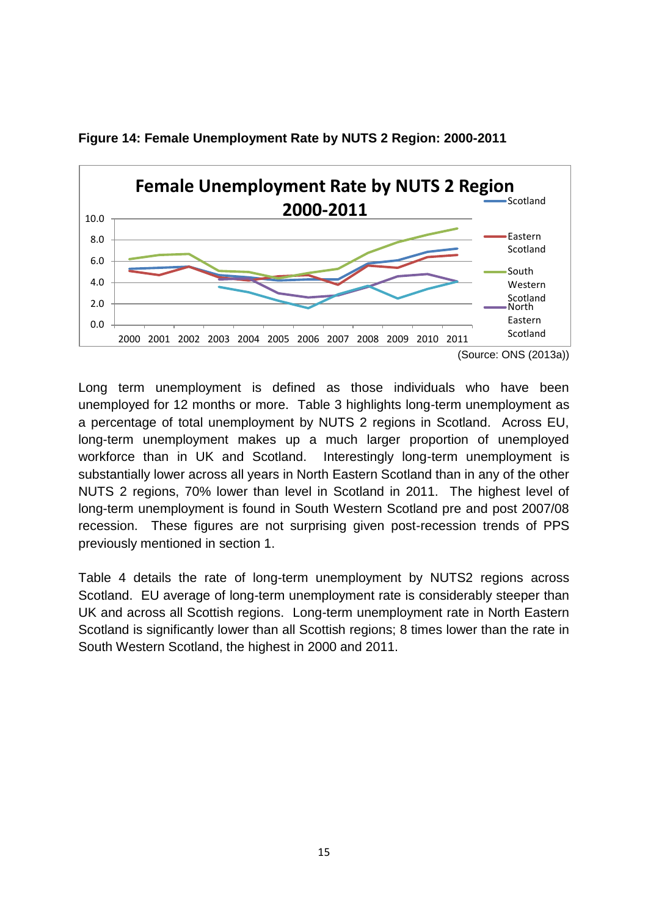**Figure 14: Female Unemployment Rate by NUTS 2 Region: 2000-2011**

(Source: ONS (2013a))

Long term unemployment is defined as those individuals who have been unemployed for 12 months or more. Table 3 highlights long-term unemployment as a percentage of total unemployment by NUTS 2 regions in Scotland. Across EU, long-term unemployment makes up a much larger proportion of unemployed workforce than in UK and Scotland. Interestingly long-term unemployment is substantially lower across all years in North Eastern Scotland than in any of the other NUTS 2 regions, 70% lower than level in Scotland in 2011. The highest level of long-term unemployment is found in South Western Scotland pre and post 2007/08 recession. These figures are not surprising given post-recession trends of PPS previously mentioned in section 1.

Table 4 details the rate of long-term unemployment by NUTS2 regions across Scotland. EU average of long-term unemployment rate is considerably steeper than UK and across all Scottish regions. Long-term unemployment rate in North Eastern Scotland is significantly lower than all Scottish regions; 8 times lower than the rate in South Western Scotland, the highest in 2000 and 2011.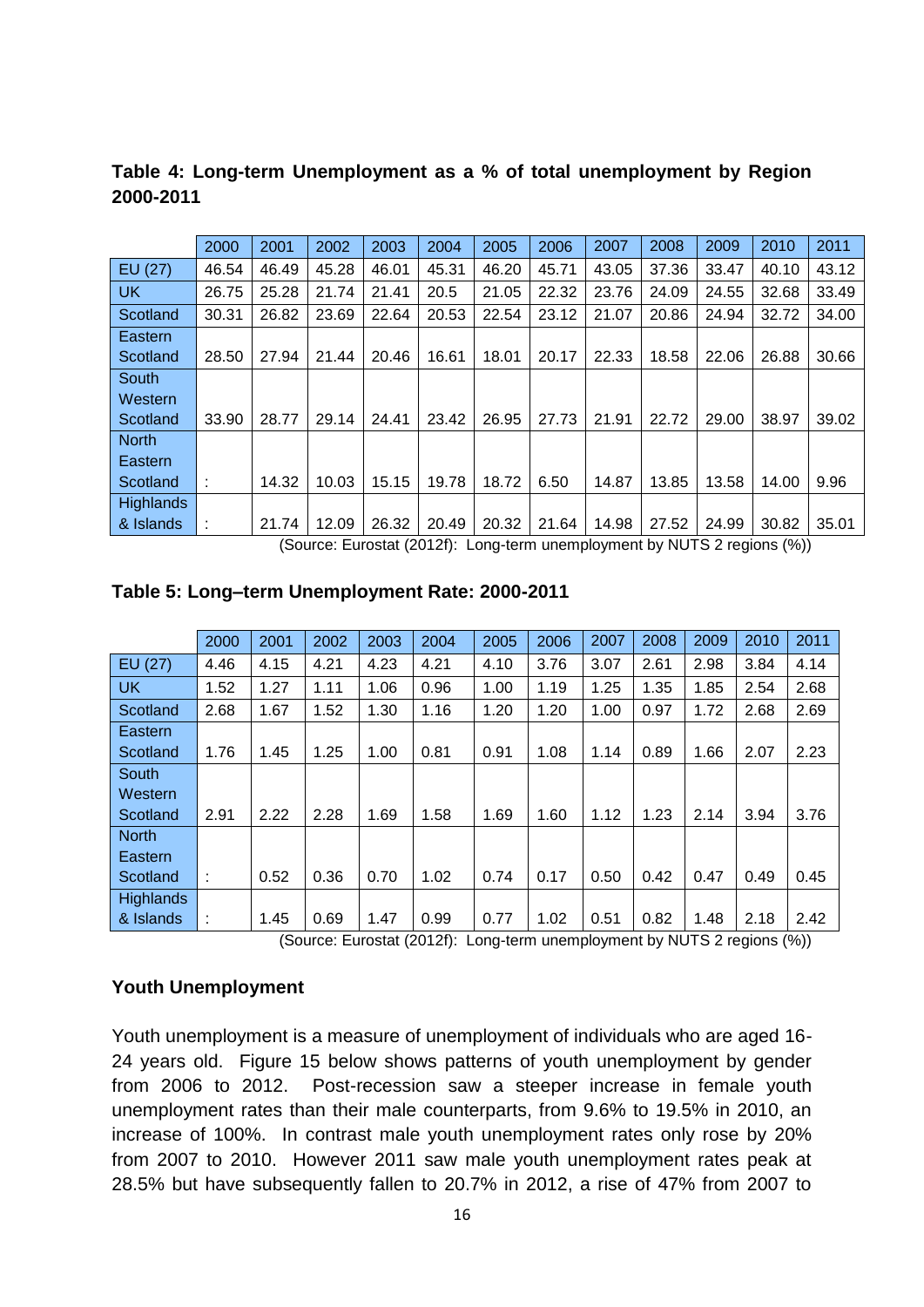**Table 4: Long-term Unemployment as a % of total unemployment by Region 2000-2011**

| | 2000 | 2001 | 2002 | 2003 | 2004 | 2005 | 2006 | 2007 | 2008 | 2009 | 2010 | 2011 |
|---|---|---|---|---|---|---|---|---|---|---|---|---|
| EU (27) | 46.54 | 46.49 | 45.28 | 46.01 | 45.31 | 46.20 | 45.71 | 43.05 | 37.36 | 33.47 | 40.10 | 43.12 |
| UK | 26.75 | 25.28 | 21.74 | 21.41 | 20.5 | 21.05 | 22.32 | 23.76 | 24.09 | 24.55 | 32.68 | 33.49 |
| Scotland | 30.31 | 26.82 | 23.69 | 22.64 | 20.53 | 22.54 | 23.12 | 21.07 | 20.86 | 24.94 | 32.72 | 34.00 |
| Eastern Scotland | 28.50 | 27.94 | 21.44 | 20.46 | 16.61 | 18.01 | 20.17 | 22.33 | 18.58 | 22.06 | 26.88 | 30.66 |
| South Western Scotland | 33.90 | 28.77 | 29.14 | 24.41 | 23.42 | 26.95 | 27.73 | 21.91 | 22.72 | 29.00 | 38.97 | 39.02 |
| North Eastern Scotland | : | 14.32 | 10.03 | 15.15 | 19.78 | 18.72 | 6.50 | 14.87 | 13.85 | 13.58 | 14.00 | 9.96 |
| Highlands & Islands | : | 21.74 | 12.09 | 26.32 | 20.49 | 20.32 | 21.64 | 14.98 | 27.52 | 24.99 | 30.82 | 35.01 |

(Source: Eurostat (2012f): Long-term unemployment by NUTS 2 regions (%))

**Table 5: Long–term Unemployment Rate: 2000-2011**

| | 2000 | 2001 | 2002 | 2003 | 2004 | 2005 | 2006 | 2007 | 2008 | 2009 | 2010 | 2011 |
|---|---|---|---|---|---|---|---|---|---|---|---|---|
| EU (27) | 4.46 | 4.15 | 4.21 | 4.23 | 4.21 | 4.10 | 3.76 | 3.07 | 2.61 | 2.98 | 3.84 | 4.14 |
| UK | 1.52 | 1.27 | 1.11 | 1.06 | 0.96 | 1.00 | 1.19 | 1.25 | 1.35 | 1.85 | 2.54 | 2.68 |
| Scotland | 2.68 | 1.67 | 1.52 | 1.30 | 1.16 | 1.20 | 1.20 | 1.00 | 0.97 | 1.72 | 2.68 | 2.69 |
| Eastern Scotland | 1.76 | 1.45 | 1.25 | 1.00 | 0.81 | 0.91 | 1.08 | 1.14 | 0.89 | 1.66 | 2.07 | 2.23 |
| South Western Scotland | 2.91 | 2.22 | 2.28 | 1.69 | 1.58 | 1.69 | 1.60 | 1.12 | 1.23 | 2.14 | 3.94 | 3.76 |
| North Eastern Scotland | : | 0.52 | 0.36 | 0.70 | 1.02 | 0.74 | 0.17 | 0.50 | 0.42 | 0.47 | 0.49 | 0.45 |
| Highlands & Islands | : | 1.45 | 0.69 | 1.47 | 0.99 | 0.77 | 1.02 | 0.51 | 0.82 | 1.48 | 2.18 | 2.42 |

(Source: Eurostat (2012f): Long-term unemployment by NUTS 2 regions (%))

## Youth Unemployment

Youth unemployment is a measure of unemployment of individuals who are aged 16-24 years old. Figure 15 below shows patterns of youth unemployment by gender from 2006 to 2012. Post-recession saw a steeper increase in female youth unemployment rates than their male counterparts, from 9.6% to 19.5% in 2010, an increase of 100%. In contrast male youth unemployment rates only rose by 20% from 2007 to 2010. However 2011 saw male youth unemployment rates peak at 28.5% but have subsequently fallen to 20.7% in 2012, a rise of 47% from 2007 to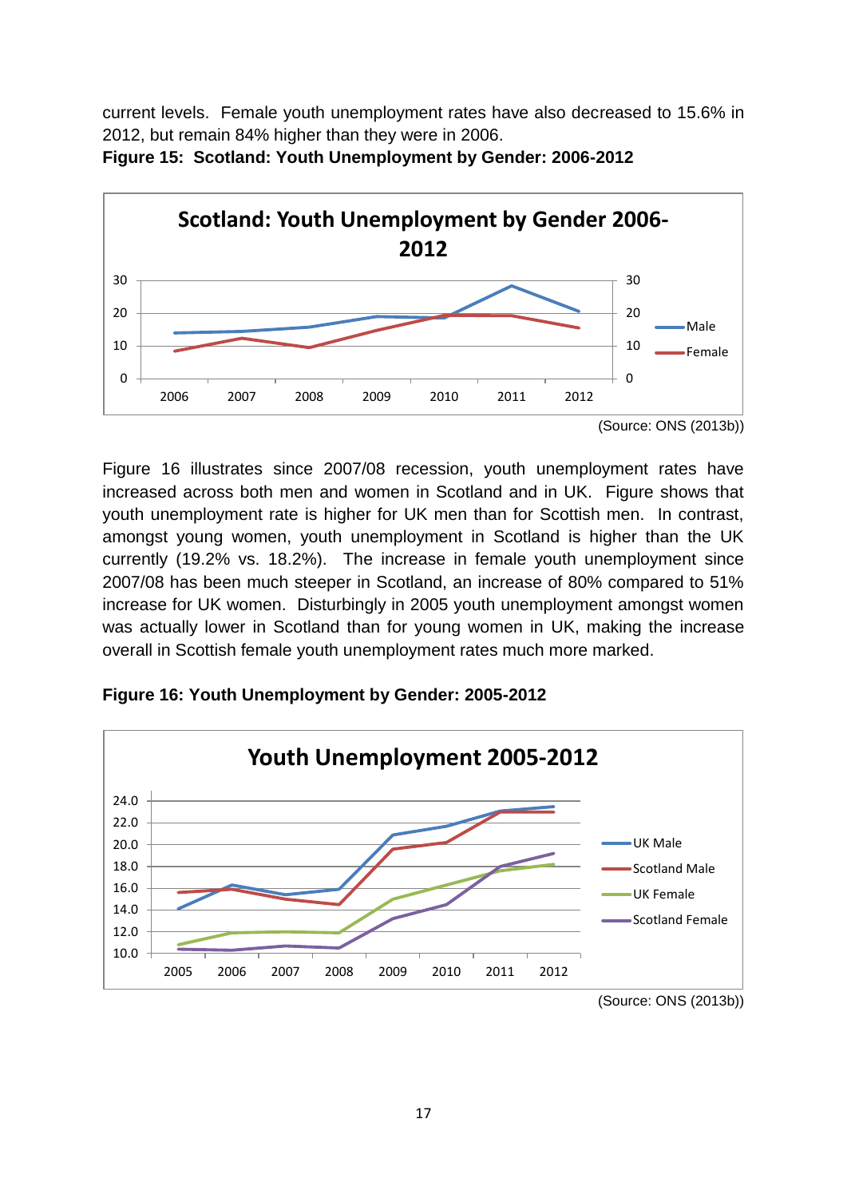current levels. Female youth unemployment rates have also decreased to 15.6% in 2012, but remain 84% higher than they were in 2006.

**Figure 15: Scotland: Youth Unemployment by Gender: 2006-2012**

(Source: ONS (2013b))

Figure 16 illustrates since 2007/08 recession, youth unemployment rates have increased across both men and women in Scotland and in UK. Figure shows that youth unemployment rate is higher for UK men than for Scottish men. In contrast, amongst young women, youth unemployment in Scotland is higher than the UK currently (19.2% vs. 18.2%). The increase in female youth unemployment since 2007/08 has been much steeper in Scotland, an increase of 80% compared to 51% increase for UK women. Disturbingly in 2005 youth unemployment amongst women was actually lower in Scotland than for young women in UK, making the increase overall in Scottish female youth unemployment rates much more marked.

**Figure 16: Youth Unemployment by Gender: 2005-2012**

(Source: ONS (2013b))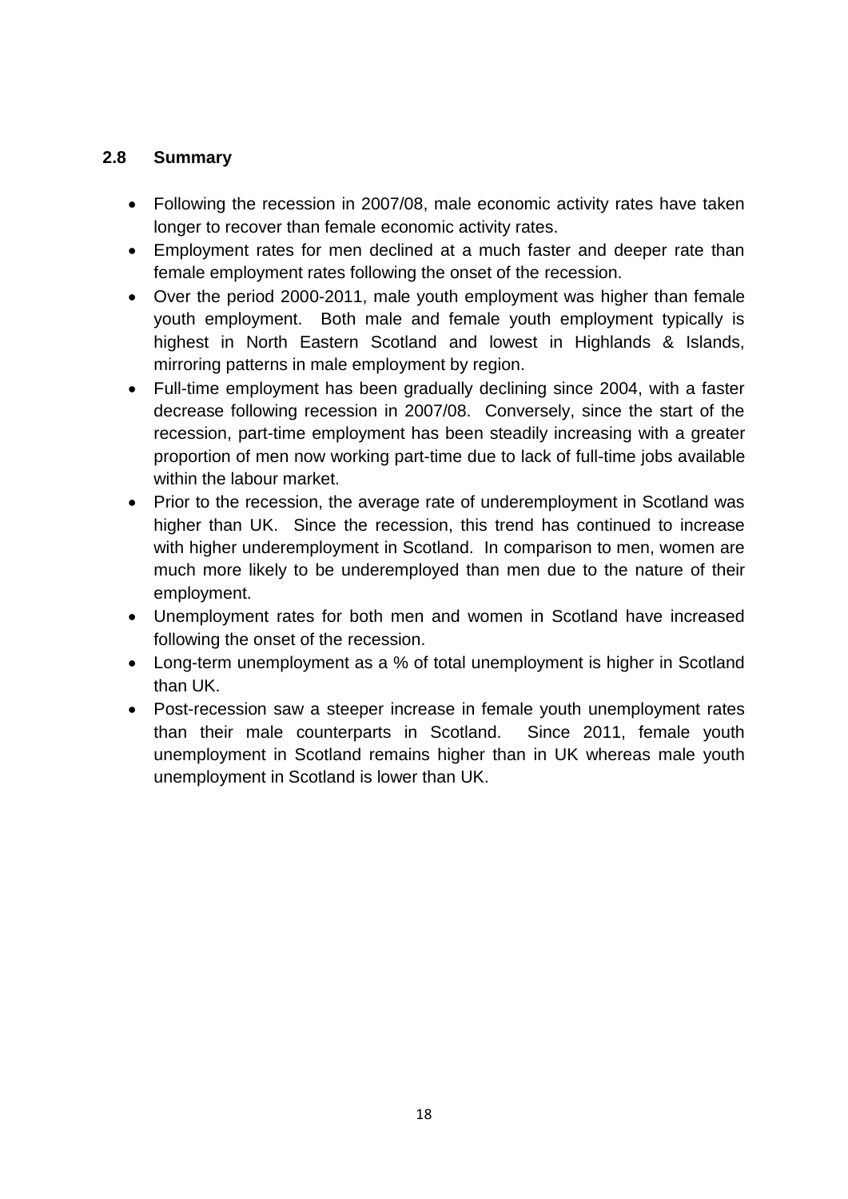## 2.8 Summary

- Following the recession in 2007/08, male economic activity rates have taken longer to recover than female economic activity rates.
- Employment rates for men declined at a much faster and deeper rate than female employment rates following the onset of the recession.
- Over the period 2000-2011, male youth employment was higher than female youth employment. Both male and female youth employment typically is highest in North Eastern Scotland and lowest in Highlands & Islands, mirroring patterns in male employment by region.
- Full-time employment has been gradually declining since 2004, with a faster decrease following recession in 2007/08. Conversely, since the start of the recession, part-time employment has been steadily increasing with a greater proportion of men now working part-time due to lack of full-time jobs available within the labour market.
- Prior to the recession, the average rate of underemployment in Scotland was higher than UK. Since the recession, this trend has continued to increase with higher underemployment in Scotland. In comparison to men, women are much more likely to be underemployed than men due to the nature of their employment.
- Unemployment rates for both men and women in Scotland have increased following the onset of the recession.
- Long-term unemployment as a % of total unemployment is higher in Scotland than UK.
- Post-recession saw a steeper increase in female youth unemployment rates than their male counterparts in Scotland. Since 2011, female youth unemployment in Scotland remains higher than in UK whereas male youth unemployment in Scotland is lower than UK.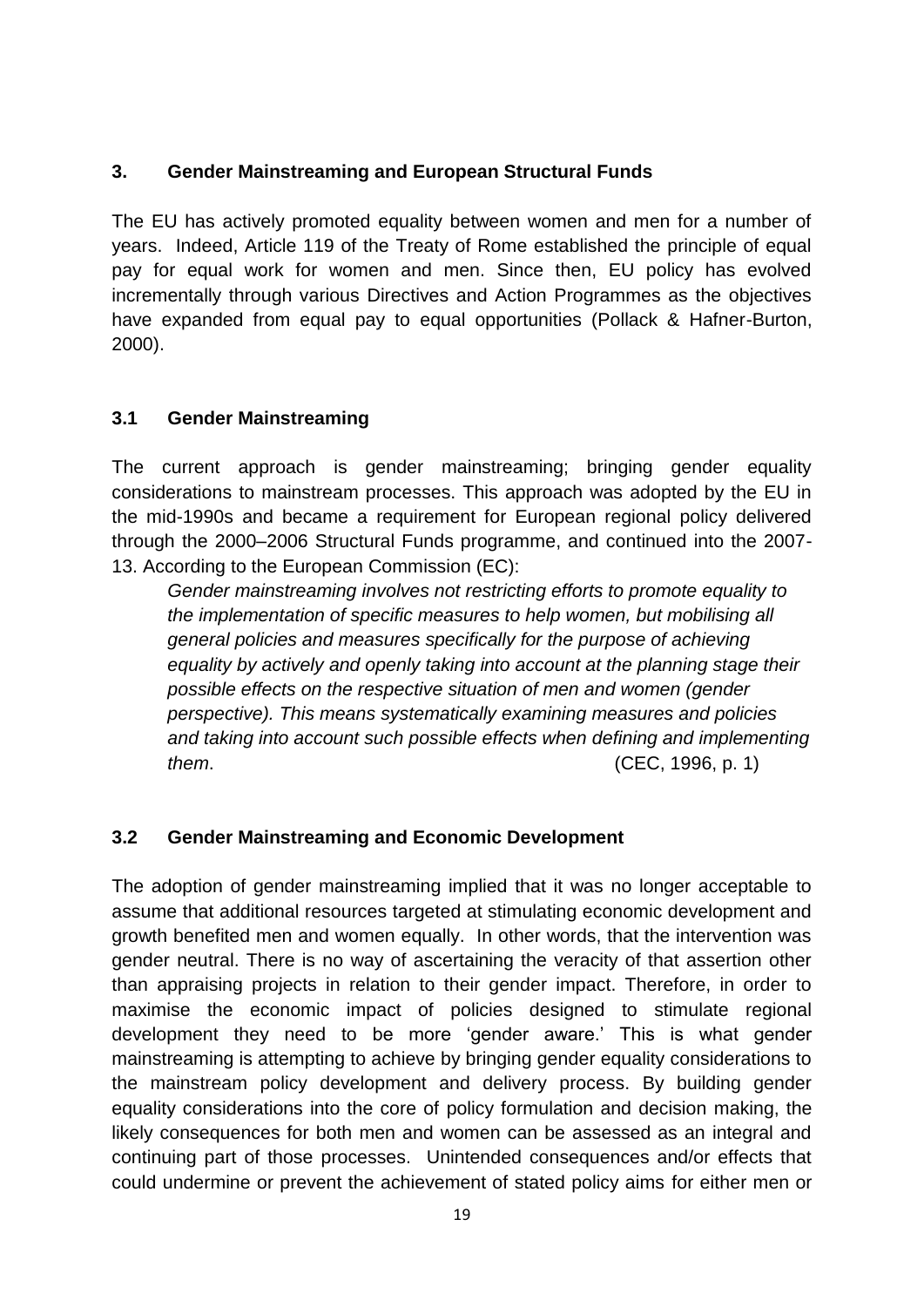## 3. Gender Mainstreaming and European Structural Funds

The EU has actively promoted equality between women and men for a number of years. Indeed, Article 119 of the Treaty of Rome established the principle of equal pay for equal work for women and men. Since then, EU policy has evolved incrementally through various Directives and Action Programmes as the objectives have expanded from equal pay to equal opportunities (Pollack & Hafner-Burton, 2000).

### 3.1 Gender Mainstreaming

The current approach is gender mainstreaming; bringing gender equality considerations to mainstream processes. This approach was adopted by the EU in the mid-1990s and became a requirement for European regional policy delivered through the 2000–2006 Structural Funds programme, and continued into the 2007-13. According to the European Commission (EC):

> *Gender mainstreaming involves not restricting efforts to promote equality to the implementation of specific measures to help women, but mobilising all general policies and measures specifically for the purpose of achieving equality by actively and openly taking into account at the planning stage their possible effects on the respective situation of men and women (gender perspective). This means systematically examining measures and policies and taking into account such possible effects when defining and implementing them.* (CEC, 1996, p. 1)

### 3.2 Gender Mainstreaming and Economic Development

The adoption of gender mainstreaming implied that it was no longer acceptable to assume that additional resources targeted at stimulating economic development and growth benefited men and women equally. In other words, that the intervention was gender neutral. There is no way of ascertaining the veracity of that assertion other than appraising projects in relation to their gender impact. Therefore, in order to maximise the economic impact of policies designed to stimulate regional development they need to be more 'gender aware.' This is what gender mainstreaming is attempting to achieve by bringing gender equality considerations to the mainstream policy development and delivery process. By building gender equality considerations into the core of policy formulation and decision making, the likely consequences for both men and women can be assessed as an integral and continuing part of those processes. Unintended consequences and/or effects that could undermine or prevent the achievement of stated policy aims for either men or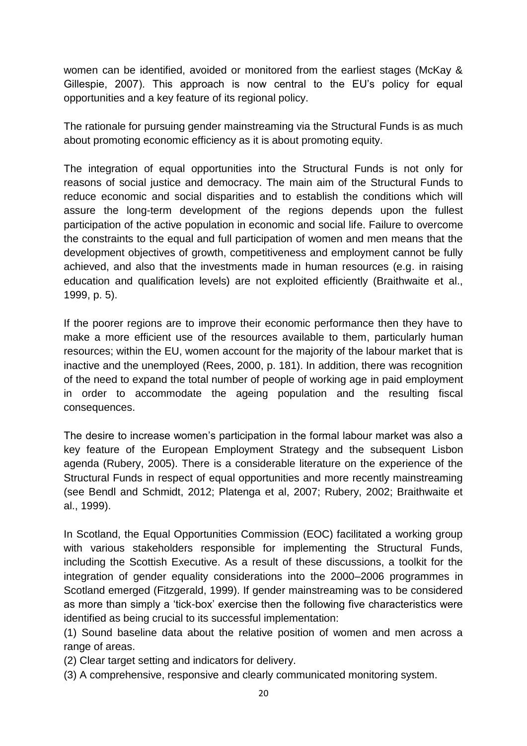women can be identified, avoided or monitored from the earliest stages (McKay & Gillespie, 2007). This approach is now central to the EU's policy for equal opportunities and a key feature of its regional policy.

The rationale for pursuing gender mainstreaming via the Structural Funds is as much about promoting economic efficiency as it is about promoting equity.

The integration of equal opportunities into the Structural Funds is not only for reasons of social justice and democracy. The main aim of the Structural Funds to reduce economic and social disparities and to establish the conditions which will assure the long-term development of the regions depends upon the fullest participation of the active population in economic and social life. Failure to overcome the constraints to the equal and full participation of women and men means that the development objectives of growth, competitiveness and employment cannot be fully achieved, and also that the investments made in human resources (e.g. in raising education and qualification levels) are not exploited efficiently (Braithwaite et al., 1999, p. 5).

If the poorer regions are to improve their economic performance then they have to make a more efficient use of the resources available to them, particularly human resources; within the EU, women account for the majority of the labour market that is inactive and the unemployed (Rees, 2000, p. 181). In addition, there was recognition of the need to expand the total number of people of working age in paid employment in order to accommodate the ageing population and the resulting fiscal consequences.

The desire to increase women's participation in the formal labour market was also a key feature of the European Employment Strategy and the subsequent Lisbon agenda (Rubery, 2005). There is a considerable literature on the experience of the Structural Funds in respect of equal opportunities and more recently mainstreaming (see Bendl and Schmidt, 2012; Platenga et al, 2007; Rubery, 2002; Braithwaite et al., 1999).

In Scotland, the Equal Opportunities Commission (EOC) facilitated a working group with various stakeholders responsible for implementing the Structural Funds, including the Scottish Executive. As a result of these discussions, a toolkit for the integration of gender equality considerations into the 2000–2006 programmes in Scotland emerged (Fitzgerald, 1999). If gender mainstreaming was to be considered as more than simply a 'tick-box' exercise then the following five characteristics were identified as being crucial to its successful implementation:

(1) Sound baseline data about the relative position of women and men across a range of areas.

(2) Clear target setting and indicators for delivery.

(3) A comprehensive, responsive and clearly communicated monitoring system.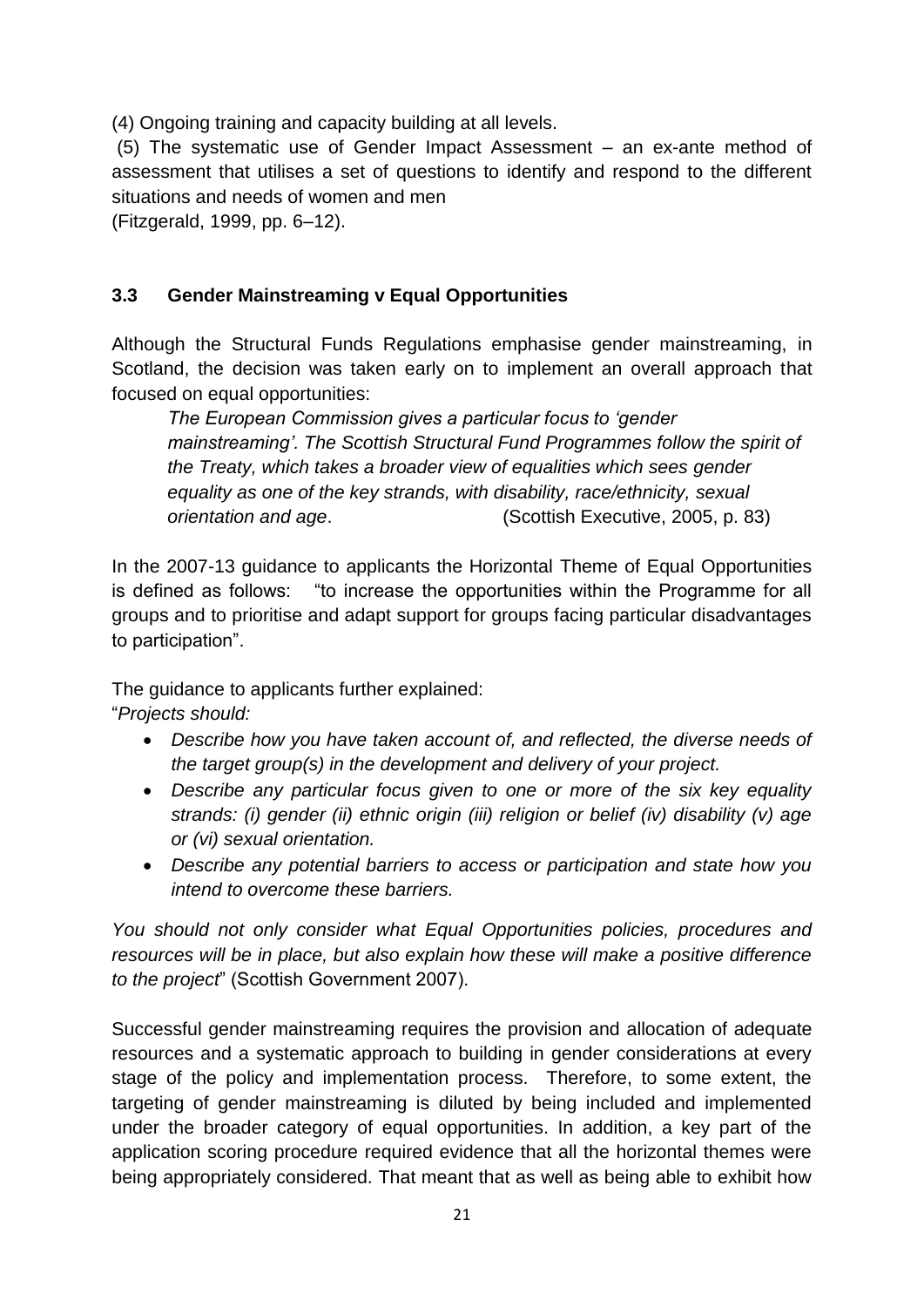(4) Ongoing training and capacity building at all levels.

(5) The systematic use of Gender Impact Assessment – an ex-ante method of assessment that utilises a set of questions to identify and respond to the different situations and needs of women and men (Fitzgerald, 1999, pp. 6–12).

### 3.3 Gender Mainstreaming v Equal Opportunities

Although the Structural Funds Regulations emphasise gender mainstreaming, in Scotland, the decision was taken early on to implement an overall approach that focused on equal opportunities:

> *The European Commission gives a particular focus to 'gender mainstreaming'. The Scottish Structural Fund Programmes follow the spirit of the Treaty, which takes a broader view of equalities which sees gender equality as one of the key strands, with disability, race/ethnicity, sexual orientation and age*. (Scottish Executive, 2005, p. 83)

In the 2007-13 guidance to applicants the Horizontal Theme of Equal Opportunities is defined as follows: "to increase the opportunities within the Programme for all groups and to prioritise and adapt support for groups facing particular disadvantages to participation".

The guidance to applicants further explained:

"*Projects should:*

- *Describe how you have taken account of, and reflected, the diverse needs of the target group(s) in the development and delivery of your project.*
- *Describe any particular focus given to one or more of the six key equality strands: (i) gender (ii) ethnic origin (iii) religion or belief (iv) disability (v) age or (vi) sexual orientation.*
- *Describe any potential barriers to access or participation and state how you intend to overcome these barriers.*

*You should not only consider what Equal Opportunities policies, procedures and resources will be in place, but also explain how these will make a positive difference to the project*" (Scottish Government 2007).

Successful gender mainstreaming requires the provision and allocation of adequate resources and a systematic approach to building in gender considerations at every stage of the policy and implementation process. Therefore, to some extent, the targeting of gender mainstreaming is diluted by being included and implemented under the broader category of equal opportunities. In addition, a key part of the application scoring procedure required evidence that all the horizontal themes were being appropriately considered. That meant that as well as being able to exhibit how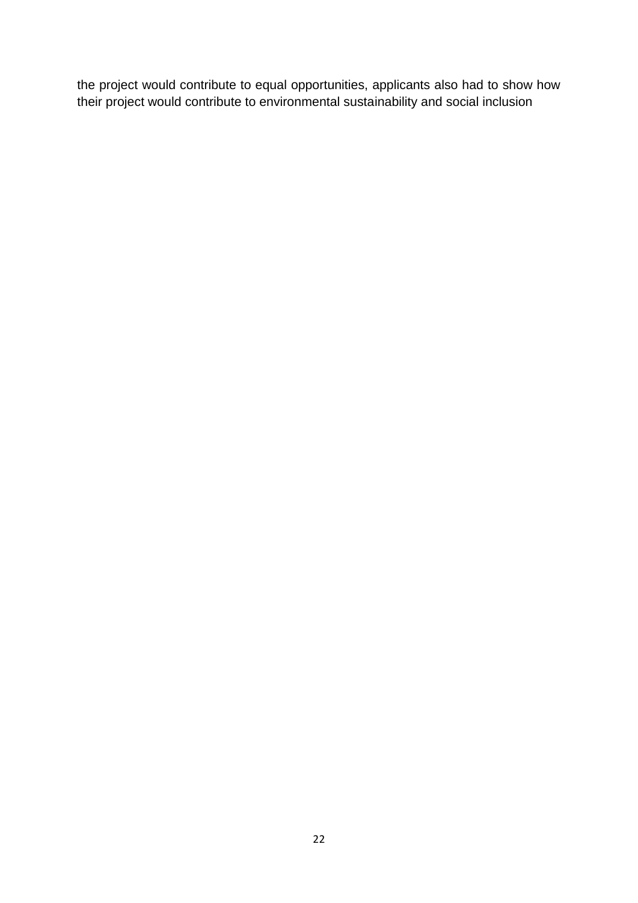the project would contribute to equal opportunities, applicants also had to show how their project would contribute to environmental sustainability and social inclusion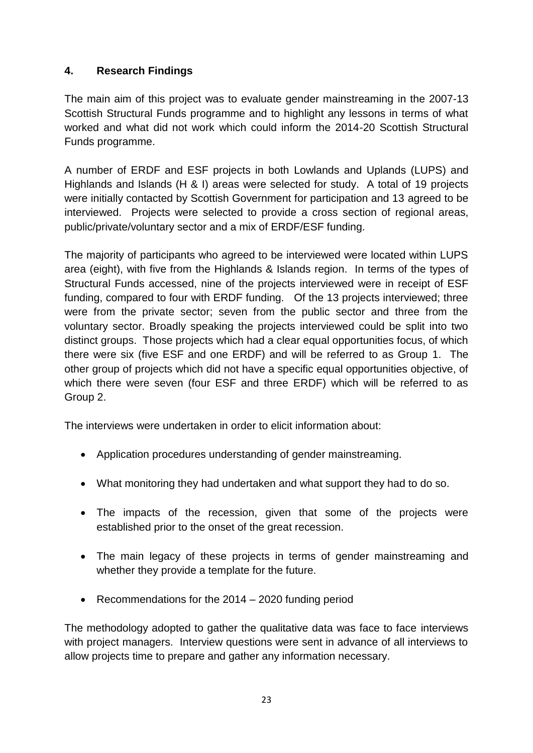## 4. Research Findings

The main aim of this project was to evaluate gender mainstreaming in the 2007-13 Scottish Structural Funds programme and to highlight any lessons in terms of what worked and what did not work which could inform the 2014-20 Scottish Structural Funds programme.

A number of ERDF and ESF projects in both Lowlands and Uplands (LUPS) and Highlands and Islands (H & I) areas were selected for study. A total of 19 projects were initially contacted by Scottish Government for participation and 13 agreed to be interviewed. Projects were selected to provide a cross section of regional areas, public/private/voluntary sector and a mix of ERDF/ESF funding.

The majority of participants who agreed to be interviewed were located within LUPS area (eight), with five from the Highlands & Islands region. In terms of the types of Structural Funds accessed, nine of the projects interviewed were in receipt of ESF funding, compared to four with ERDF funding. Of the 13 projects interviewed; three were from the private sector; seven from the public sector and three from the voluntary sector. Broadly speaking the projects interviewed could be split into two distinct groups. Those projects which had a clear equal opportunities focus, of which there were six (five ESF and one ERDF) and will be referred to as Group 1. The other group of projects which did not have a specific equal opportunities objective, of which there were seven (four ESF and three ERDF) which will be referred to as Group 2.

The interviews were undertaken in order to elicit information about:

- Application procedures understanding of gender mainstreaming.
- What monitoring they had undertaken and what support they had to do so.
- The impacts of the recession, given that some of the projects were established prior to the onset of the great recession.
- The main legacy of these projects in terms of gender mainstreaming and whether they provide a template for the future.
- Recommendations for the 2014 – 2020 funding period

The methodology adopted to gather the qualitative data was face to face interviews with project managers. Interview questions were sent in advance of all interviews to allow projects time to prepare and gather any information necessary.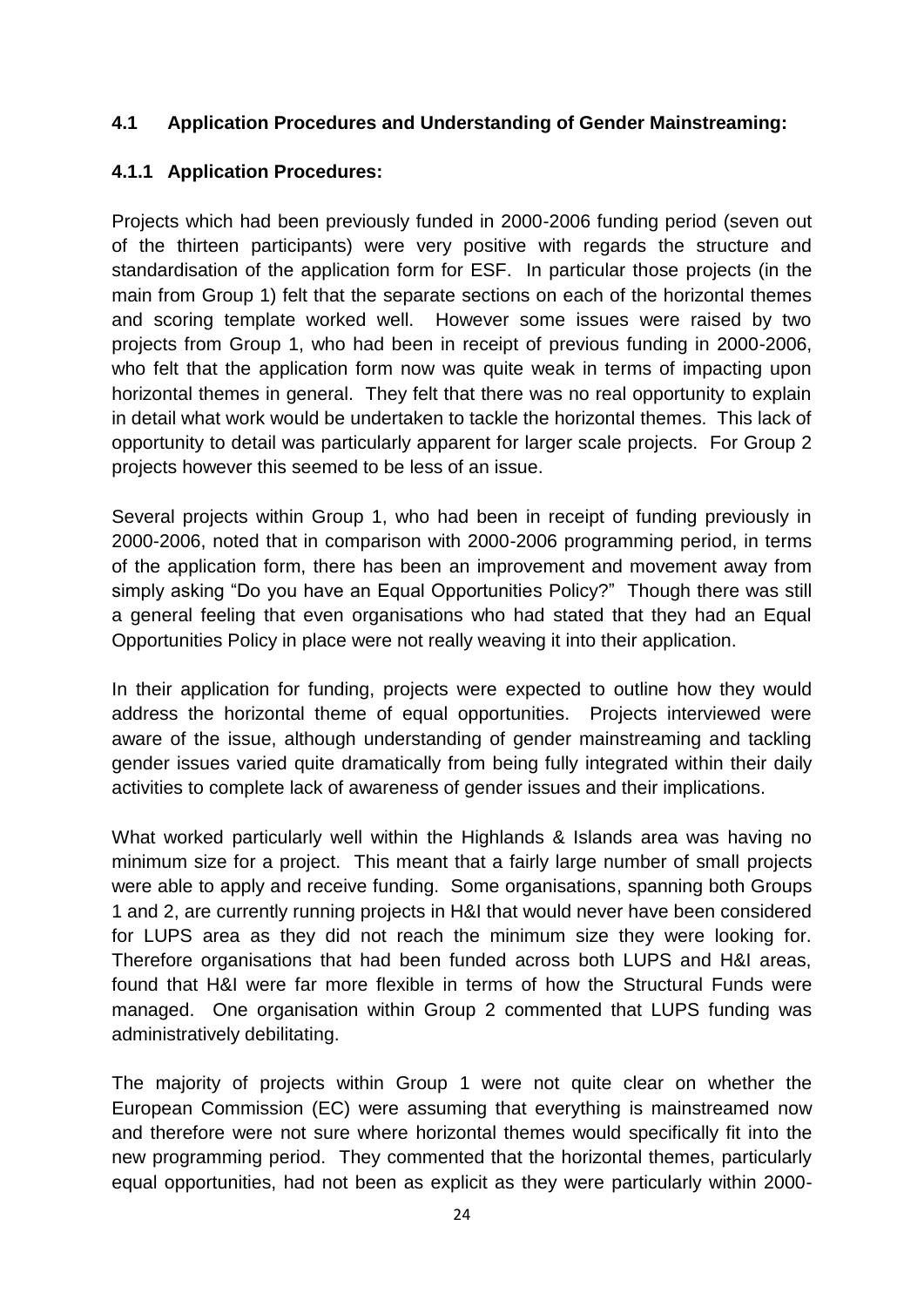### 4.1 Application Procedures and Understanding of Gender Mainstreaming:

#### 4.1.1 Application Procedures:

Projects which had been previously funded in 2000-2006 funding period (seven out of the thirteen participants) were very positive with regards the structure and standardisation of the application form for ESF. In particular those projects (in the main from Group 1) felt that the separate sections on each of the horizontal themes and scoring template worked well. However some issues were raised by two projects from Group 1, who had been in receipt of previous funding in 2000-2006, who felt that the application form now was quite weak in terms of impacting upon horizontal themes in general. They felt that there was no real opportunity to explain in detail what work would be undertaken to tackle the horizontal themes. This lack of opportunity to detail was particularly apparent for larger scale projects. For Group 2 projects however this seemed to be less of an issue.

Several projects within Group 1, who had been in receipt of funding previously in 2000-2006, noted that in comparison with 2000-2006 programming period, in terms of the application form, there has been an improvement and movement away from simply asking "Do you have an Equal Opportunities Policy?" Though there was still a general feeling that even organisations who had stated that they had an Equal Opportunities Policy in place were not really weaving it into their application.

In their application for funding, projects were expected to outline how they would address the horizontal theme of equal opportunities. Projects interviewed were aware of the issue, although understanding of gender mainstreaming and tackling gender issues varied quite dramatically from being fully integrated within their daily activities to complete lack of awareness of gender issues and their implications.

What worked particularly well within the Highlands & Islands area was having no minimum size for a project. This meant that a fairly large number of small projects were able to apply and receive funding. Some organisations, spanning both Groups 1 and 2, are currently running projects in H&I that would never have been considered for LUPS area as they did not reach the minimum size they were looking for. Therefore organisations that had been funded across both LUPS and H&I areas, found that H&I were far more flexible in terms of how the Structural Funds were managed. One organisation within Group 2 commented that LUPS funding was administratively debilitating.

The majority of projects within Group 1 were not quite clear on whether the European Commission (EC) were assuming that everything is mainstreamed now and therefore were not sure where horizontal themes would specifically fit into the new programming period. They commented that the horizontal themes, particularly equal opportunities, had not been as explicit as they were particularly within 2000-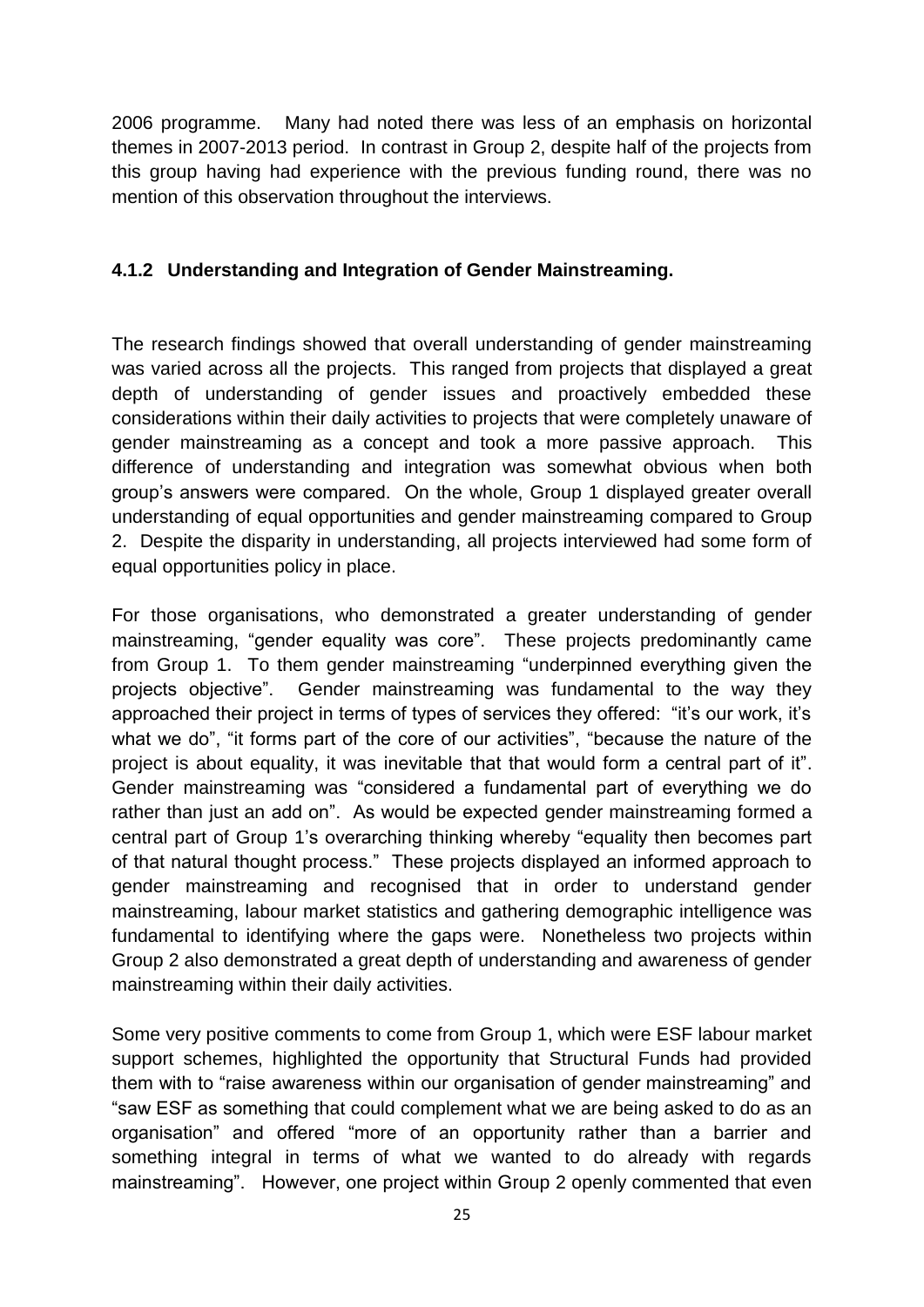2006 programme. Many had noted there was less of an emphasis on horizontal themes in 2007-2013 period. In contrast in Group 2, despite half of the projects from this group having had experience with the previous funding round, there was no mention of this observation throughout the interviews.

### 4.1.2 Understanding and Integration of Gender Mainstreaming.

The research findings showed that overall understanding of gender mainstreaming was varied across all the projects. This ranged from projects that displayed a great depth of understanding of gender issues and proactively embedded these considerations within their daily activities to projects that were completely unaware of gender mainstreaming as a concept and took a more passive approach. This difference of understanding and integration was somewhat obvious when both group's answers were compared. On the whole, Group 1 displayed greater overall understanding of equal opportunities and gender mainstreaming compared to Group 2. Despite the disparity in understanding, all projects interviewed had some form of equal opportunities policy in place.

For those organisations, who demonstrated a greater understanding of gender mainstreaming, "gender equality was core". These projects predominantly came from Group 1. To them gender mainstreaming "underpinned everything given the projects objective". Gender mainstreaming was fundamental to the way they approached their project in terms of types of services they offered: "it's our work, it's what we do", "it forms part of the core of our activities", "because the nature of the project is about equality, it was inevitable that that would form a central part of it". Gender mainstreaming was "considered a fundamental part of everything we do rather than just an add on". As would be expected gender mainstreaming formed a central part of Group 1's overarching thinking whereby "equality then becomes part of that natural thought process." These projects displayed an informed approach to gender mainstreaming and recognised that in order to understand gender mainstreaming, labour market statistics and gathering demographic intelligence was fundamental to identifying where the gaps were. Nonetheless two projects within Group 2 also demonstrated a great depth of understanding and awareness of gender mainstreaming within their daily activities.

Some very positive comments to come from Group 1, which were ESF labour market support schemes, highlighted the opportunity that Structural Funds had provided them with to "raise awareness within our organisation of gender mainstreaming" and "saw ESF as something that could complement what we are being asked to do as an organisation" and offered "more of an opportunity rather than a barrier and something integral in terms of what we wanted to do already with regards mainstreaming". However, one project within Group 2 openly commented that even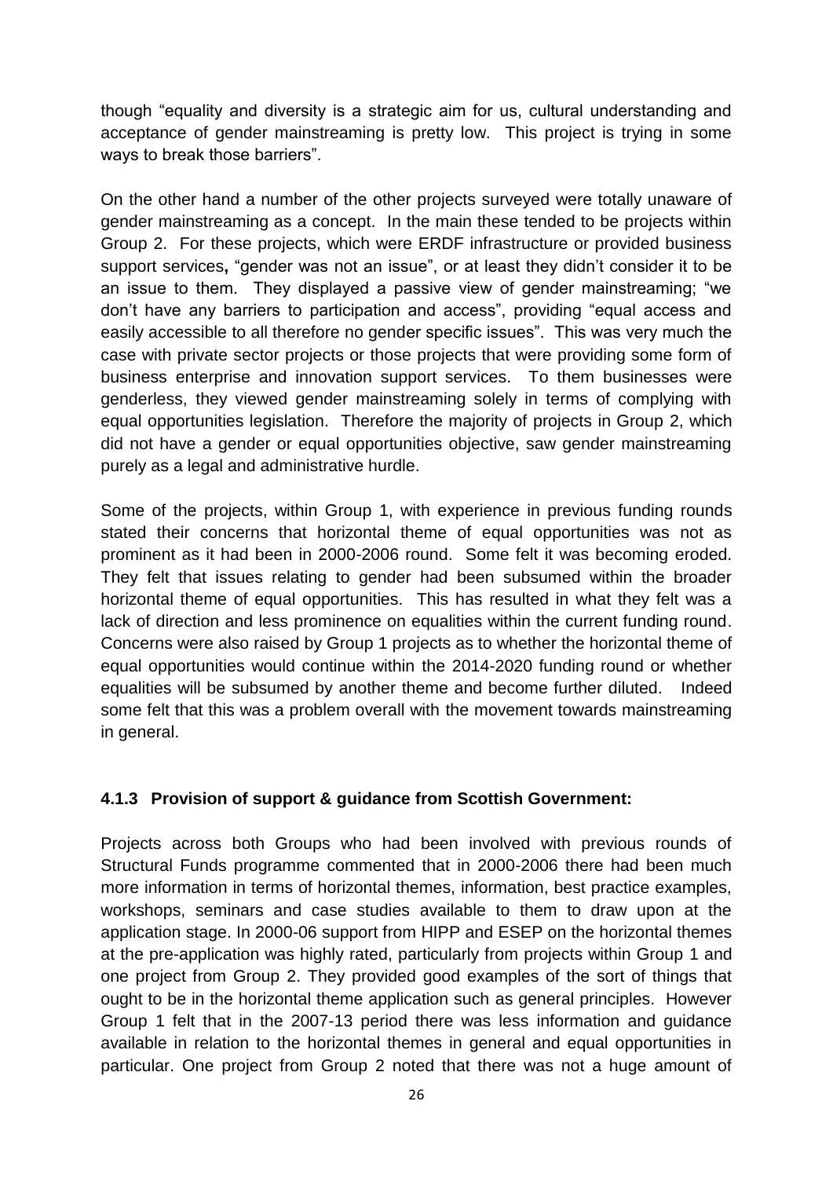though "equality and diversity is a strategic aim for us, cultural understanding and acceptance of gender mainstreaming is pretty low. This project is trying in some ways to break those barriers".

On the other hand a number of the other projects surveyed were totally unaware of gender mainstreaming as a concept. In the main these tended to be projects within Group 2. For these projects, which were ERDF infrastructure or provided business support services**,** "gender was not an issue", or at least they didn't consider it to be an issue to them. They displayed a passive view of gender mainstreaming; "we don't have any barriers to participation and access", providing "equal access and easily accessible to all therefore no gender specific issues". This was very much the case with private sector projects or those projects that were providing some form of business enterprise and innovation support services. To them businesses were genderless, they viewed gender mainstreaming solely in terms of complying with equal opportunities legislation. Therefore the majority of projects in Group 2, which did not have a gender or equal opportunities objective, saw gender mainstreaming purely as a legal and administrative hurdle.

Some of the projects, within Group 1, with experience in previous funding rounds stated their concerns that horizontal theme of equal opportunities was not as prominent as it had been in 2000-2006 round. Some felt it was becoming eroded. They felt that issues relating to gender had been subsumed within the broader horizontal theme of equal opportunities. This has resulted in what they felt was a lack of direction and less prominence on equalities within the current funding round. Concerns were also raised by Group 1 projects as to whether the horizontal theme of equal opportunities would continue within the 2014-2020 funding round or whether equalities will be subsumed by another theme and become further diluted. Indeed some felt that this was a problem overall with the movement towards mainstreaming in general.

### 4.1.3 Provision of support & guidance from Scottish Government:

Projects across both Groups who had been involved with previous rounds of Structural Funds programme commented that in 2000-2006 there had been much more information in terms of horizontal themes, information, best practice examples, workshops, seminars and case studies available to them to draw upon at the application stage. In 2000-06 support from HIPP and ESEP on the horizontal themes at the pre-application was highly rated, particularly from projects within Group 1 and one project from Group 2. They provided good examples of the sort of things that ought to be in the horizontal theme application such as general principles. However Group 1 felt that in the 2007-13 period there was less information and guidance available in relation to the horizontal themes in general and equal opportunities in particular. One project from Group 2 noted that there was not a huge amount of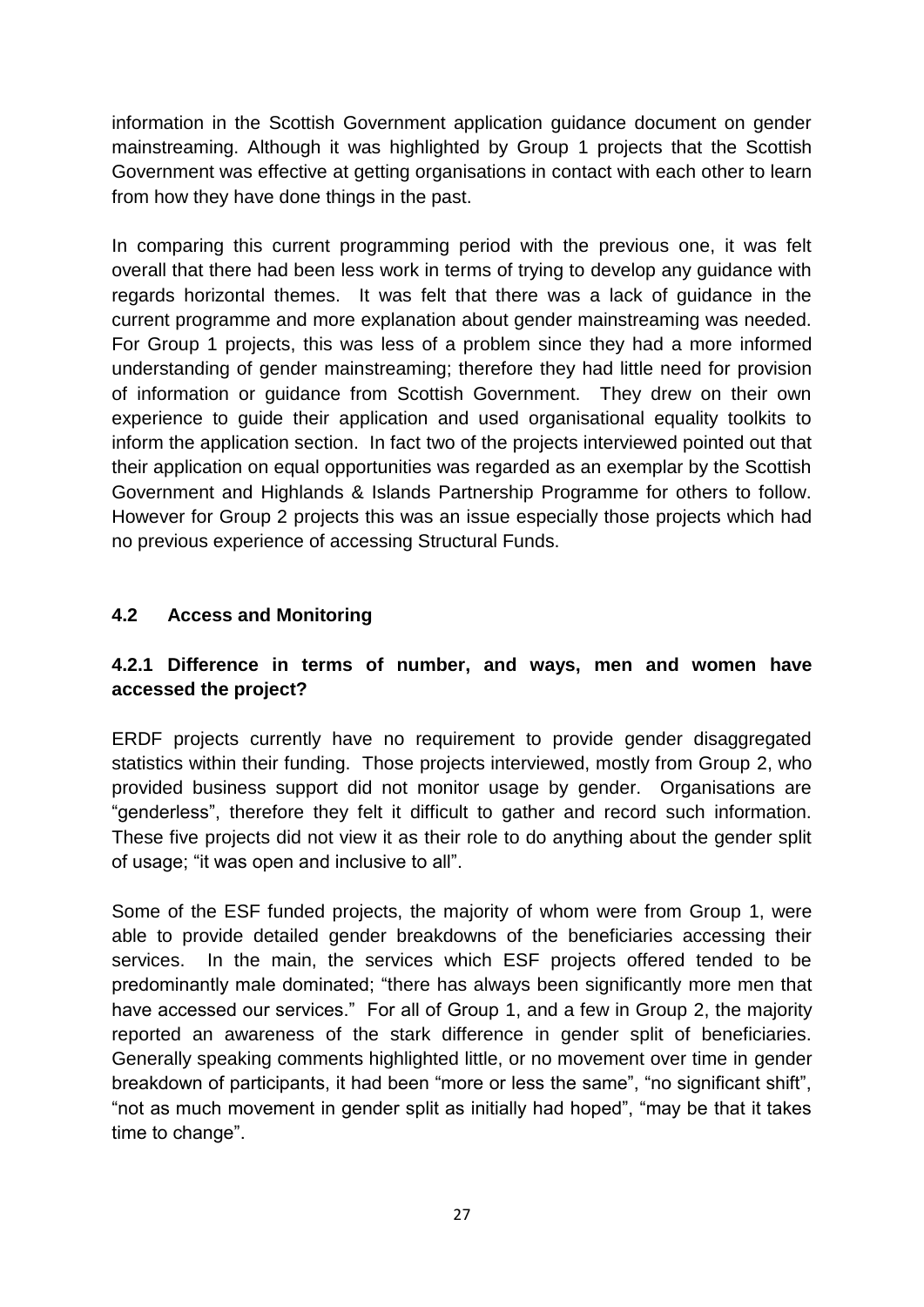information in the Scottish Government application guidance document on gender mainstreaming. Although it was highlighted by Group 1 projects that the Scottish Government was effective at getting organisations in contact with each other to learn from how they have done things in the past.

In comparing this current programming period with the previous one, it was felt overall that there had been less work in terms of trying to develop any guidance with regards horizontal themes. It was felt that there was a lack of guidance in the current programme and more explanation about gender mainstreaming was needed. For Group 1 projects, this was less of a problem since they had a more informed understanding of gender mainstreaming; therefore they had little need for provision of information or guidance from Scottish Government. They drew on their own experience to guide their application and used organisational equality toolkits to inform the application section. In fact two of the projects interviewed pointed out that their application on equal opportunities was regarded as an exemplar by the Scottish Government and Highlands & Islands Partnership Programme for others to follow. However for Group 2 projects this was an issue especially those projects which had no previous experience of accessing Structural Funds.

## 4.2 Access and Monitoring

### 4.2.1 Difference in terms of number, and ways, men and women have accessed the project?

ERDF projects currently have no requirement to provide gender disaggregated statistics within their funding. Those projects interviewed, mostly from Group 2, who provided business support did not monitor usage by gender. Organisations are "genderless", therefore they felt it difficult to gather and record such information. These five projects did not view it as their role to do anything about the gender split of usage; "it was open and inclusive to all".

Some of the ESF funded projects, the majority of whom were from Group 1, were able to provide detailed gender breakdowns of the beneficiaries accessing their services. In the main, the services which ESF projects offered tended to be predominantly male dominated; "there has always been significantly more men that have accessed our services." For all of Group 1, and a few in Group 2, the majority reported an awareness of the stark difference in gender split of beneficiaries. Generally speaking comments highlighted little, or no movement over time in gender breakdown of participants, it had been "more or less the same", "no significant shift", "not as much movement in gender split as initially had hoped", "may be that it takes time to change".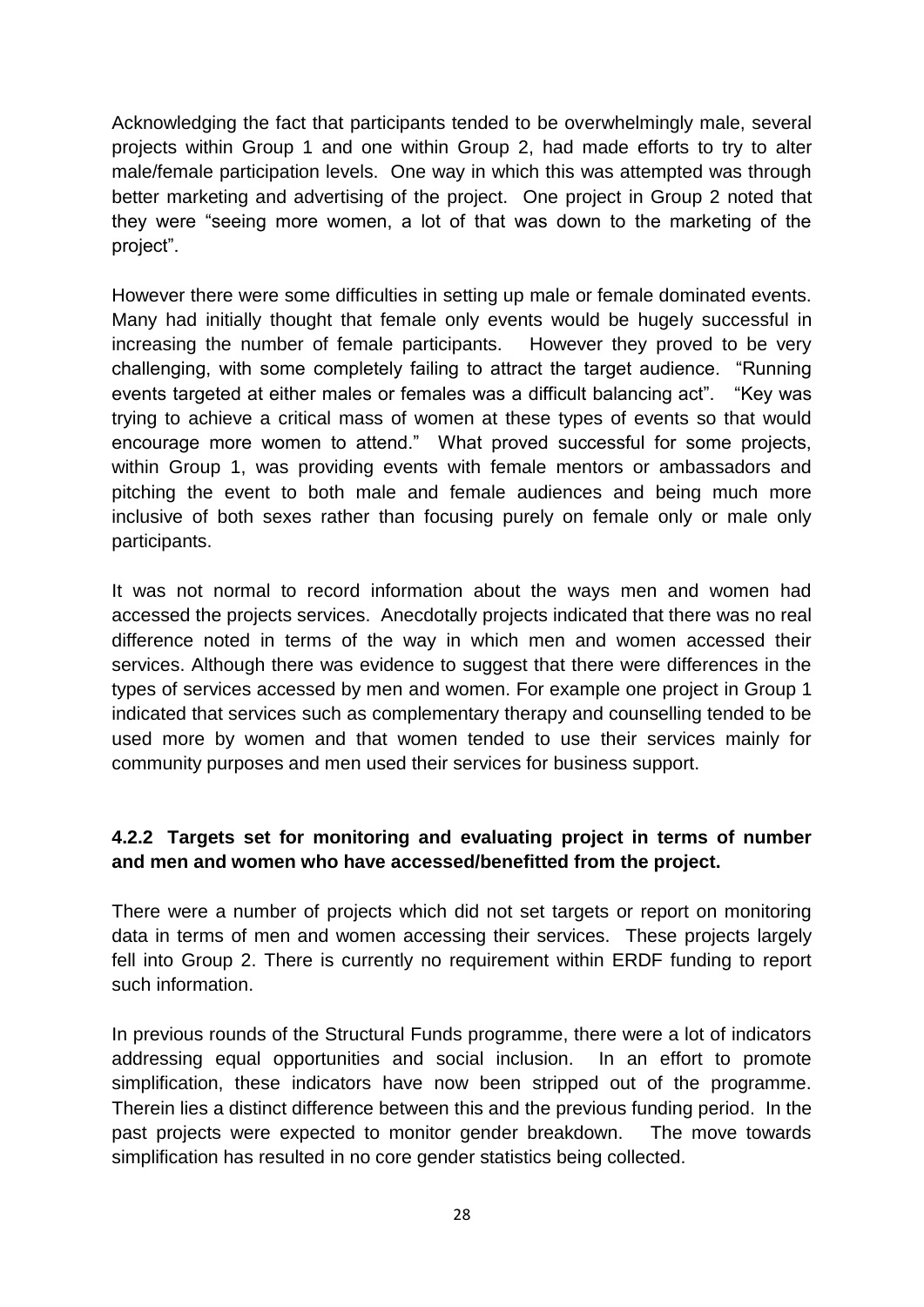Acknowledging the fact that participants tended to be overwhelmingly male, several projects within Group 1 and one within Group 2, had made efforts to try to alter male/female participation levels. One way in which this was attempted was through better marketing and advertising of the project. One project in Group 2 noted that they were "seeing more women, a lot of that was down to the marketing of the project".

However there were some difficulties in setting up male or female dominated events. Many had initially thought that female only events would be hugely successful in increasing the number of female participants. However they proved to be very challenging, with some completely failing to attract the target audience. "Running events targeted at either males or females was a difficult balancing act". "Key was trying to achieve a critical mass of women at these types of events so that would encourage more women to attend." What proved successful for some projects, within Group 1, was providing events with female mentors or ambassadors and pitching the event to both male and female audiences and being much more inclusive of both sexes rather than focusing purely on female only or male only participants.

It was not normal to record information about the ways men and women had accessed the projects services. Anecdotally projects indicated that there was no real difference noted in terms of the way in which men and women accessed their services. Although there was evidence to suggest that there were differences in the types of services accessed by men and women. For example one project in Group 1 indicated that services such as complementary therapy and counselling tended to be used more by women and that women tended to use their services mainly for community purposes and men used their services for business support.

#### 4.2.2 Targets set for monitoring and evaluating project in terms of number and men and women who have accessed/benefitted from the project.

There were a number of projects which did not set targets or report on monitoring data in terms of men and women accessing their services. These projects largely fell into Group 2. There is currently no requirement within ERDF funding to report such information.

In previous rounds of the Structural Funds programme, there were a lot of indicators addressing equal opportunities and social inclusion. In an effort to promote simplification, these indicators have now been stripped out of the programme. Therein lies a distinct difference between this and the previous funding period. In the past projects were expected to monitor gender breakdown. The move towards simplification has resulted in no core gender statistics being collected.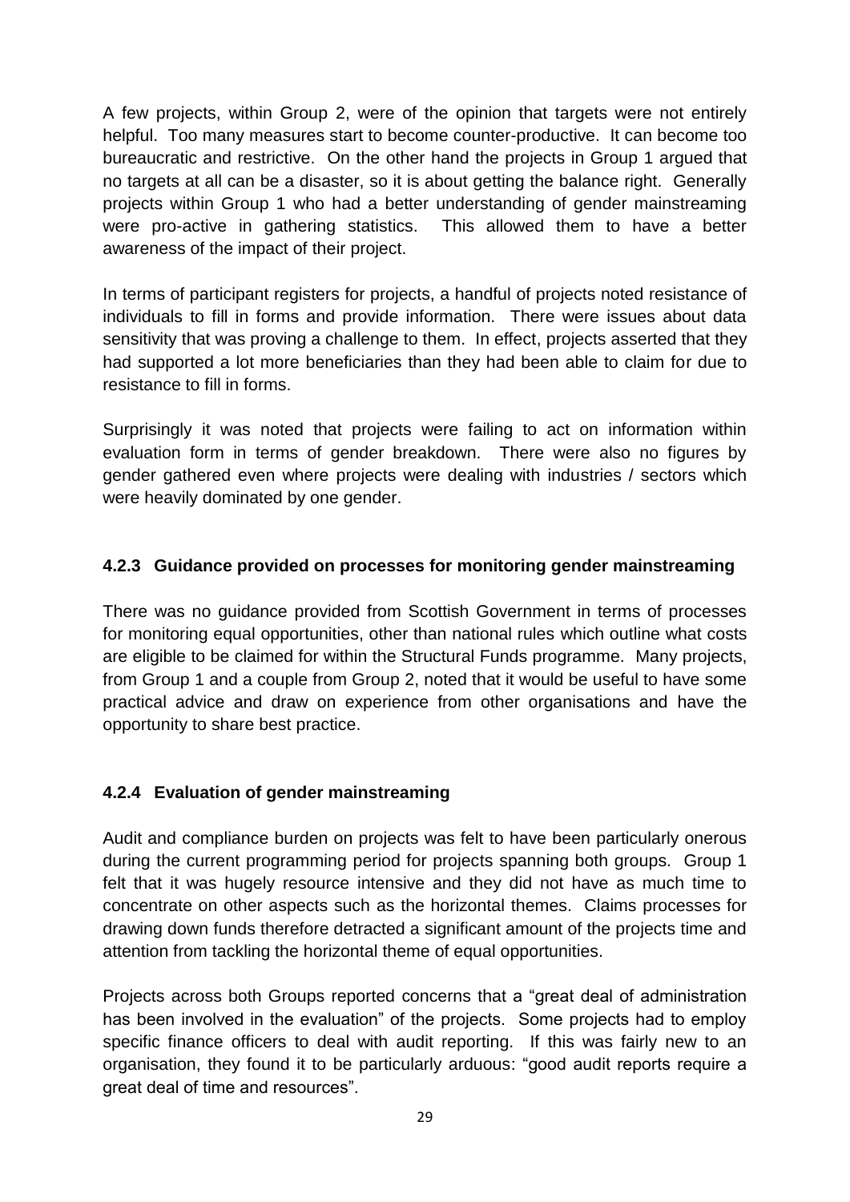A few projects, within Group 2, were of the opinion that targets were not entirely helpful. Too many measures start to become counter-productive. It can become too bureaucratic and restrictive. On the other hand the projects in Group 1 argued that no targets at all can be a disaster, so it is about getting the balance right. Generally projects within Group 1 who had a better understanding of gender mainstreaming were pro-active in gathering statistics. This allowed them to have a better awareness of the impact of their project.

In terms of participant registers for projects, a handful of projects noted resistance of individuals to fill in forms and provide information. There were issues about data sensitivity that was proving a challenge to them. In effect, projects asserted that they had supported a lot more beneficiaries than they had been able to claim for due to resistance to fill in forms.

Surprisingly it was noted that projects were failing to act on information within evaluation form in terms of gender breakdown. There were also no figures by gender gathered even where projects were dealing with industries / sectors which were heavily dominated by one gender.

### 4.2.3 Guidance provided on processes for monitoring gender mainstreaming

There was no guidance provided from Scottish Government in terms of processes for monitoring equal opportunities, other than national rules which outline what costs are eligible to be claimed for within the Structural Funds programme. Many projects, from Group 1 and a couple from Group 2, noted that it would be useful to have some practical advice and draw on experience from other organisations and have the opportunity to share best practice.

### 4.2.4 Evaluation of gender mainstreaming

Audit and compliance burden on projects was felt to have been particularly onerous during the current programming period for projects spanning both groups. Group 1 felt that it was hugely resource intensive and they did not have as much time to concentrate on other aspects such as the horizontal themes. Claims processes for drawing down funds therefore detracted a significant amount of the projects time and attention from tackling the horizontal theme of equal opportunities.

Projects across both Groups reported concerns that a "great deal of administration has been involved in the evaluation" of the projects. Some projects had to employ specific finance officers to deal with audit reporting. If this was fairly new to an organisation, they found it to be particularly arduous: "good audit reports require a great deal of time and resources".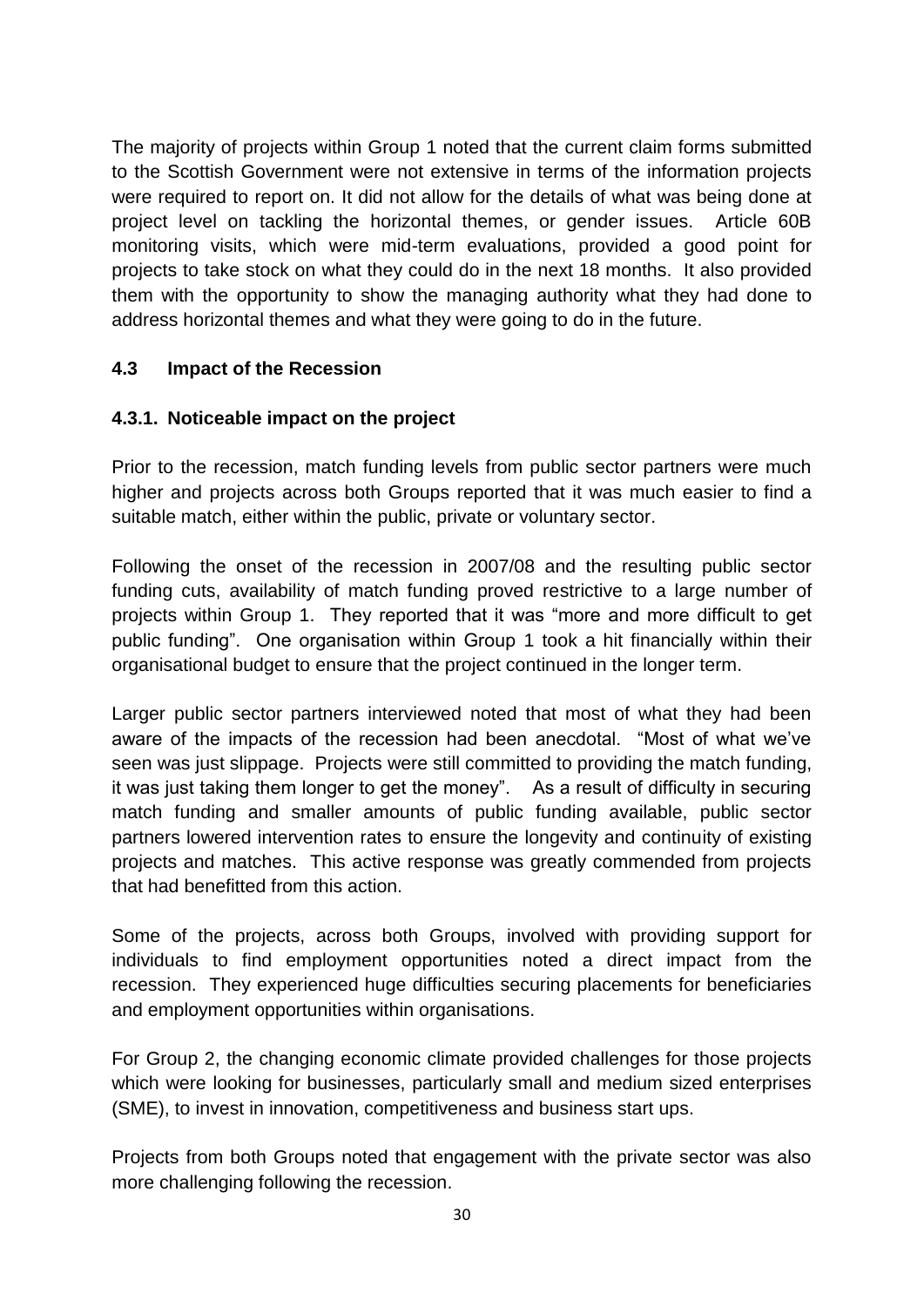The majority of projects within Group 1 noted that the current claim forms submitted to the Scottish Government were not extensive in terms of the information projects were required to report on. It did not allow for the details of what was being done at project level on tackling the horizontal themes, or gender issues. Article 60B monitoring visits, which were mid-term evaluations, provided a good point for projects to take stock on what they could do in the next 18 months. It also provided them with the opportunity to show the managing authority what they had done to address horizontal themes and what they were going to do in the future.

### 4.3 Impact of the Recession

#### 4.3.1. Noticeable impact on the project

Prior to the recession, match funding levels from public sector partners were much higher and projects across both Groups reported that it was much easier to find a suitable match, either within the public, private or voluntary sector.

Following the onset of the recession in 2007/08 and the resulting public sector funding cuts, availability of match funding proved restrictive to a large number of projects within Group 1. They reported that it was "more and more difficult to get public funding". One organisation within Group 1 took a hit financially within their organisational budget to ensure that the project continued in the longer term.

Larger public sector partners interviewed noted that most of what they had been aware of the impacts of the recession had been anecdotal. "Most of what we've seen was just slippage. Projects were still committed to providing the match funding, it was just taking them longer to get the money". As a result of difficulty in securing match funding and smaller amounts of public funding available, public sector partners lowered intervention rates to ensure the longevity and continuity of existing projects and matches. This active response was greatly commended from projects that had benefitted from this action.

Some of the projects, across both Groups, involved with providing support for individuals to find employment opportunities noted a direct impact from the recession. They experienced huge difficulties securing placements for beneficiaries and employment opportunities within organisations.

For Group 2, the changing economic climate provided challenges for those projects which were looking for businesses, particularly small and medium sized enterprises (SME), to invest in innovation, competitiveness and business start ups.

Projects from both Groups noted that engagement with the private sector was also more challenging following the recession.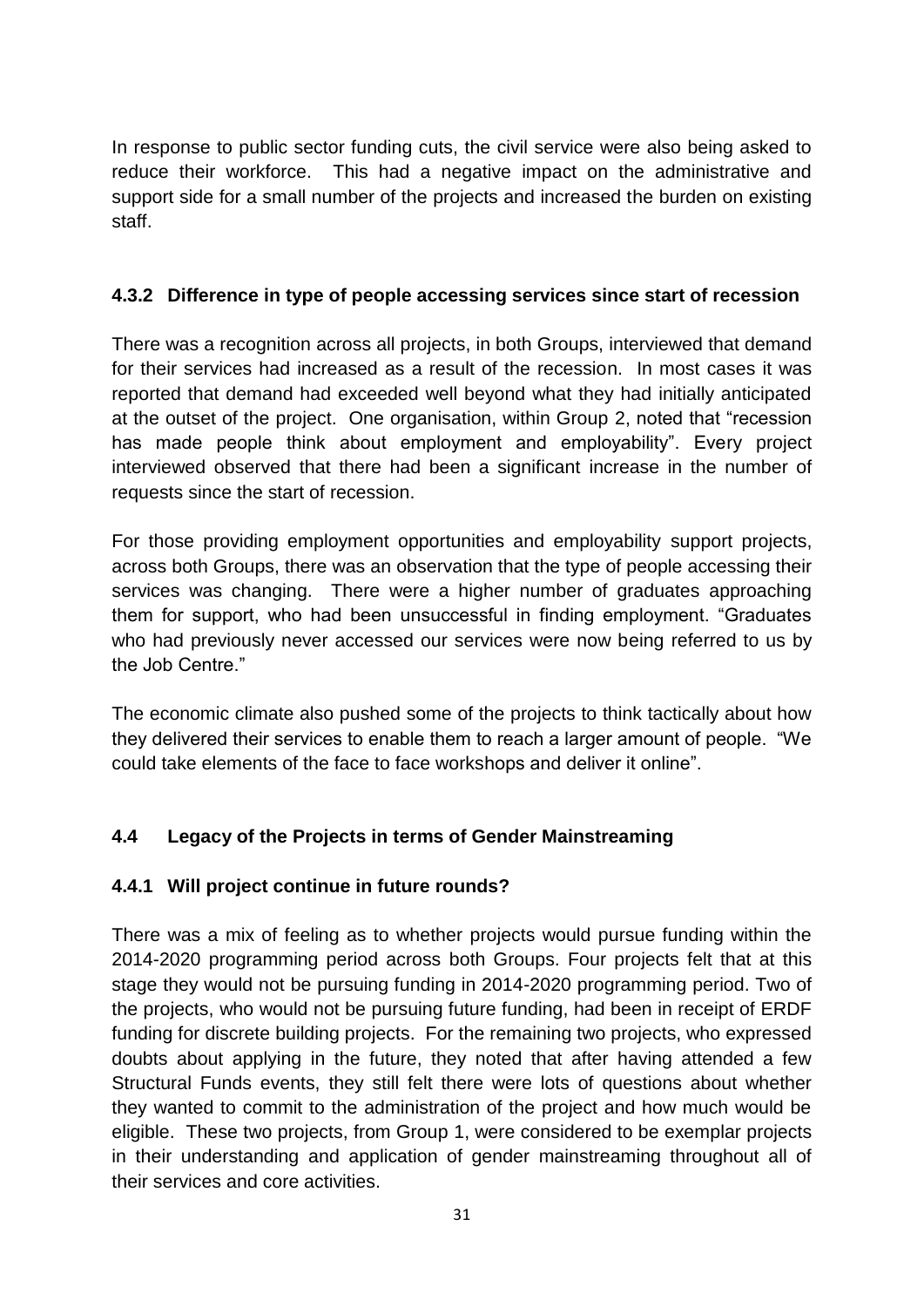In response to public sector funding cuts, the civil service were also being asked to reduce their workforce. This had a negative impact on the administrative and support side for a small number of the projects and increased the burden on existing staff.

### 4.3.2 Difference in type of people accessing services since start of recession

There was a recognition across all projects, in both Groups, interviewed that demand for their services had increased as a result of the recession. In most cases it was reported that demand had exceeded well beyond what they had initially anticipated at the outset of the project. One organisation, within Group 2, noted that "recession has made people think about employment and employability". Every project interviewed observed that there had been a significant increase in the number of requests since the start of recession.

For those providing employment opportunities and employability support projects, across both Groups, there was an observation that the type of people accessing their services was changing. There were a higher number of graduates approaching them for support, who had been unsuccessful in finding employment. "Graduates who had previously never accessed our services were now being referred to us by the Job Centre."

The economic climate also pushed some of the projects to think tactically about how they delivered their services to enable them to reach a larger amount of people. "We could take elements of the face to face workshops and deliver it online".

## 4.4 Legacy of the Projects in terms of Gender Mainstreaming

### 4.4.1 Will project continue in future rounds?

There was a mix of feeling as to whether projects would pursue funding within the 2014-2020 programming period across both Groups. Four projects felt that at this stage they would not be pursuing funding in 2014-2020 programming period. Two of the projects, who would not be pursuing future funding, had been in receipt of ERDF funding for discrete building projects. For the remaining two projects, who expressed doubts about applying in the future, they noted that after having attended a few Structural Funds events, they still felt there were lots of questions about whether they wanted to commit to the administration of the project and how much would be eligible. These two projects, from Group 1, were considered to be exemplar projects in their understanding and application of gender mainstreaming throughout all of their services and core activities.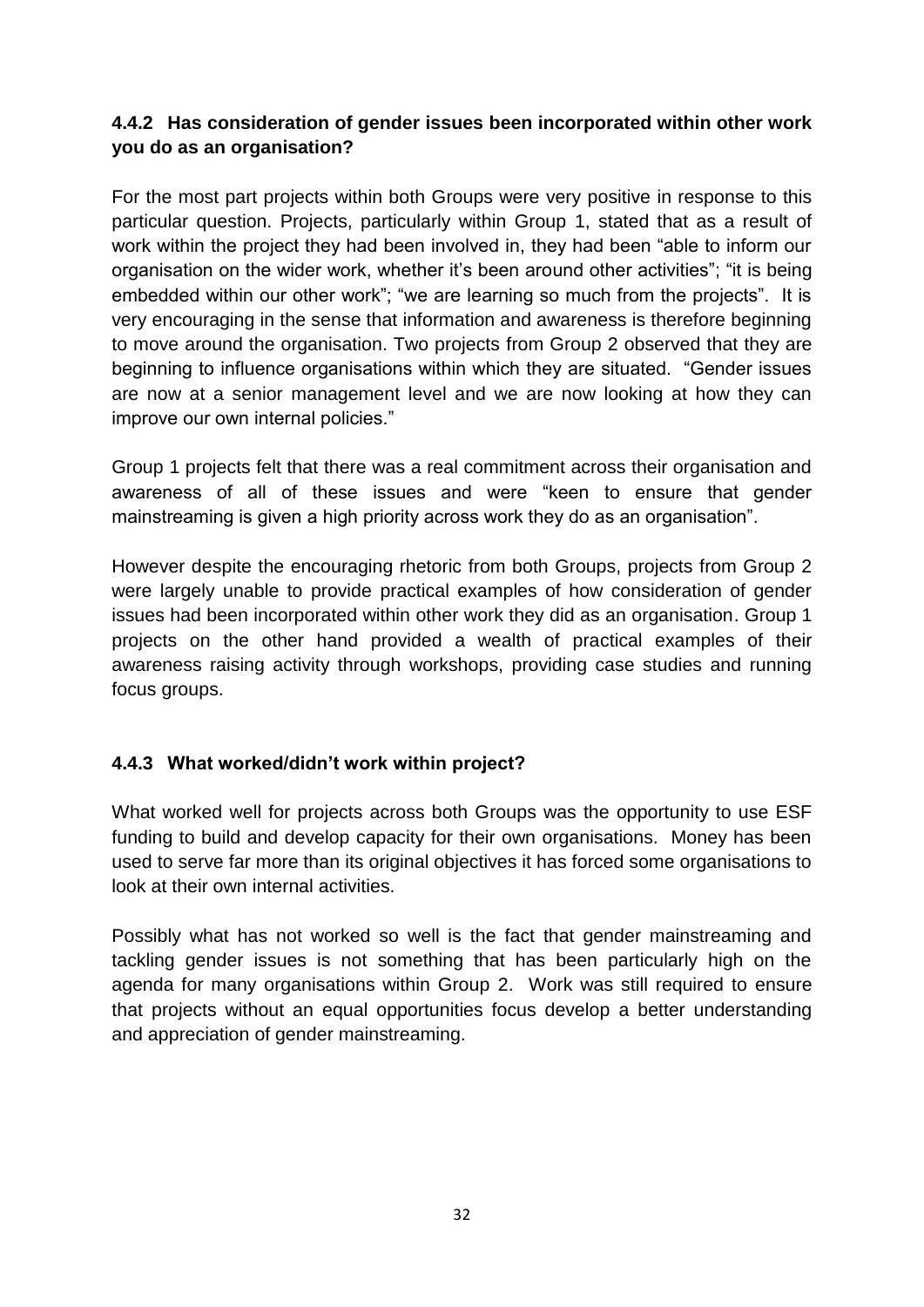### 4.4.2 Has consideration of gender issues been incorporated within other work you do as an organisation?

For the most part projects within both Groups were very positive in response to this particular question. Projects, particularly within Group 1, stated that as a result of work within the project they had been involved in, they had been "able to inform our organisation on the wider work, whether it's been around other activities"; "it is being embedded within our other work"; "we are learning so much from the projects". It is very encouraging in the sense that information and awareness is therefore beginning to move around the organisation. Two projects from Group 2 observed that they are beginning to influence organisations within which they are situated. "Gender issues are now at a senior management level and we are now looking at how they can improve our own internal policies."

Group 1 projects felt that there was a real commitment across their organisation and awareness of all of these issues and were "keen to ensure that gender mainstreaming is given a high priority across work they do as an organisation".

However despite the encouraging rhetoric from both Groups, projects from Group 2 were largely unable to provide practical examples of how consideration of gender issues had been incorporated within other work they did as an organisation. Group 1 projects on the other hand provided a wealth of practical examples of their awareness raising activity through workshops, providing case studies and running focus groups.

### 4.4.3 What worked/didn't work within project?

What worked well for projects across both Groups was the opportunity to use ESF funding to build and develop capacity for their own organisations. Money has been used to serve far more than its original objectives it has forced some organisations to look at their own internal activities.

Possibly what has not worked so well is the fact that gender mainstreaming and tackling gender issues is not something that has been particularly high on the agenda for many organisations within Group 2. Work was still required to ensure that projects without an equal opportunities focus develop a better understanding and appreciation of gender mainstreaming.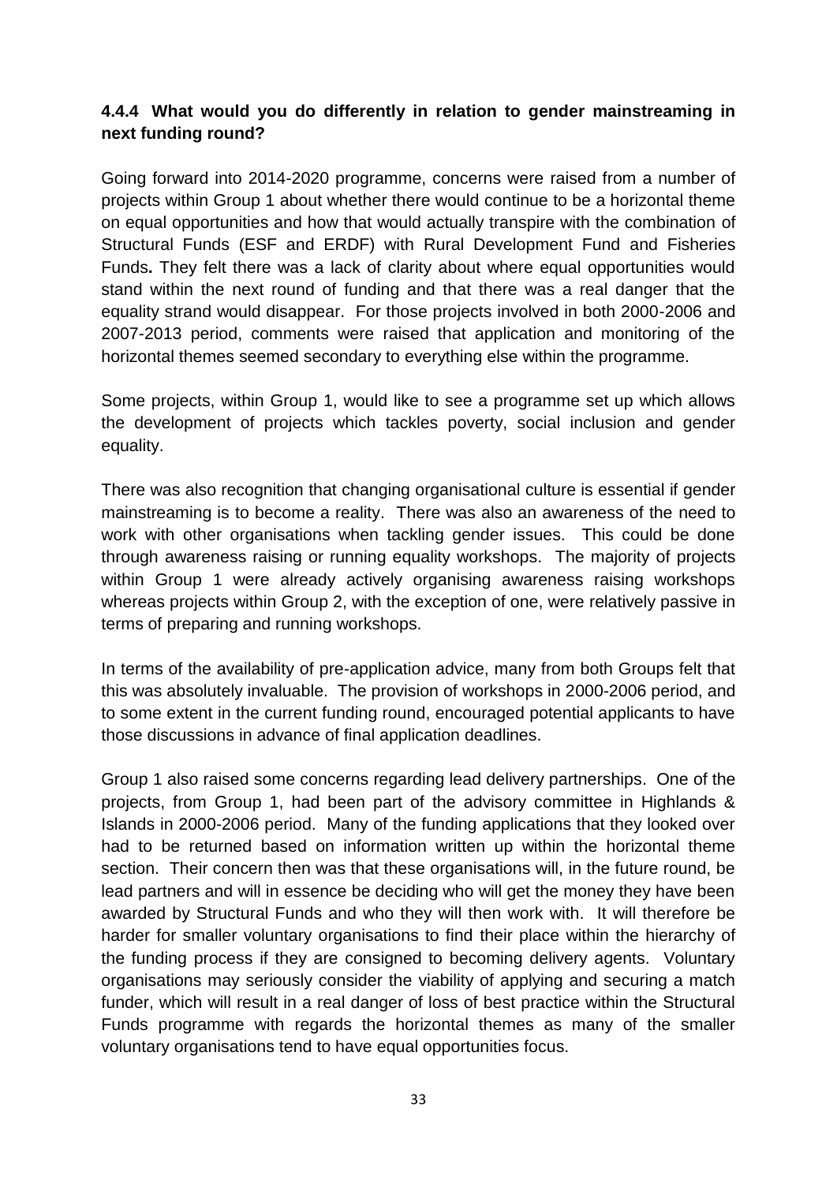### 4.4.4 What would you do differently in relation to gender mainstreaming in next funding round?

Going forward into 2014-2020 programme, concerns were raised from a number of projects within Group 1 about whether there would continue to be a horizontal theme on equal opportunities and how that would actually transpire with the combination of Structural Funds (ESF and ERDF) with Rural Development Fund and Fisheries Funds**.** They felt there was a lack of clarity about where equal opportunities would stand within the next round of funding and that there was a real danger that the equality strand would disappear. For those projects involved in both 2000-2006 and 2007-2013 period, comments were raised that application and monitoring of the horizontal themes seemed secondary to everything else within the programme.

Some projects, within Group 1, would like to see a programme set up which allows the development of projects which tackles poverty, social inclusion and gender equality.

There was also recognition that changing organisational culture is essential if gender mainstreaming is to become a reality. There was also an awareness of the need to work with other organisations when tackling gender issues. This could be done through awareness raising or running equality workshops. The majority of projects within Group 1 were already actively organising awareness raising workshops whereas projects within Group 2, with the exception of one, were relatively passive in terms of preparing and running workshops.

In terms of the availability of pre-application advice, many from both Groups felt that this was absolutely invaluable. The provision of workshops in 2000-2006 period, and to some extent in the current funding round, encouraged potential applicants to have those discussions in advance of final application deadlines.

Group 1 also raised some concerns regarding lead delivery partnerships. One of the projects, from Group 1, had been part of the advisory committee in Highlands & Islands in 2000-2006 period. Many of the funding applications that they looked over had to be returned based on information written up within the horizontal theme section. Their concern then was that these organisations will, in the future round, be lead partners and will in essence be deciding who will get the money they have been awarded by Structural Funds and who they will then work with. It will therefore be harder for smaller voluntary organisations to find their place within the hierarchy of the funding process if they are consigned to becoming delivery agents. Voluntary organisations may seriously consider the viability of applying and securing a match funder, which will result in a real danger of loss of best practice within the Structural Funds programme with regards the horizontal themes as many of the smaller voluntary organisations tend to have equal opportunities focus.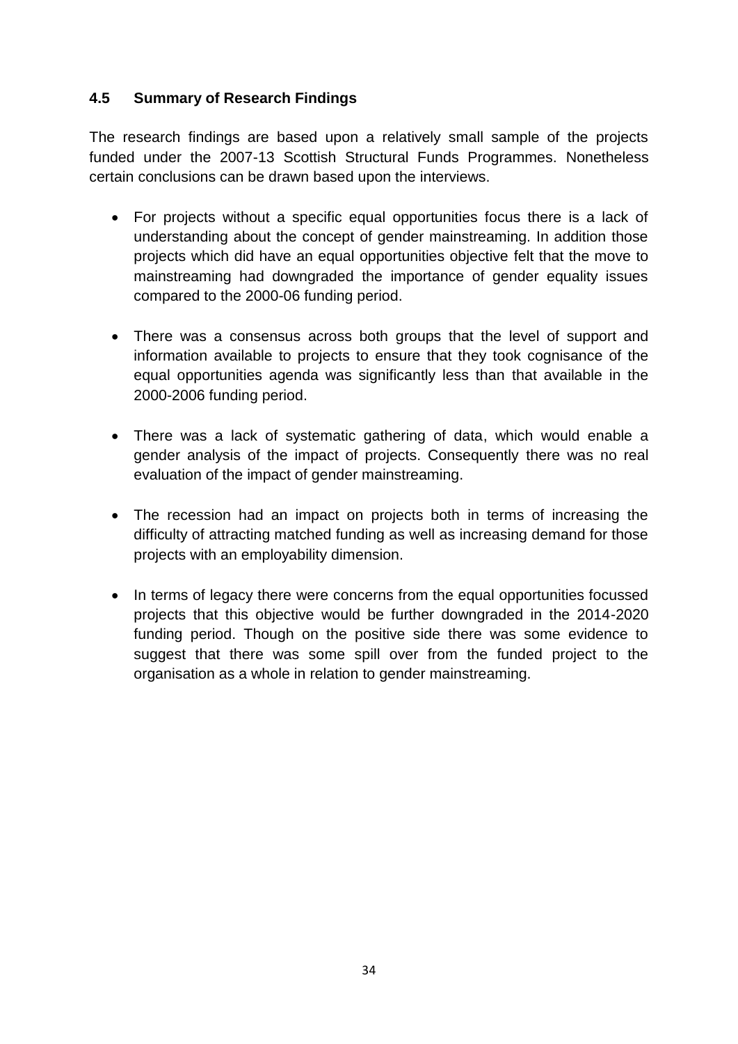### 4.5 Summary of Research Findings

The research findings are based upon a relatively small sample of the projects funded under the 2007-13 Scottish Structural Funds Programmes. Nonetheless certain conclusions can be drawn based upon the interviews.

- For projects without a specific equal opportunities focus there is a lack of understanding about the concept of gender mainstreaming. In addition those projects which did have an equal opportunities objective felt that the move to mainstreaming had downgraded the importance of gender equality issues compared to the 2000-06 funding period.

- There was a consensus across both groups that the level of support and information available to projects to ensure that they took cognisance of the equal opportunities agenda was significantly less than that available in the 2000-2006 funding period.

- There was a lack of systematic gathering of data, which would enable a gender analysis of the impact of projects. Consequently there was no real evaluation of the impact of gender mainstreaming.

- The recession had an impact on projects both in terms of increasing the difficulty of attracting matched funding as well as increasing demand for those projects with an employability dimension.

- In terms of legacy there were concerns from the equal opportunities focussed projects that this objective would be further downgraded in the 2014-2020 funding period. Though on the positive side there was some evidence to suggest that there was some spill over from the funded project to the organisation as a whole in relation to gender mainstreaming.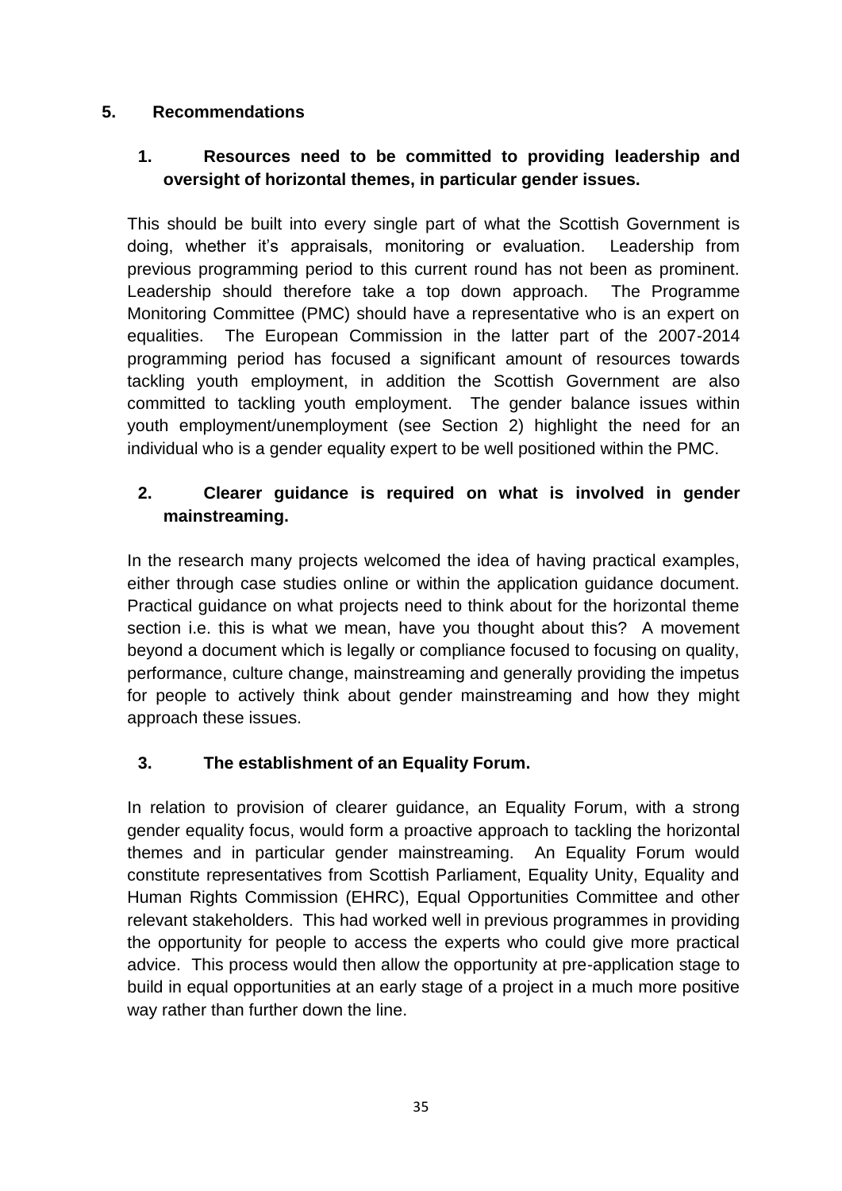## 5. Recommendations

### 1. Resources need to be committed to providing leadership and oversight of horizontal themes, in particular gender issues.

This should be built into every single part of what the Scottish Government is doing, whether it's appraisals, monitoring or evaluation. Leadership from previous programming period to this current round has not been as prominent. Leadership should therefore take a top down approach. The Programme Monitoring Committee (PMC) should have a representative who is an expert on equalities. The European Commission in the latter part of the 2007-2014 programming period has focused a significant amount of resources towards tackling youth employment, in addition the Scottish Government are also committed to tackling youth employment. The gender balance issues within youth employment/unemployment (see Section 2) highlight the need for an individual who is a gender equality expert to be well positioned within the PMC.

### 2. Clearer guidance is required on what is involved in gender mainstreaming.

In the research many projects welcomed the idea of having practical examples, either through case studies online or within the application guidance document. Practical guidance on what projects need to think about for the horizontal theme section i.e. this is what we mean, have you thought about this? A movement beyond a document which is legally or compliance focused to focusing on quality, performance, culture change, mainstreaming and generally providing the impetus for people to actively think about gender mainstreaming and how they might approach these issues.

### 3. The establishment of an Equality Forum.

In relation to provision of clearer guidance, an Equality Forum, with a strong gender equality focus, would form a proactive approach to tackling the horizontal themes and in particular gender mainstreaming. An Equality Forum would constitute representatives from Scottish Parliament, Equality Unity, Equality and Human Rights Commission (EHRC), Equal Opportunities Committee and other relevant stakeholders. This had worked well in previous programmes in providing the opportunity for people to access the experts who could give more practical advice. This process would then allow the opportunity at pre-application stage to build in equal opportunities at an early stage of a project in a much more positive way rather than further down the line.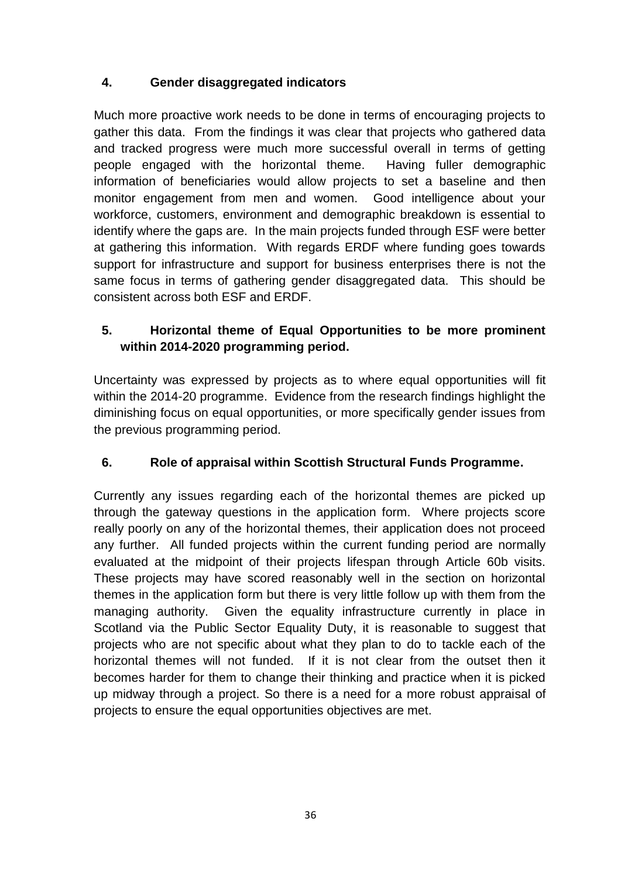### 4. Gender disaggregated indicators

Much more proactive work needs to be done in terms of encouraging projects to gather this data. From the findings it was clear that projects who gathered data and tracked progress were much more successful overall in terms of getting people engaged with the horizontal theme. Having fuller demographic information of beneficiaries would allow projects to set a baseline and then monitor engagement from men and women. Good intelligence about your workforce, customers, environment and demographic breakdown is essential to identify where the gaps are. In the main projects funded through ESF were better at gathering this information. With regards ERDF where funding goes towards support for infrastructure and support for business enterprises there is not the same focus in terms of gathering gender disaggregated data. This should be consistent across both ESF and ERDF.

### 5. Horizontal theme of Equal Opportunities to be more prominent within 2014-2020 programming period.

Uncertainty was expressed by projects as to where equal opportunities will fit within the 2014-20 programme. Evidence from the research findings highlight the diminishing focus on equal opportunities, or more specifically gender issues from the previous programming period.

### 6. Role of appraisal within Scottish Structural Funds Programme.

Currently any issues regarding each of the horizontal themes are picked up through the gateway questions in the application form. Where projects score really poorly on any of the horizontal themes, their application does not proceed any further. All funded projects within the current funding period are normally evaluated at the midpoint of their projects lifespan through Article 60b visits. These projects may have scored reasonably well in the section on horizontal themes in the application form but there is very little follow up with them from the managing authority. Given the equality infrastructure currently in place in Scotland via the Public Sector Equality Duty, it is reasonable to suggest that projects who are not specific about what they plan to do to tackle each of the horizontal themes will not funded. If it is not clear from the outset then it becomes harder for them to change their thinking and practice when it is picked up midway through a project. So there is a need for a more robust appraisal of projects to ensure the equal opportunities objectives are met.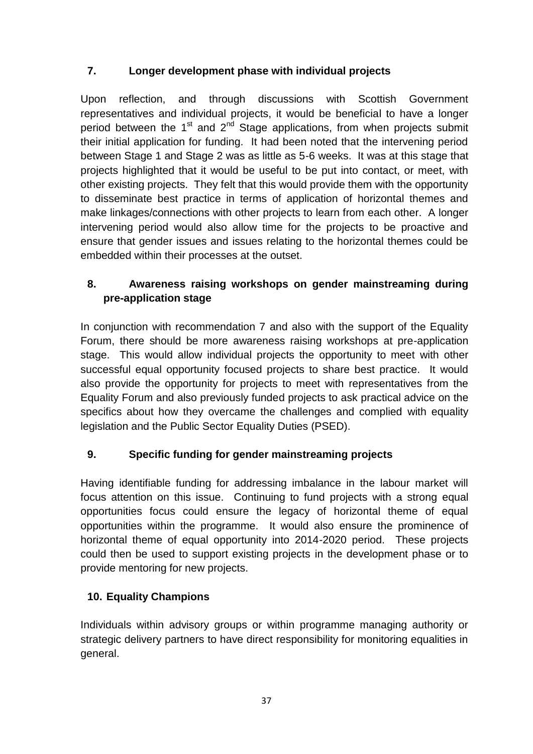## 7. Longer development phase with individual projects

Upon reflection, and through discussions with Scottish Government representatives and individual projects, it would be beneficial to have a longer period between the 1st and 2nd Stage applications, from when projects submit their initial application for funding. It had been noted that the intervening period between Stage 1 and Stage 2 was as little as 5-6 weeks. It was at this stage that projects highlighted that it would be useful to be put into contact, or meet, with other existing projects. They felt that this would provide them with the opportunity to disseminate best practice in terms of application of horizontal themes and make linkages/connections with other projects to learn from each other. A longer intervening period would also allow time for the projects to be proactive and ensure that gender issues and issues relating to the horizontal themes could be embedded within their processes at the outset.

## 8. Awareness raising workshops on gender mainstreaming during pre-application stage

In conjunction with recommendation 7 and also with the support of the Equality Forum, there should be more awareness raising workshops at pre-application stage. This would allow individual projects the opportunity to meet with other successful equal opportunity focused projects to share best practice. It would also provide the opportunity for projects to meet with representatives from the Equality Forum and also previously funded projects to ask practical advice on the specifics about how they overcame the challenges and complied with equality legislation and the Public Sector Equality Duties (PSED).

## 9. Specific funding for gender mainstreaming projects

Having identifiable funding for addressing imbalance in the labour market will focus attention on this issue. Continuing to fund projects with a strong equal opportunities focus could ensure the legacy of horizontal theme of equal opportunities within the programme. It would also ensure the prominence of horizontal theme of equal opportunity into 2014-2020 period. These projects could then be used to support existing projects in the development phase or to provide mentoring for new projects.

## 10. Equality Champions

Individuals within advisory groups or within programme managing authority or strategic delivery partners to have direct responsibility for monitoring equalities in general.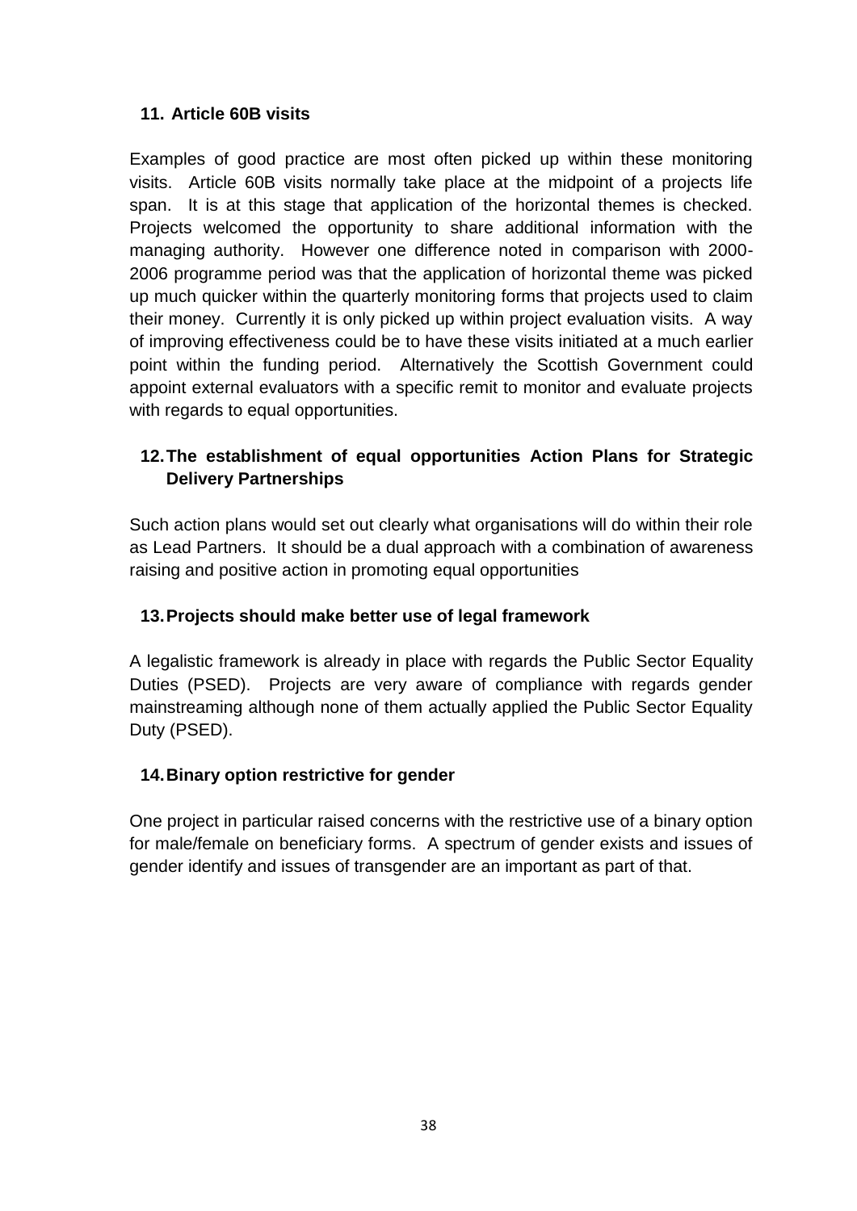**11. Article 60B visits**

Examples of good practice are most often picked up within these monitoring visits. Article 60B visits normally take place at the midpoint of a projects life span. It is at this stage that application of the horizontal themes is checked. Projects welcomed the opportunity to share additional information with the managing authority. However one difference noted in comparison with 2000-2006 programme period was that the application of horizontal theme was picked up much quicker within the quarterly monitoring forms that projects used to claim their money. Currently it is only picked up within project evaluation visits. A way of improving effectiveness could be to have these visits initiated at a much earlier point within the funding period. Alternatively the Scottish Government could appoint external evaluators with a specific remit to monitor and evaluate projects with regards to equal opportunities.

**12. The establishment of equal opportunities Action Plans for Strategic Delivery Partnerships**

Such action plans would set out clearly what organisations will do within their role as Lead Partners. It should be a dual approach with a combination of awareness raising and positive action in promoting equal opportunities

**13. Projects should make better use of legal framework**

A legalistic framework is already in place with regards the Public Sector Equality Duties (PSED). Projects are very aware of compliance with regards gender mainstreaming although none of them actually applied the Public Sector Equality Duty (PSED).

**14. Binary option restrictive for gender**

One project in particular raised concerns with the restrictive use of a binary option for male/female on beneficiary forms. A spectrum of gender exists and issues of gender identify and issues of transgender are an important as part of that.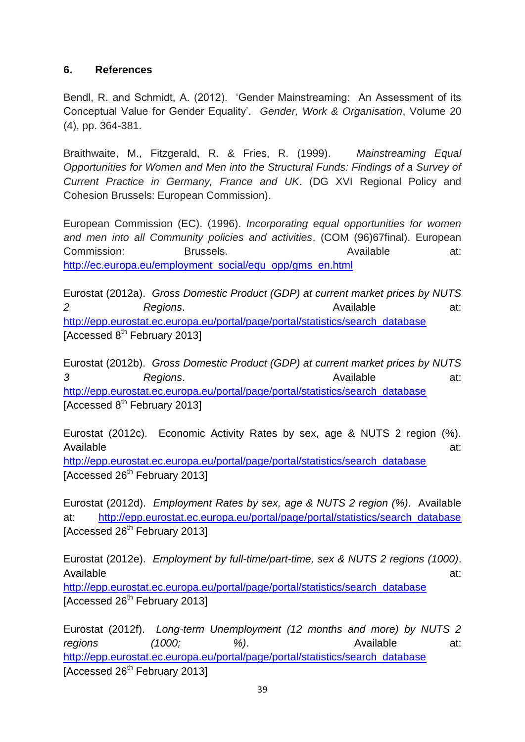## 6. References

Bendl, R. and Schmidt, A. (2012). 'Gender Mainstreaming: An Assessment of its Conceptual Value for Gender Equality'. *Gender, Work & Organisation*, Volume 20 (4), pp. 364-381.

Braithwaite, M., Fitzgerald, R. & Fries, R. (1999). *Mainstreaming Equal Opportunities for Women and Men into the Structural Funds: Findings of a Survey of Current Practice in Germany, France and UK*. (DG XVI Regional Policy and Cohesion Brussels: European Commission).

European Commission (EC). (1996). *Incorporating equal opportunities for women and men into all Community policies and activities*, (COM (96)67final). European Commission: Brussels. Available at: http://ec.europa.eu/employment_social/equ_opp/gms_en.html

Eurostat (2012a). *Gross Domestic Product (GDP) at current market prices by NUTS 2 Regions*. Available at: http://epp.eurostat.ec.europa.eu/portal/page/portal/statistics/search_database [Accessed 8th February 2013]

Eurostat (2012b). *Gross Domestic Product (GDP) at current market prices by NUTS 3 Regions*. Available at: http://epp.eurostat.ec.europa.eu/portal/page/portal/statistics/search_database [Accessed 8th February 2013]

Eurostat (2012c). Economic Activity Rates by sex, age & NUTS 2 region (%). Available at: http://epp.eurostat.ec.europa.eu/portal/page/portal/statistics/search_database [Accessed 26th February 2013]

Eurostat (2012d). *Employment Rates by sex, age & NUTS 2 region (%)*. Available at: http://epp.eurostat.ec.europa.eu/portal/page/portal/statistics/search_database [Accessed 26th February 2013]

Eurostat (2012e). *Employment by full-time/part-time, sex & NUTS 2 regions (1000)*. Available at: http://epp.eurostat.ec.europa.eu/portal/page/portal/statistics/search_database [Accessed 26th February 2013]

Eurostat (2012f). *Long-term Unemployment (12 months and more) by NUTS 2 regions (1000; %)*. Available at: http://epp.eurostat.ec.europa.eu/portal/page/portal/statistics/search_database [Accessed 26th February 2013]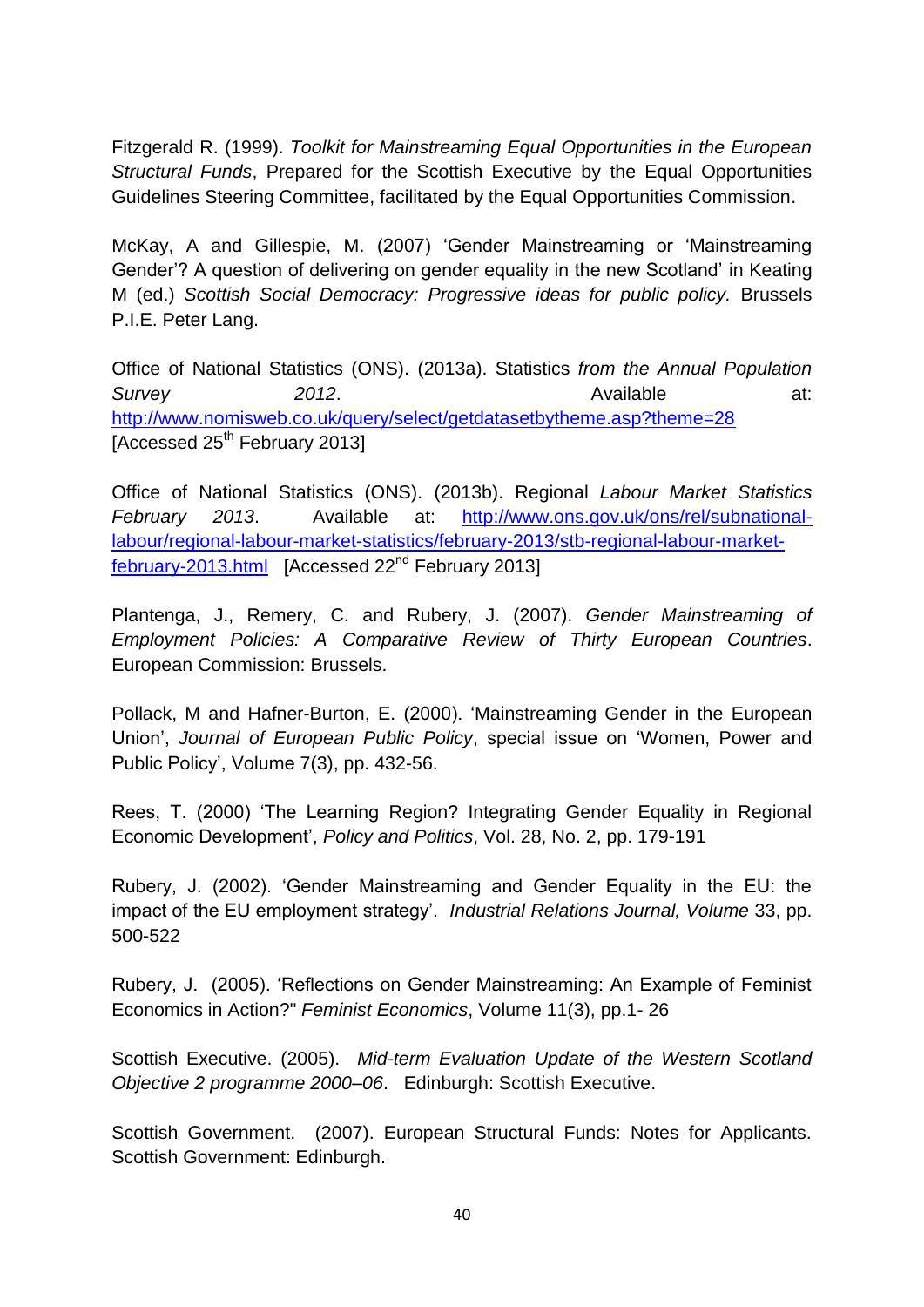Fitzgerald R. (1999). *Toolkit for Mainstreaming Equal Opportunities in the European Structural Funds*, Prepared for the Scottish Executive by the Equal Opportunities Guidelines Steering Committee, facilitated by the Equal Opportunities Commission.

McKay, A and Gillespie, M. (2007) 'Gender Mainstreaming or 'Mainstreaming Gender'? A question of delivering on gender equality in the new Scotland' in Keating M (ed.) *Scottish Social Democracy: Progressive ideas for public policy.* Brussels P.I.E. Peter Lang.

Office of National Statistics (ONS). (2013a). Statistics *from the Annual Population Survey 2012*. Available at: http://www.nomisweb.co.uk/query/select/getdatasetbytheme.asp?theme=28 [Accessed 25th February 2013]

Office of National Statistics (ONS). (2013b). Regional *Labour Market Statistics February 2013*. Available at: http://www.ons.gov.uk/ons/rel/subnational-labour/regional-labour-market-statistics/february-2013/stb-regional-labour-market-february-2013.html [Accessed 22nd February 2013]

Plantenga, J., Remery, C. and Rubery, J. (2007). *Gender Mainstreaming of Employment Policies: A Comparative Review of Thirty European Countries*. European Commission: Brussels.

Pollack, M and Hafner-Burton, E. (2000). 'Mainstreaming Gender in the European Union', *Journal of European Public Policy*, special issue on 'Women, Power and Public Policy', Volume 7(3), pp. 432-56.

Rees, T. (2000) 'The Learning Region? Integrating Gender Equality in Regional Economic Development', *Policy and Politics*, Vol. 28, No. 2, pp. 179-191

Rubery, J. (2002). 'Gender Mainstreaming and Gender Equality in the EU: the impact of the EU employment strategy'. *Industrial Relations Journal, Volume* 33, pp. 500-522

Rubery, J. (2005). 'Reflections on Gender Mainstreaming: An Example of Feminist Economics in Action?" *Feminist Economics*, Volume 11(3), pp.1- 26

Scottish Executive. (2005). *Mid-term Evaluation Update of the Western Scotland Objective 2 programme 2000–06*. Edinburgh: Scottish Executive.

Scottish Government. (2007). European Structural Funds: Notes for Applicants. Scottish Government: Edinburgh.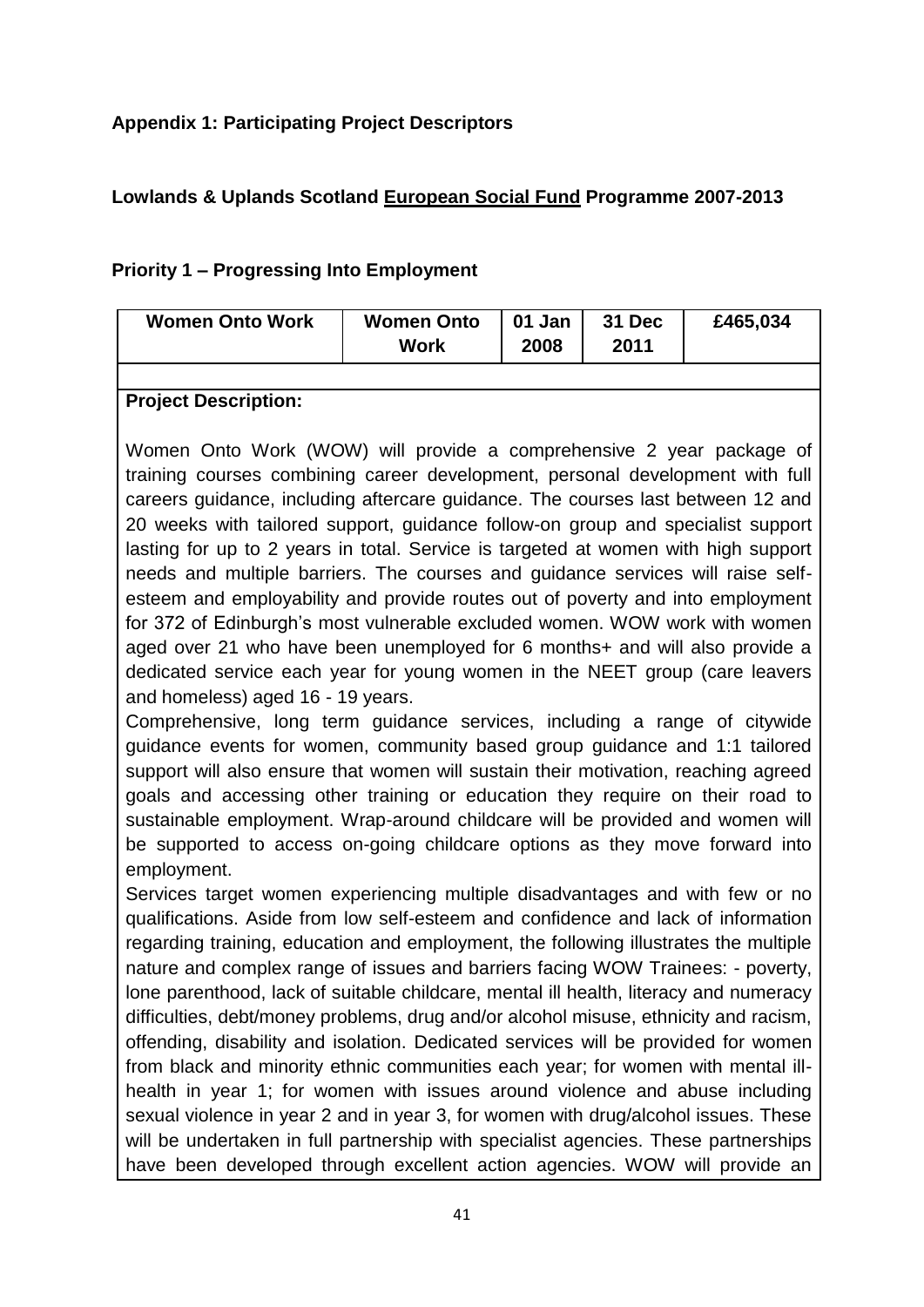**Appendix 1: Participating Project Descriptors**

**Lowlands & Uplands Scotland European Social Fund Programme 2007-2013**

**Priority 1 – Progressing Into Employment**

| Women Onto Work | Women Onto Work | 01 Jan 2008 | 31 Dec 2011 | £465,034 |
|---|---|---|---|---|

**Project Description:**

Women Onto Work (WOW) will provide a comprehensive 2 year package of training courses combining career development, personal development with full careers guidance, including aftercare guidance. The courses last between 12 and 20 weeks with tailored support, guidance follow-on group and specialist support lasting for up to 2 years in total. Service is targeted at women with high support needs and multiple barriers. The courses and guidance services will raise self-esteem and employability and provide routes out of poverty and into employment for 372 of Edinburgh's most vulnerable excluded women. WOW work with women aged over 21 who have been unemployed for 6 months+ and will also provide a dedicated service each year for young women in the NEET group (care leavers and homeless) aged 16 - 19 years.

Comprehensive, long term guidance services, including a range of citywide guidance events for women, community based group guidance and 1:1 tailored support will also ensure that women will sustain their motivation, reaching agreed goals and accessing other training or education they require on their road to sustainable employment. Wrap-around childcare will be provided and women will be supported to access on-going childcare options as they move forward into employment.

Services target women experiencing multiple disadvantages and with few or no qualifications. Aside from low self-esteem and confidence and lack of information regarding training, education and employment, the following illustrates the multiple nature and complex range of issues and barriers facing WOW Trainees: - poverty, lone parenthood, lack of suitable childcare, mental ill health, literacy and numeracy difficulties, debt/money problems, drug and/or alcohol misuse, ethnicity and racism, offending, disability and isolation. Dedicated services will be provided for women from black and minority ethnic communities each year; for women with mental ill-health in year 1; for women with issues around violence and abuse including sexual violence in year 2 and in year 3, for women with drug/alcohol issues. These will be undertaken in full partnership with specialist agencies. These partnerships have been developed through excellent action agencies. WOW will provide an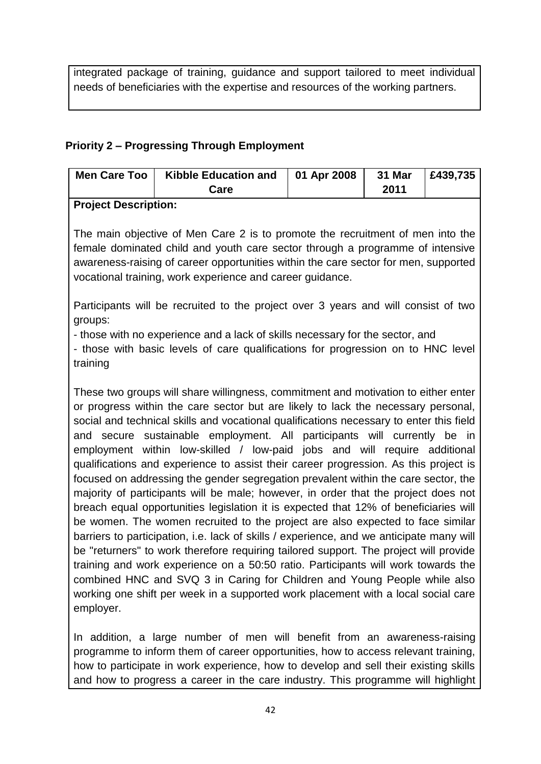integrated package of training, guidance and support tailored to meet individual needs of beneficiaries with the expertise and resources of the working partners.

**Priority 2 – Progressing Through Employment**

| Men Care Too | Kibble Education and Care | 01 Apr 2008 | 31 Mar 2011 | £439,735 |
|---|---|---|---|---|

**Project Description:**

The main objective of Men Care 2 is to promote the recruitment of men into the female dominated child and youth care sector through a programme of intensive awareness-raising of career opportunities within the care sector for men, supported vocational training, work experience and career guidance.

Participants will be recruited to the project over 3 years and will consist of two groups:

- those with no experience and a lack of skills necessary for the sector, and
- those with basic levels of care qualifications for progression on to HNC level training

These two groups will share willingness, commitment and motivation to either enter or progress within the care sector but are likely to lack the necessary personal, social and technical skills and vocational qualifications necessary to enter this field and secure sustainable employment. All participants will currently be in employment within low-skilled / low-paid jobs and will require additional qualifications and experience to assist their career progression. As this project is focused on addressing the gender segregation prevalent within the care sector, the majority of participants will be male; however, in order that the project does not breach equal opportunities legislation it is expected that 12% of beneficiaries will be women. The women recruited to the project are also expected to face similar barriers to participation, i.e. lack of skills / experience, and we anticipate many will be "returners" to work therefore requiring tailored support. The project will provide training and work experience on a 50:50 ratio. Participants will work towards the combined HNC and SVQ 3 in Caring for Children and Young People while also working one shift per week in a supported work placement with a local social care employer.

In addition, a large number of men will benefit from an awareness-raising programme to inform them of career opportunities, how to access relevant training, how to participate in work experience, how to develop and sell their existing skills and how to progress a career in the care industry. This programme will highlight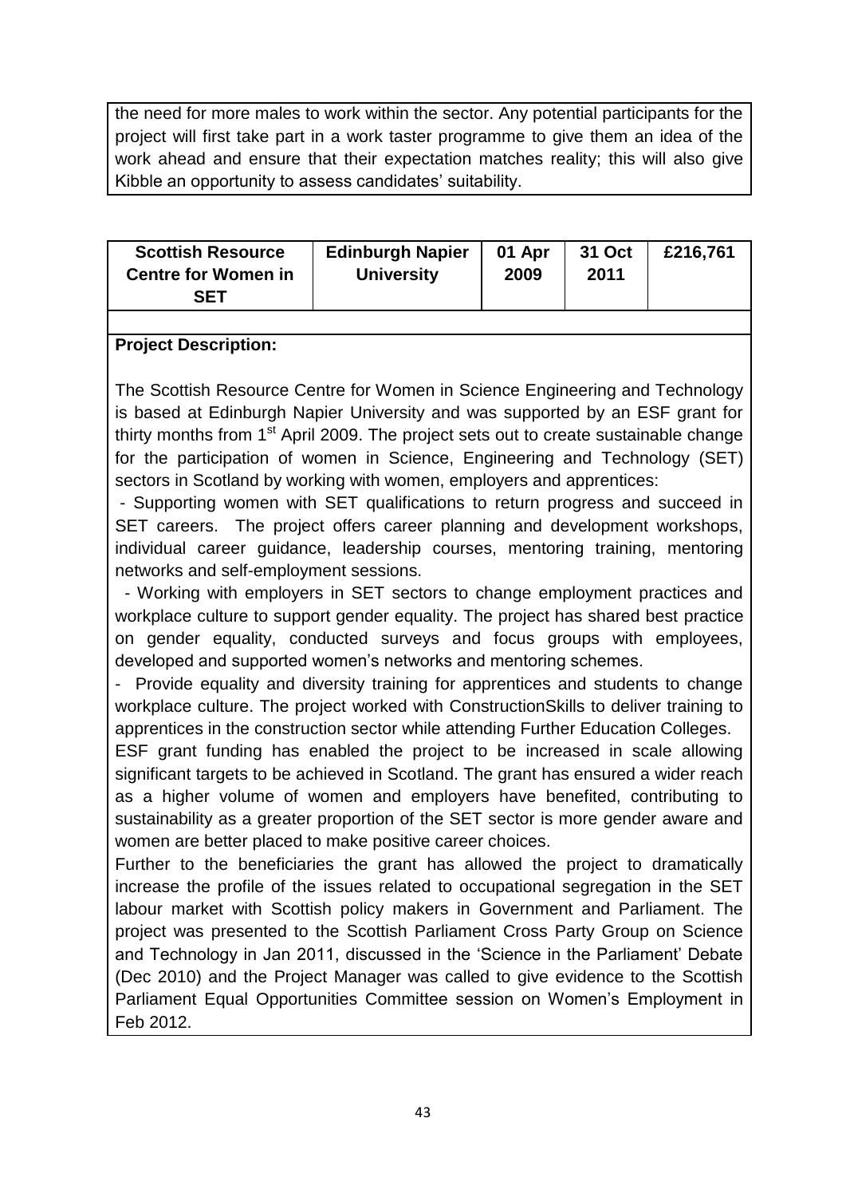the need for more males to work within the sector. Any potential participants for the project will first take part in a work taster programme to give them an idea of the work ahead and ensure that their expectation matches reality; this will also give Kibble an opportunity to assess candidates' suitability.

| **Scottish Resource Centre for Women in SET** | **Edinburgh Napier University** | **01 Apr 2009** | **31 Oct 2011** | **£216,761** |
|---|---|---|---|---|

**Project Description:**

The Scottish Resource Centre for Women in Science Engineering and Technology is based at Edinburgh Napier University and was supported by an ESF grant for thirty months from 1st April 2009. The project sets out to create sustainable change for the participation of women in Science, Engineering and Technology (SET) sectors in Scotland by working with women, employers and apprentices:

- Supporting women with SET qualifications to return progress and succeed in SET careers. The project offers career planning and development workshops, individual career guidance, leadership courses, mentoring training, mentoring networks and self-employment sessions.
- Working with employers in SET sectors to change employment practices and workplace culture to support gender equality. The project has shared best practice on gender equality, conducted surveys and focus groups with employees, developed and supported women's networks and mentoring schemes.
- Provide equality and diversity training for apprentices and students to change workplace culture. The project worked with ConstructionSkills to deliver training to apprentices in the construction sector while attending Further Education Colleges.

ESF grant funding has enabled the project to be increased in scale allowing significant targets to be achieved in Scotland. The grant has ensured a wider reach as a higher volume of women and employers have benefited, contributing to sustainability as a greater proportion of the SET sector is more gender aware and women are better placed to make positive career choices.

Further to the beneficiaries the grant has allowed the project to dramatically increase the profile of the issues related to occupational segregation in the SET labour market with Scottish policy makers in Government and Parliament. The project was presented to the Scottish Parliament Cross Party Group on Science and Technology in Jan 2011, discussed in the 'Science in the Parliament' Debate (Dec 2010) and the Project Manager was called to give evidence to the Scottish Parliament Equal Opportunities Committee session on Women's Employment in Feb 2012.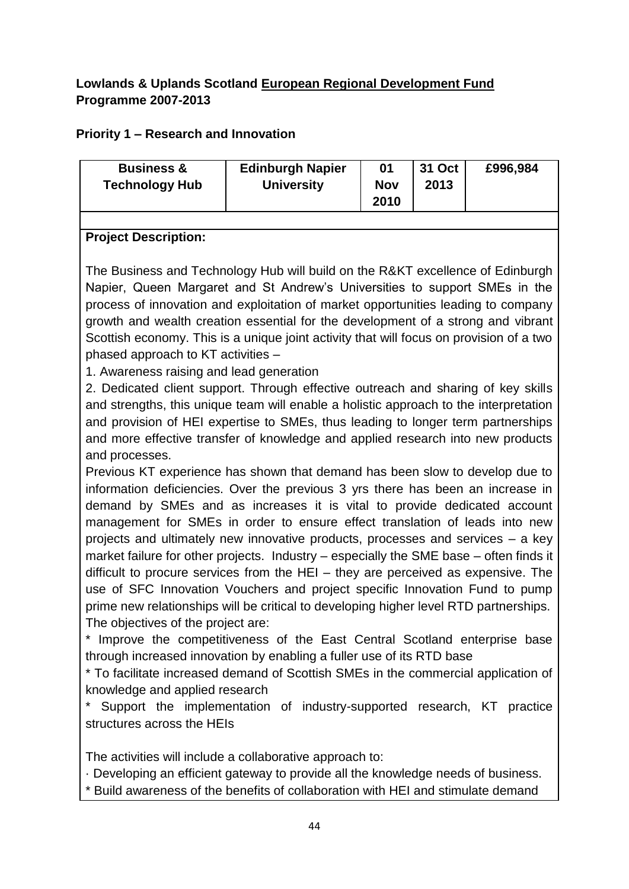**Lowlands & Uplands Scotland European Regional Development Fund Programme 2007-2013**

**Priority 1 – Research and Innovation**

| Business & Technology Hub | Edinburgh Napier University | 01 Nov 2010 | 31 Oct 2013 | £996,984 |
|---|---|---|---|---|

**Project Description:**

The Business and Technology Hub will build on the R&KT excellence of Edinburgh Napier, Queen Margaret and St Andrew's Universities to support SMEs in the process of innovation and exploitation of market opportunities leading to company growth and wealth creation essential for the development of a strong and vibrant Scottish economy. This is a unique joint activity that will focus on provision of a two phased approach to KT activities –

1. Awareness raising and lead generation
2. Dedicated client support. Through effective outreach and sharing of key skills and strengths, this unique team will enable a holistic approach to the interpretation and provision of HEI expertise to SMEs, thus leading to longer term partnerships and more effective transfer of knowledge and applied research into new products and processes.

Previous KT experience has shown that demand has been slow to develop due to information deficiencies. Over the previous 3 yrs there has been an increase in demand by SMEs and as increases it is vital to provide dedicated account management for SMEs in order to ensure effect translation of leads into new projects and ultimately new innovative products, processes and services – a key market failure for other projects. Industry – especially the SME base – often finds it difficult to procure services from the HEI – they are perceived as expensive. The use of SFC Innovation Vouchers and project specific Innovation Fund to pump prime new relationships will be critical to developing higher level RTD partnerships.

The objectives of the project are:

* Improve the competitiveness of the East Central Scotland enterprise base through increased innovation by enabling a fuller use of its RTD base
* To facilitate increased demand of Scottish SMEs in the commercial application of knowledge and applied research
* Support the implementation of industry-supported research, KT practice structures across the HEIs

The activities will include a collaborative approach to:

· Developing an efficient gateway to provide all the knowledge needs of business.
* Build awareness of the benefits of collaboration with HEI and stimulate demand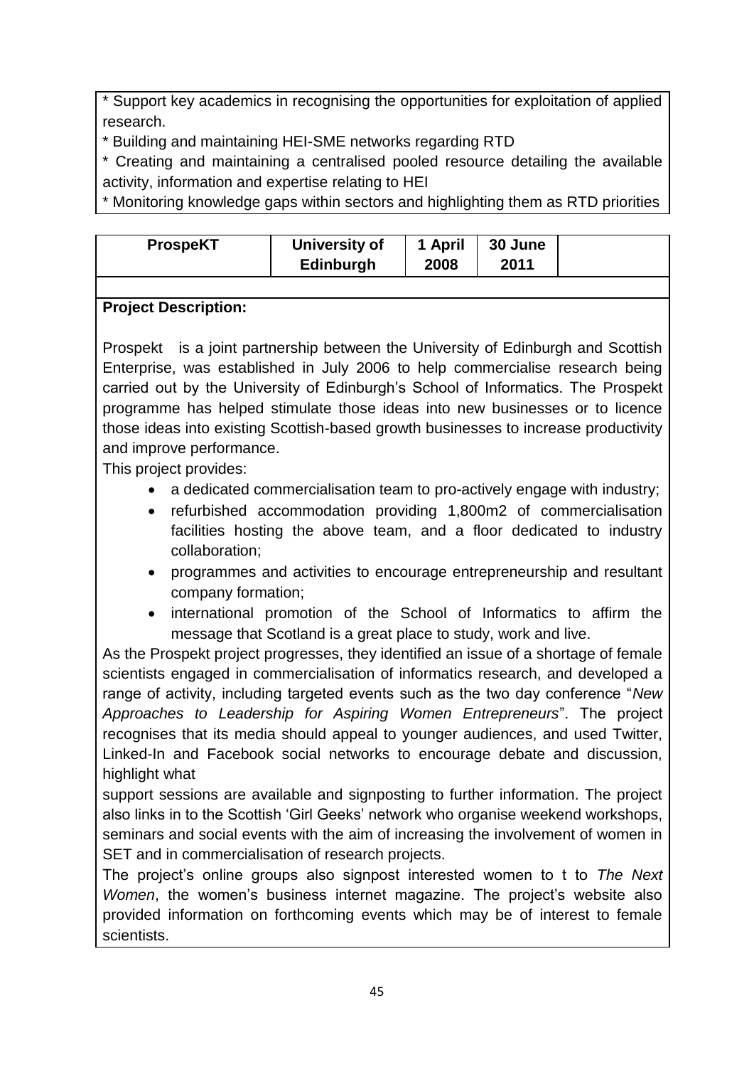* Support key academics in recognising the opportunities for exploitation of applied research.
* Building and maintaining HEI-SME networks regarding RTD
* Creating and maintaining a centralised pooled resource detailing the available activity, information and expertise relating to HEI
* Monitoring knowledge gaps within sectors and highlighting them as RTD priorities

| **ProspeKT** | **University of Edinburgh** | **1 April 2008** | **30 June 2011** | |
|---|---|---|---|---|

**Project Description:**

Prospekt is a joint partnership between the University of Edinburgh and Scottish Enterprise, was established in July 2006 to help commercialise research being carried out by the University of Edinburgh's School of Informatics. The Prospekt programme has helped stimulate those ideas into new businesses or to licence those ideas into existing Scottish-based growth businesses to increase productivity and improve performance.

This project provides:

- a dedicated commercialisation team to pro-actively engage with industry;
- refurbished accommodation providing 1,800m2 of commercialisation facilities hosting the above team, and a floor dedicated to industry collaboration;
- programmes and activities to encourage entrepreneurship and resultant company formation;
- international promotion of the School of Informatics to affirm the message that Scotland is a great place to study, work and live.

As the Prospekt project progresses, they identified an issue of a shortage of female scientists engaged in commercialisation of informatics research, and developed a range of activity, including targeted events such as the two day conference "*New Approaches to Leadership for Aspiring Women Entrepreneurs*". The project recognises that its media should appeal to younger audiences, and used Twitter, Linked-In and Facebook social networks to encourage debate and discussion, highlight what support sessions are available and signposting to further information. The project also links in to the Scottish 'Girl Geeks' network who organise weekend workshops, seminars and social events with the aim of increasing the involvement of women in SET and in commercialisation of research projects.

The project's online groups also signpost interested women to t to *The Next Women*, the women's business internet magazine. The project's website also provided information on forthcoming events which may be of interest to female scientists.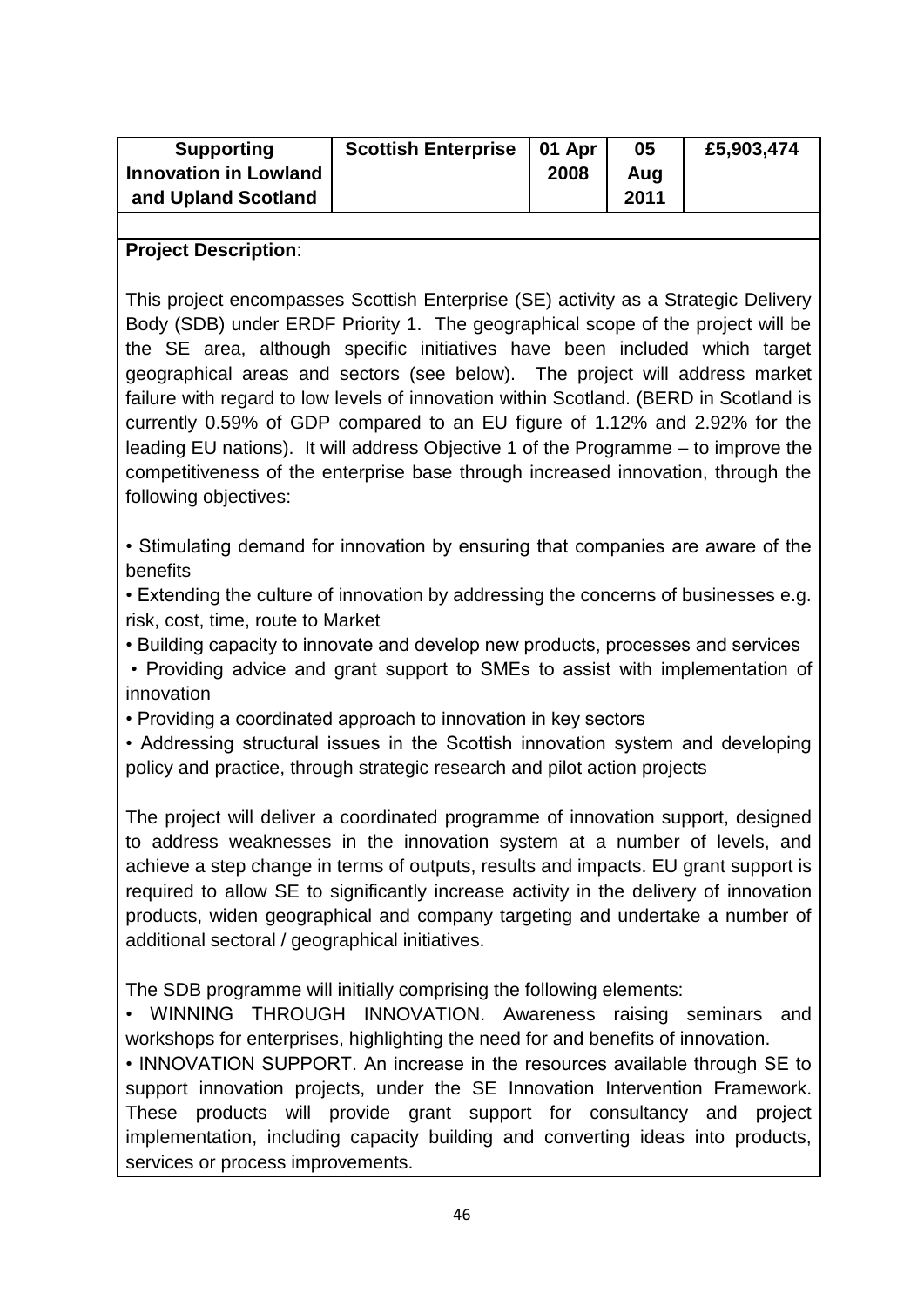| Supporting Innovation in Lowland and Upland Scotland | Scottish Enterprise | 01 Apr 2008 | 05 Aug 2011 | £5,903,474 |
|---|---|---|---|---|

**Project Description**:

This project encompasses Scottish Enterprise (SE) activity as a Strategic Delivery Body (SDB) under ERDF Priority 1. The geographical scope of the project will be the SE area, although specific initiatives have been included which target geographical areas and sectors (see below). The project will address market failure with regard to low levels of innovation within Scotland. (BERD in Scotland is currently 0.59% of GDP compared to an EU figure of 1.12% and 2.92% for the leading EU nations). It will address Objective 1 of the Programme – to improve the competitiveness of the enterprise base through increased innovation, through the following objectives:

- Stimulating demand for innovation by ensuring that companies are aware of the benefits
- Extending the culture of innovation by addressing the concerns of businesses e.g. risk, cost, time, route to Market
- Building capacity to innovate and develop new products, processes and services
- Providing advice and grant support to SMEs to assist with implementation of innovation
- Providing a coordinated approach to innovation in key sectors
- Addressing structural issues in the Scottish innovation system and developing policy and practice, through strategic research and pilot action projects

The project will deliver a coordinated programme of innovation support, designed to address weaknesses in the innovation system at a number of levels, and achieve a step change in terms of outputs, results and impacts. EU grant support is required to allow SE to significantly increase activity in the delivery of innovation products, widen geographical and company targeting and undertake a number of additional sectoral / geographical initiatives.

The SDB programme will initially comprising the following elements:

- WINNING THROUGH INNOVATION. Awareness raising seminars and workshops for enterprises, highlighting the need for and benefits of innovation.
- INNOVATION SUPPORT. An increase in the resources available through SE to support innovation projects, under the SE Innovation Intervention Framework. These products will provide grant support for consultancy and project implementation, including capacity building and converting ideas into products, services or process improvements.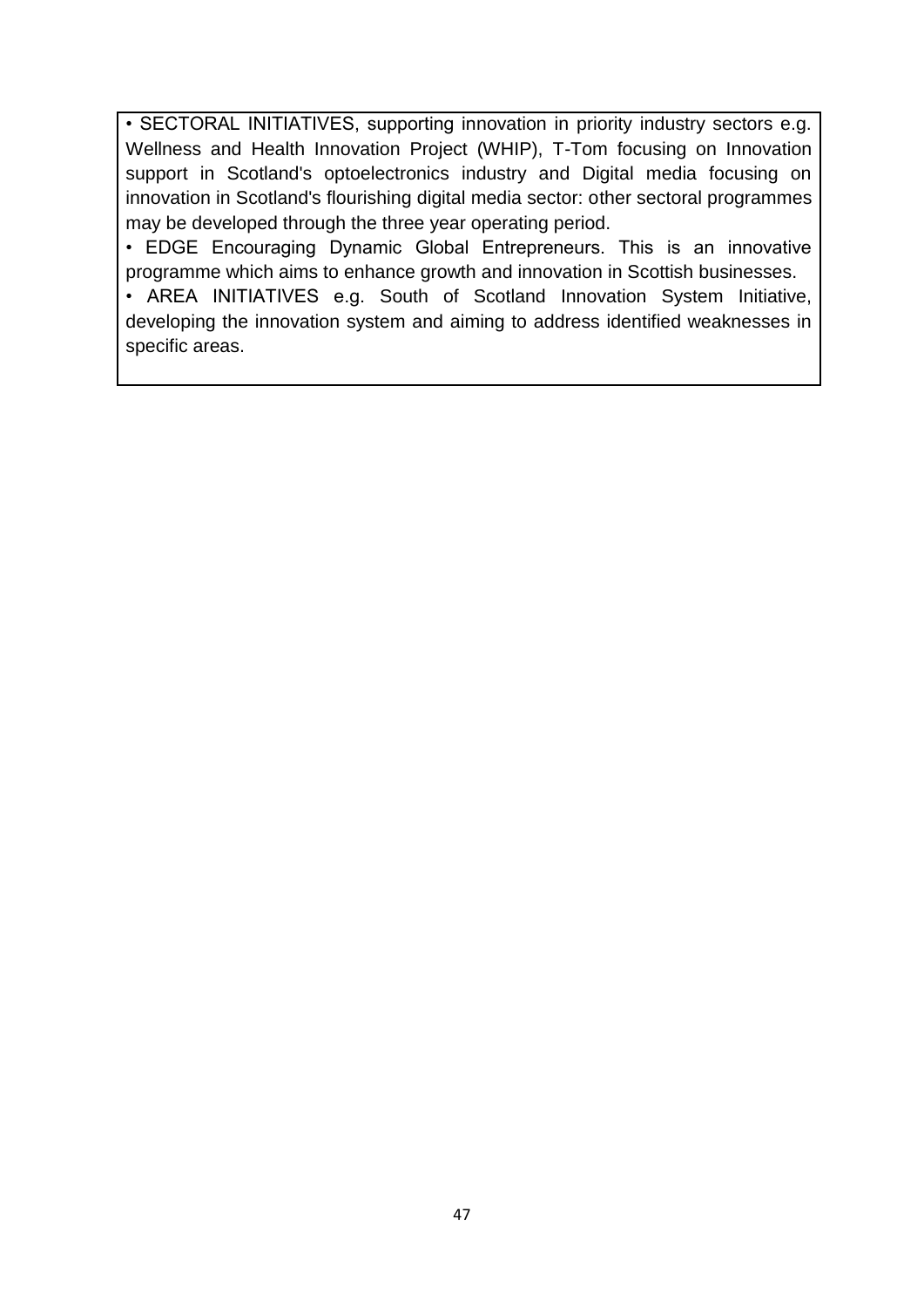- SECTORAL INITIATIVES, supporting innovation in priority industry sectors e.g. Wellness and Health Innovation Project (WHIP), T-Tom focusing on Innovation support in Scotland's optoelectronics industry and Digital media focusing on innovation in Scotland's flourishing digital media sector: other sectoral programmes may be developed through the three year operating period.
- EDGE Encouraging Dynamic Global Entrepreneurs. This is an innovative programme which aims to enhance growth and innovation in Scottish businesses.
- AREA INITIATIVES e.g. South of Scotland Innovation System Initiative, developing the innovation system and aiming to address identified weaknesses in specific areas.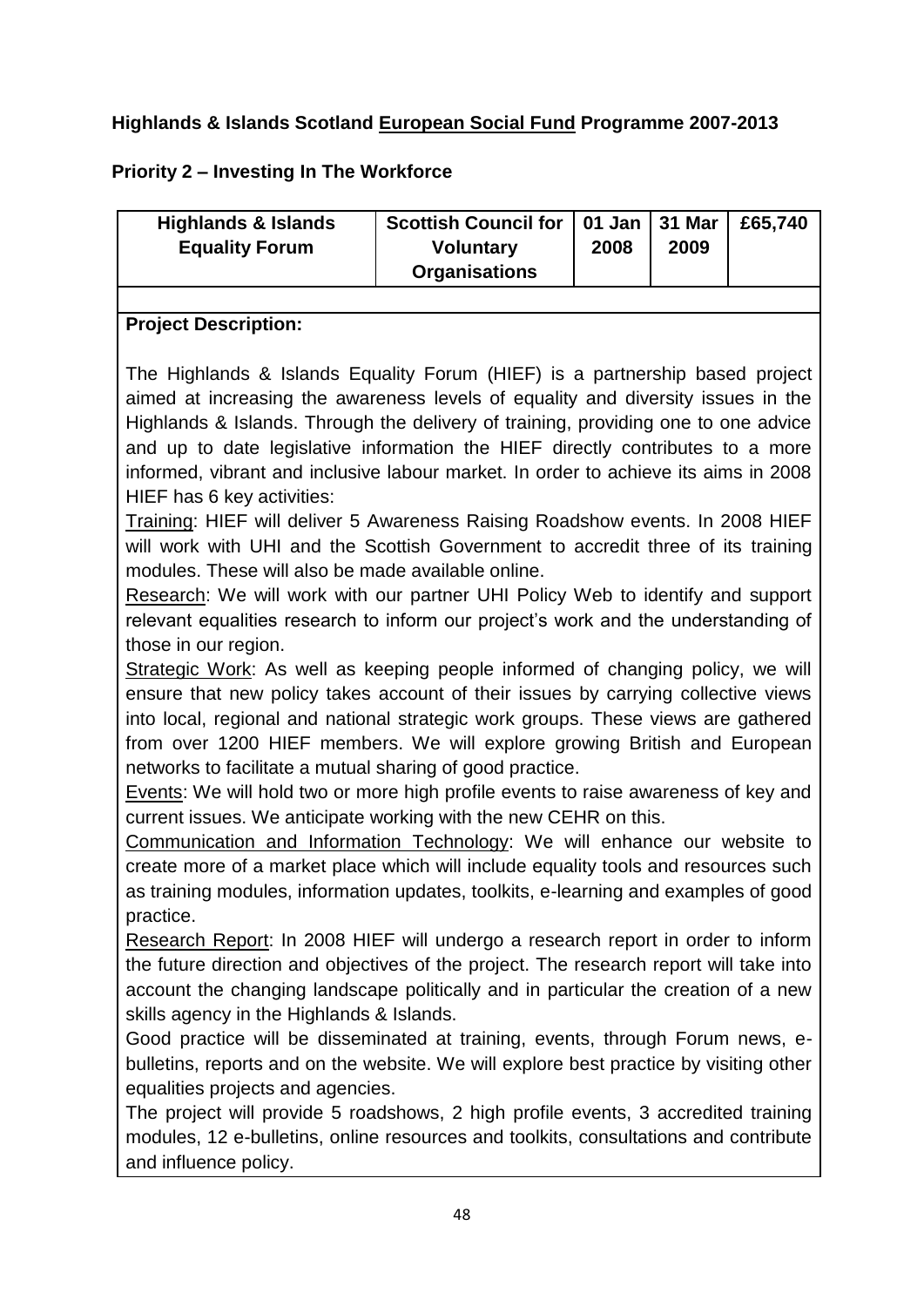**Highlands & Islands Scotland European Social Fund Programme 2007-2013**

**Priority 2 – Investing In The Workforce**

| **Highlands & Islands Equality Forum** | **Scottish Council for Voluntary Organisations** | **01 Jan 2008** | **31 Mar 2009** | **£65,740** |
|---|---|---|---|---|

**Project Description:**

The Highlands & Islands Equality Forum (HIEF) is a partnership based project aimed at increasing the awareness levels of equality and diversity issues in the Highlands & Islands. Through the delivery of training, providing one to one advice and up to date legislative information the HIEF directly contributes to a more informed, vibrant and inclusive labour market. In order to achieve its aims in 2008 HIEF has 6 key activities:

Training: HIEF will deliver 5 Awareness Raising Roadshow events. In 2008 HIEF will work with UHI and the Scottish Government to accredit three of its training modules. These will also be made available online.

Research: We will work with our partner UHI Policy Web to identify and support relevant equalities research to inform our project's work and the understanding of those in our region.

Strategic Work: As well as keeping people informed of changing policy, we will ensure that new policy takes account of their issues by carrying collective views into local, regional and national strategic work groups. These views are gathered from over 1200 HIEF members. We will explore growing British and European networks to facilitate a mutual sharing of good practice.

Events: We will hold two or more high profile events to raise awareness of key and current issues. We anticipate working with the new CEHR on this.

Communication and Information Technology: We will enhance our website to create more of a market place which will include equality tools and resources such as training modules, information updates, toolkits, e-learning and examples of good practice.

Research Report: In 2008 HIEF will undergo a research report in order to inform the future direction and objectives of the project. The research report will take into account the changing landscape politically and in particular the creation of a new skills agency in the Highlands & Islands.

Good practice will be disseminated at training, events, through Forum news, e-bulletins, reports and on the website. We will explore best practice by visiting other equalities projects and agencies.

The project will provide 5 roadshows, 2 high profile events, 3 accredited training modules, 12 e-bulletins, online resources and toolkits, consultations and contribute and influence policy.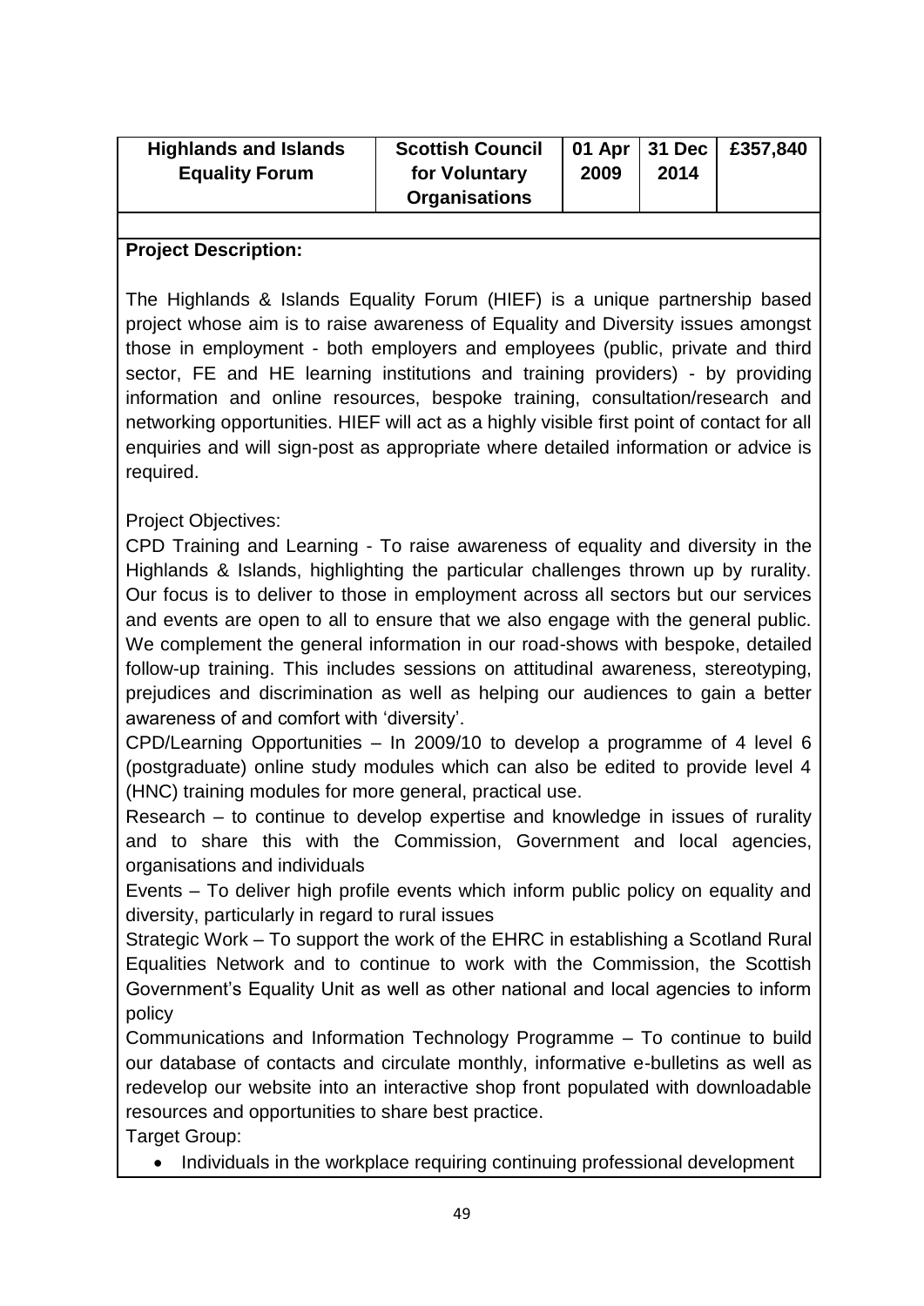| Highlands and Islands Equality Forum | Scottish Council for Voluntary Organisations | 01 Apr 2009 | 31 Dec 2014 | £357,840 |
|---|---|---|---|---|

**Project Description:**

The Highlands & Islands Equality Forum (HIEF) is a unique partnership based project whose aim is to raise awareness of Equality and Diversity issues amongst those in employment - both employers and employees (public, private and third sector, FE and HE learning institutions and training providers) - by providing information and online resources, bespoke training, consultation/research and networking opportunities. HIEF will act as a highly visible first point of contact for all enquiries and will sign-post as appropriate where detailed information or advice is required.

Project Objectives:

CPD Training and Learning - To raise awareness of equality and diversity in the Highlands & Islands, highlighting the particular challenges thrown up by rurality. Our focus is to deliver to those in employment across all sectors but our services and events are open to all to ensure that we also engage with the general public. We complement the general information in our road-shows with bespoke, detailed follow-up training. This includes sessions on attitudinal awareness, stereotyping, prejudices and discrimination as well as helping our audiences to gain a better awareness of and comfort with 'diversity'.

CPD/Learning Opportunities – In 2009/10 to develop a programme of 4 level 6 (postgraduate) online study modules which can also be edited to provide level 4 (HNC) training modules for more general, practical use.

Research – to continue to develop expertise and knowledge in issues of rurality and to share this with the Commission, Government and local agencies, organisations and individuals

Events – To deliver high profile events which inform public policy on equality and diversity, particularly in regard to rural issues

Strategic Work – To support the work of the EHRC in establishing a Scotland Rural Equalities Network and to continue to work with the Commission, the Scottish Government's Equality Unit as well as other national and local agencies to inform policy

Communications and Information Technology Programme – To continue to build our database of contacts and circulate monthly, informative e-bulletins as well as redevelop our website into an interactive shop front populated with downloadable resources and opportunities to share best practice.

Target Group:

- Individuals in the workplace requiring continuing professional development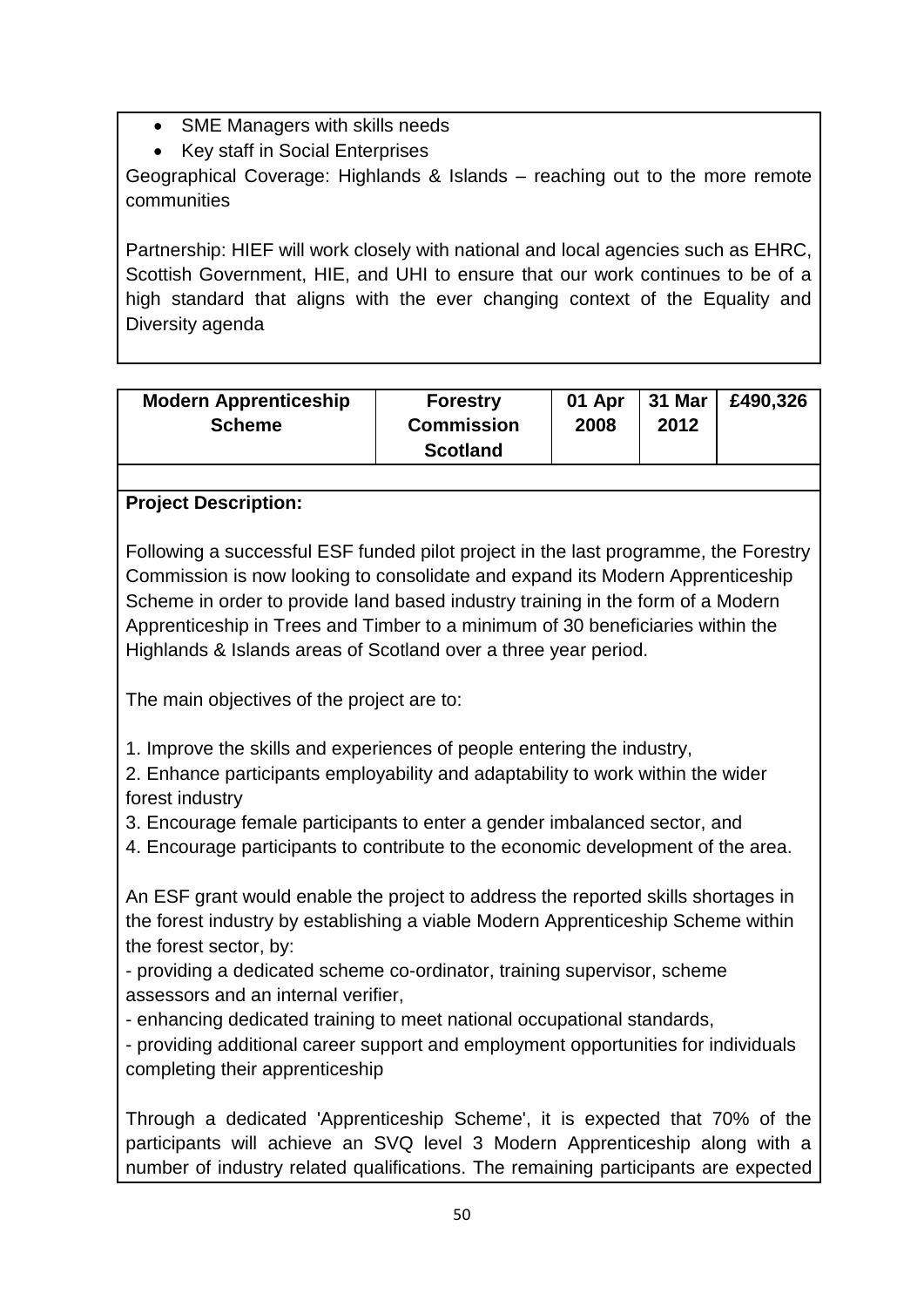- SME Managers with skills needs
- Key staff in Social Enterprises

Geographical Coverage: Highlands & Islands – reaching out to the more remote communities

Partnership: HIEF will work closely with national and local agencies such as EHRC, Scottish Government, HIE, and UHI to ensure that our work continues to be of a high standard that aligns with the ever changing context of the Equality and Diversity agenda

| **Modern Apprenticeship Scheme** | **Forestry Commission Scotland** | **01 Apr 2008** | **31 Mar 2012** | **£490,326** |
|---|---|---|---|---|

**Project Description:**

Following a successful ESF funded pilot project in the last programme, the Forestry Commission is now looking to consolidate and expand its Modern Apprenticeship Scheme in order to provide land based industry training in the form of a Modern Apprenticeship in Trees and Timber to a minimum of 30 beneficiaries within the Highlands & Islands areas of Scotland over a three year period.

The main objectives of the project are to:

1. Improve the skills and experiences of people entering the industry,
2. Enhance participants employability and adaptability to work within the wider forest industry
3. Encourage female participants to enter a gender imbalanced sector, and
4. Encourage participants to contribute to the economic development of the area.

An ESF grant would enable the project to address the reported skills shortages in the forest industry by establishing a viable Modern Apprenticeship Scheme within the forest sector, by:

- providing a dedicated scheme co-ordinator, training supervisor, scheme assessors and an internal verifier,
- enhancing dedicated training to meet national occupational standards,
- providing additional career support and employment opportunities for individuals completing their apprenticeship

Through a dedicated 'Apprenticeship Scheme', it is expected that 70% of the participants will achieve an SVQ level 3 Modern Apprenticeship along with a number of industry related qualifications. The remaining participants are expected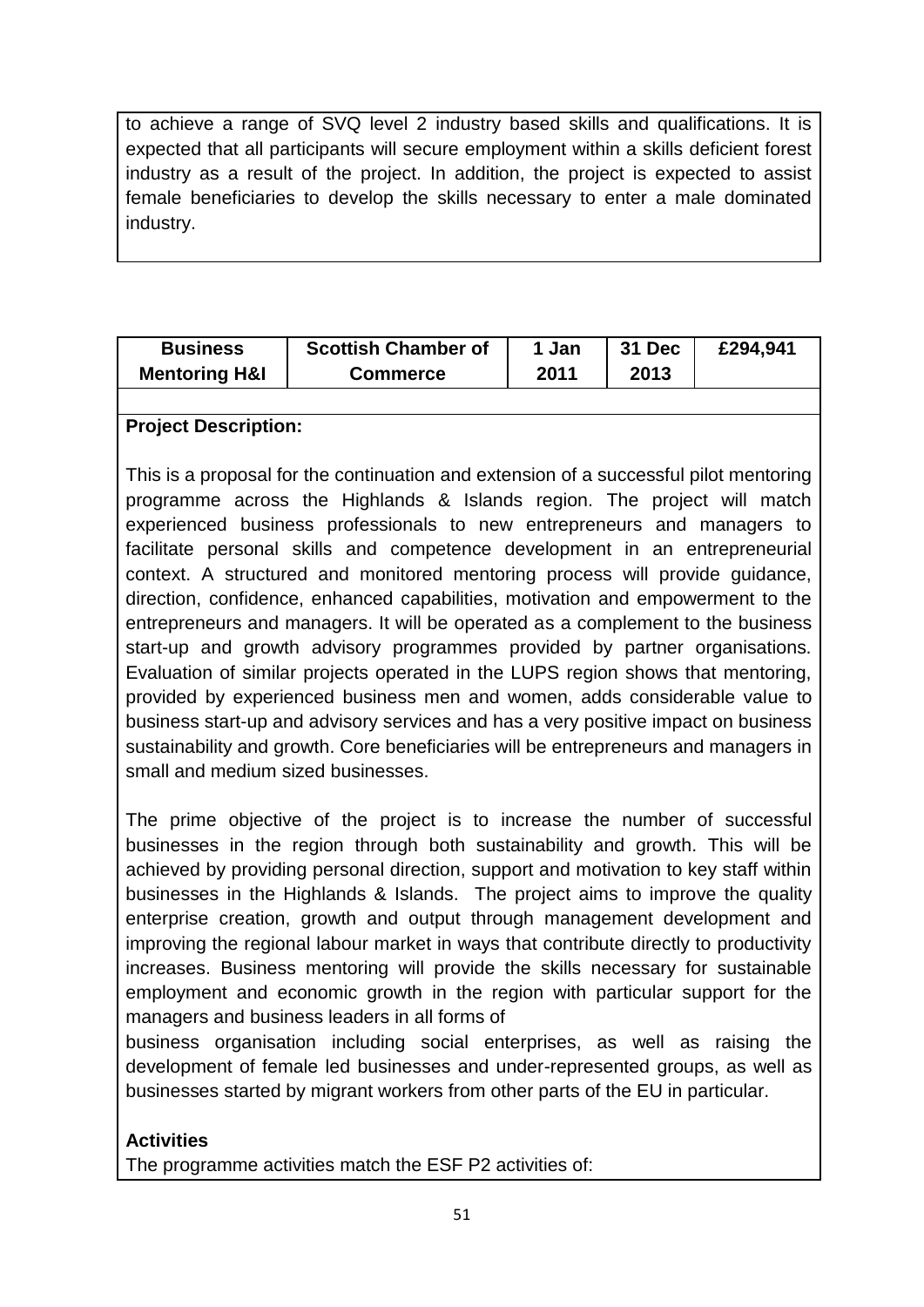to achieve a range of SVQ level 2 industry based skills and qualifications. It is expected that all participants will secure employment within a skills deficient forest industry as a result of the project. In addition, the project is expected to assist female beneficiaries to develop the skills necessary to enter a male dominated industry.

| **Business Mentoring H&I** | **Scottish Chamber of Commerce** | **1 Jan 2011** | **31 Dec 2013** | **£294,941** |
|---|---|---|---|---|

**Project Description:**

This is a proposal for the continuation and extension of a successful pilot mentoring programme across the Highlands & Islands region. The project will match experienced business professionals to new entrepreneurs and managers to facilitate personal skills and competence development in an entrepreneurial context. A structured and monitored mentoring process will provide guidance, direction, confidence, enhanced capabilities, motivation and empowerment to the entrepreneurs and managers. It will be operated as a complement to the business start-up and growth advisory programmes provided by partner organisations. Evaluation of similar projects operated in the LUPS region shows that mentoring, provided by experienced business men and women, adds considerable value to business start-up and advisory services and has a very positive impact on business sustainability and growth. Core beneficiaries will be entrepreneurs and managers in small and medium sized businesses.

The prime objective of the project is to increase the number of successful businesses in the region through both sustainability and growth. This will be achieved by providing personal direction, support and motivation to key staff within businesses in the Highlands & Islands. The project aims to improve the quality enterprise creation, growth and output through management development and improving the regional labour market in ways that contribute directly to productivity increases. Business mentoring will provide the skills necessary for sustainable employment and economic growth in the region with particular support for the managers and business leaders in all forms of business organisation including social enterprises, as well as raising the development of female led businesses and under-represented groups, as well as businesses started by migrant workers from other parts of the EU in particular.

**Activities**

The programme activities match the ESF P2 activities of: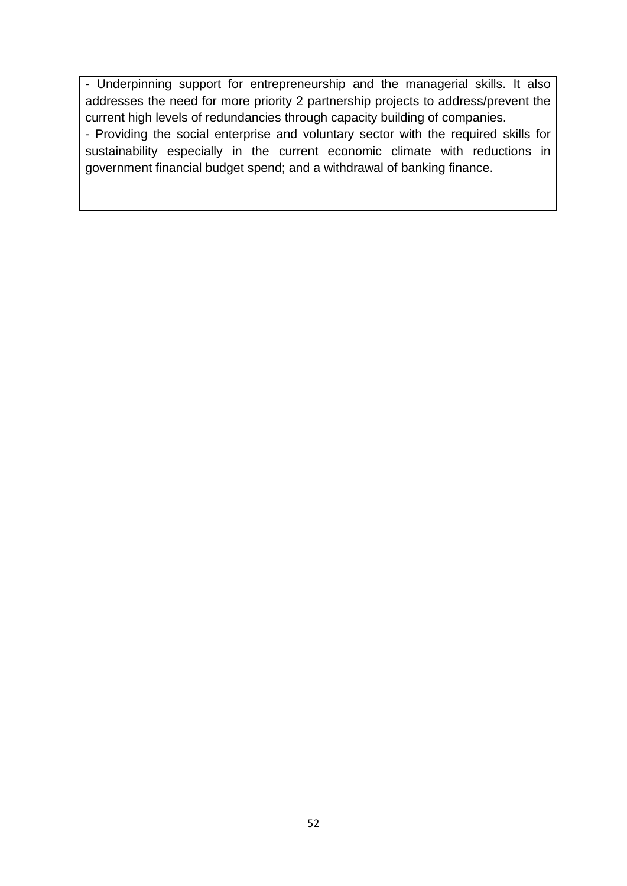- Underpinning support for entrepreneurship and the managerial skills. It also addresses the need for more priority 2 partnership projects to address/prevent the current high levels of redundancies through capacity building of companies.
- Providing the social enterprise and voluntary sector with the required skills for sustainability especially in the current economic climate with reductions in government financial budget spend; and a withdrawal of banking finance.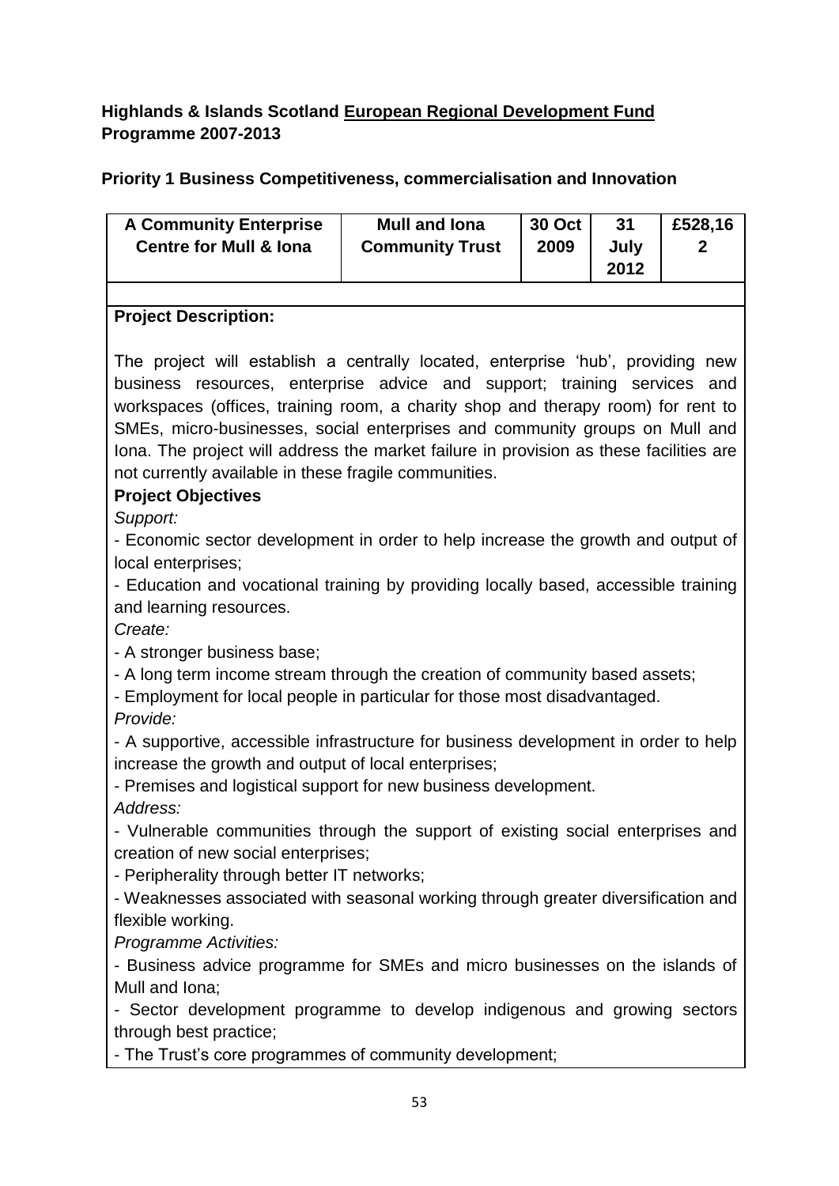**Highlands & Islands Scotland European Regional Development Fund Programme 2007-2013**

**Priority 1 Business Competitiveness, commercialisation and Innovation**

| **A Community Enterprise Centre for Mull & Iona** | **Mull and Iona Community Trust** | **30 Oct 2009** | **31 July 2012** | **£528,162** |
|---|---|---|---|---|

**Project Description:**

The project will establish a centrally located, enterprise 'hub', providing new business resources, enterprise advice and support; training services and workspaces (offices, training room, a charity shop and therapy room) for rent to SMEs, micro-businesses, social enterprises and community groups on Mull and Iona. The project will address the market failure in provision as these facilities are not currently available in these fragile communities.

**Project Objectives**

*Support:*

- Economic sector development in order to help increase the growth and output of local enterprises;
- Education and vocational training by providing locally based, accessible training and learning resources.

*Create:*

- A stronger business base;
- A long term income stream through the creation of community based assets;
- Employment for local people in particular for those most disadvantaged.

*Provide:*

- A supportive, accessible infrastructure for business development in order to help increase the growth and output of local enterprises;
- Premises and logistical support for new business development.

*Address:*

- Vulnerable communities through the support of existing social enterprises and creation of new social enterprises;
- Peripherality through better IT networks;
- Weaknesses associated with seasonal working through greater diversification and flexible working.

*Programme Activities:*

- Business advice programme for SMEs and micro businesses on the islands of Mull and Iona;
- Sector development programme to develop indigenous and growing sectors through best practice;
- The Trust's core programmes of community development;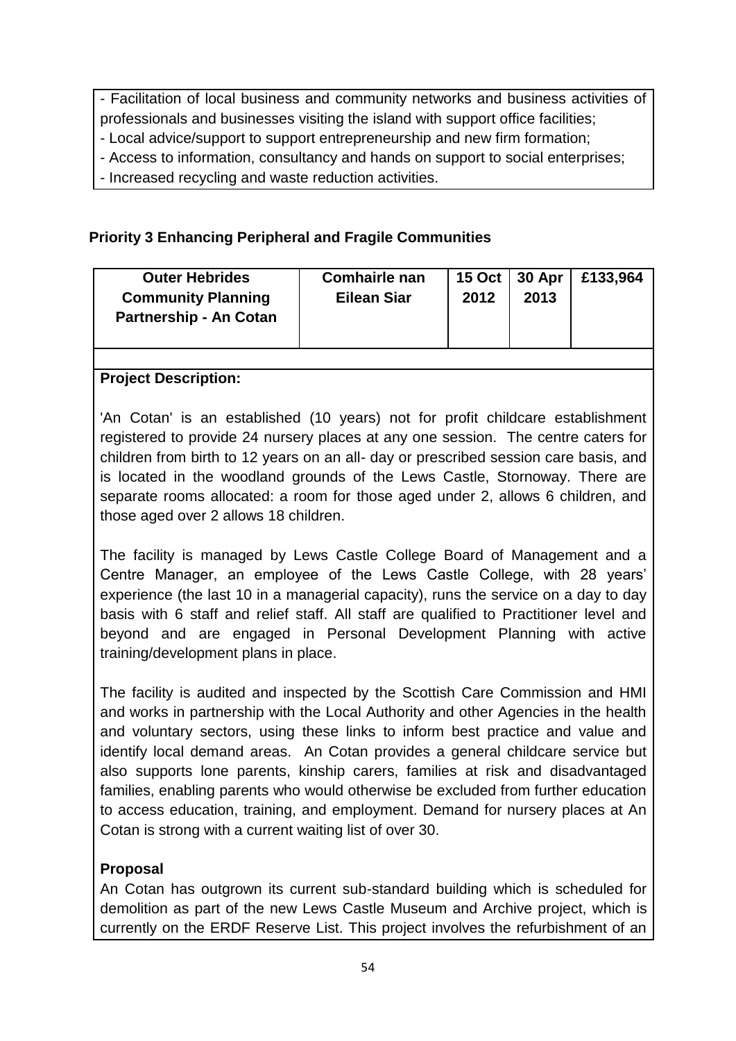- Facilitation of local business and community networks and business activities of professionals and businesses visiting the island with support office facilities;
- Local advice/support to support entrepreneurship and new firm formation;
- Access to information, consultancy and hands on support to social enterprises;
- Increased recycling and waste reduction activities.

## Priority 3 Enhancing Peripheral and Fragile Communities

| Outer Hebrides Community Planning Partnership - An Cotan | Comhairle nan Eilean Siar | 15 Oct 2012 | 30 Apr 2013 | £133,964 |
|---|---|---|---|---|

**Project Description:**

'An Cotan' is an established (10 years) not for profit childcare establishment registered to provide 24 nursery places at any one session. The centre caters for children from birth to 12 years on an all- day or prescribed session care basis, and is located in the woodland grounds of the Lews Castle, Stornoway. There are separate rooms allocated: a room for those aged under 2, allows 6 children, and those aged over 2 allows 18 children.

The facility is managed by Lews Castle College Board of Management and a Centre Manager, an employee of the Lews Castle College, with 28 years' experience (the last 10 in a managerial capacity), runs the service on a day to day basis with 6 staff and relief staff. All staff are qualified to Practitioner level and beyond and are engaged in Personal Development Planning with active training/development plans in place.

The facility is audited and inspected by the Scottish Care Commission and HMI and works in partnership with the Local Authority and other Agencies in the health and voluntary sectors, using these links to inform best practice and value and identify local demand areas. An Cotan provides a general childcare service but also supports lone parents, kinship carers, families at risk and disadvantaged families, enabling parents who would otherwise be excluded from further education to access education, training, and employment. Demand for nursery places at An Cotan is strong with a current waiting list of over 30.

**Proposal**

An Cotan has outgrown its current sub-standard building which is scheduled for demolition as part of the new Lews Castle Museum and Archive project, which is currently on the ERDF Reserve List. This project involves the refurbishment of an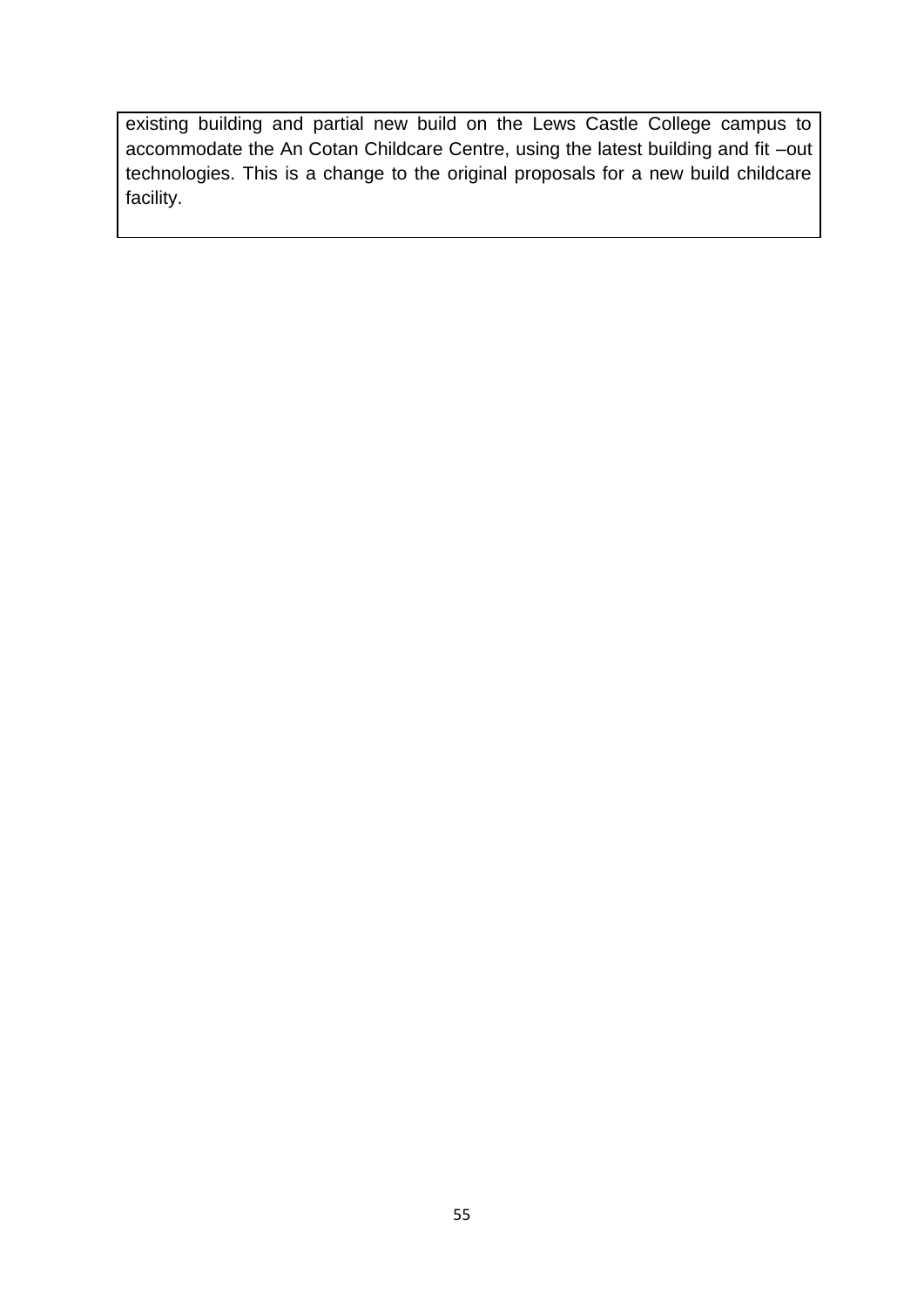existing building and partial new build on the Lews Castle College campus to accommodate the An Cotan Childcare Centre, using the latest building and fit –out technologies. This is a change to the original proposals for a new build childcare facility.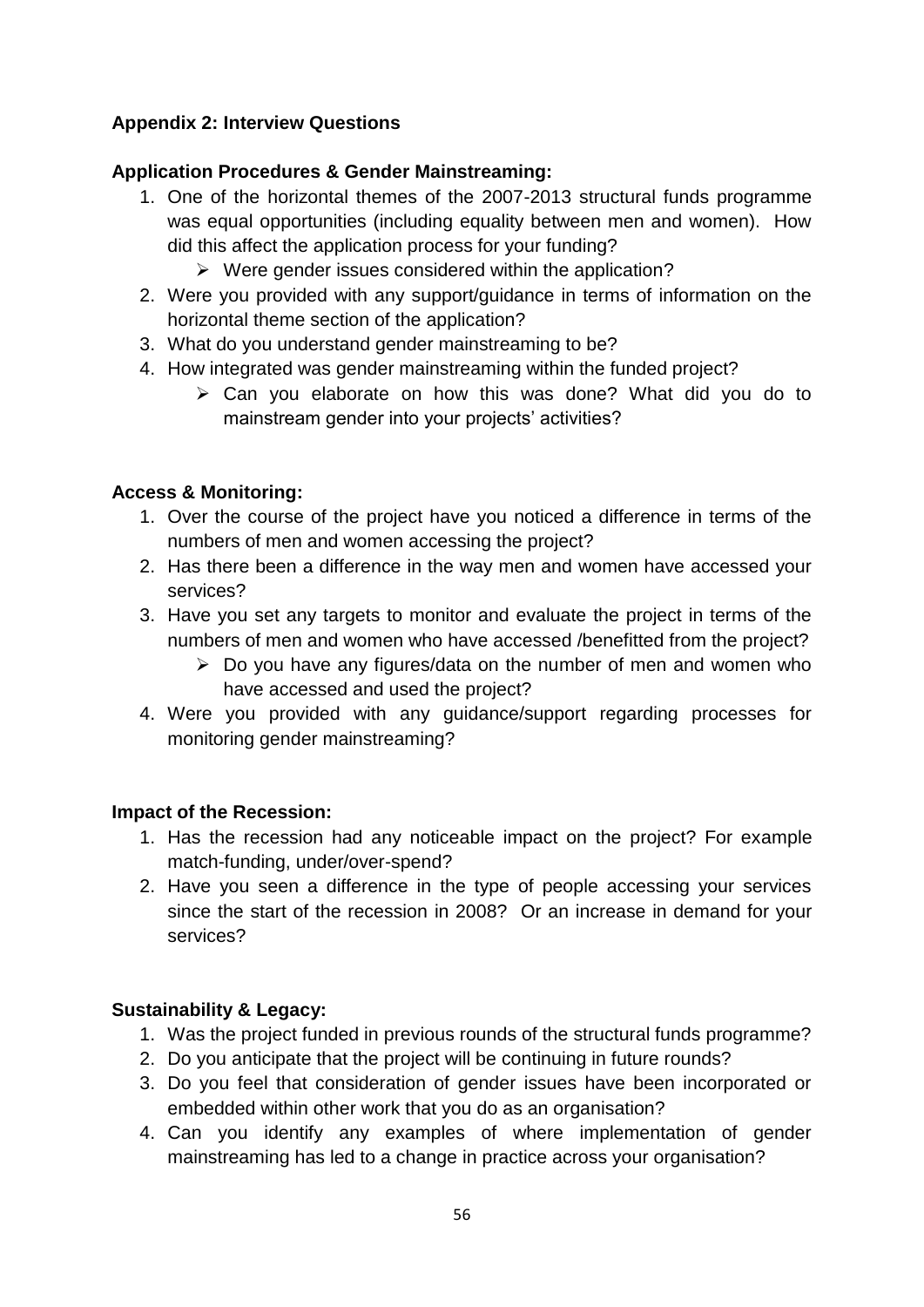## Appendix 2: Interview Questions

**Application Procedures & Gender Mainstreaming:**

1. One of the horizontal themes of the 2007-2013 structural funds programme was equal opportunities (including equality between men and women). How did this affect the application process for your funding?
   - Were gender issues considered within the application?
2. Were you provided with any support/guidance in terms of information on the horizontal theme section of the application?
3. What do you understand gender mainstreaming to be?
4. How integrated was gender mainstreaming within the funded project?
   - Can you elaborate on how this was done? What did you do to mainstream gender into your projects' activities?

**Access & Monitoring:**

1. Over the course of the project have you noticed a difference in terms of the numbers of men and women accessing the project?
2. Has there been a difference in the way men and women have accessed your services?
3. Have you set any targets to monitor and evaluate the project in terms of the numbers of men and women who have accessed /benefitted from the project?
   - Do you have any figures/data on the number of men and women who have accessed and used the project?
4. Were you provided with any guidance/support regarding processes for monitoring gender mainstreaming?

**Impact of the Recession:**

1. Has the recession had any noticeable impact on the project? For example match-funding, under/over-spend?
2. Have you seen a difference in the type of people accessing your services since the start of the recession in 2008? Or an increase in demand for your services?

**Sustainability & Legacy:**

1. Was the project funded in previous rounds of the structural funds programme?
2. Do you anticipate that the project will be continuing in future rounds?
3. Do you feel that consideration of gender issues have been incorporated or embedded within other work that you do as an organisation?
4. Can you identify any examples of where implementation of gender mainstreaming has led to a change in practice across your organisation?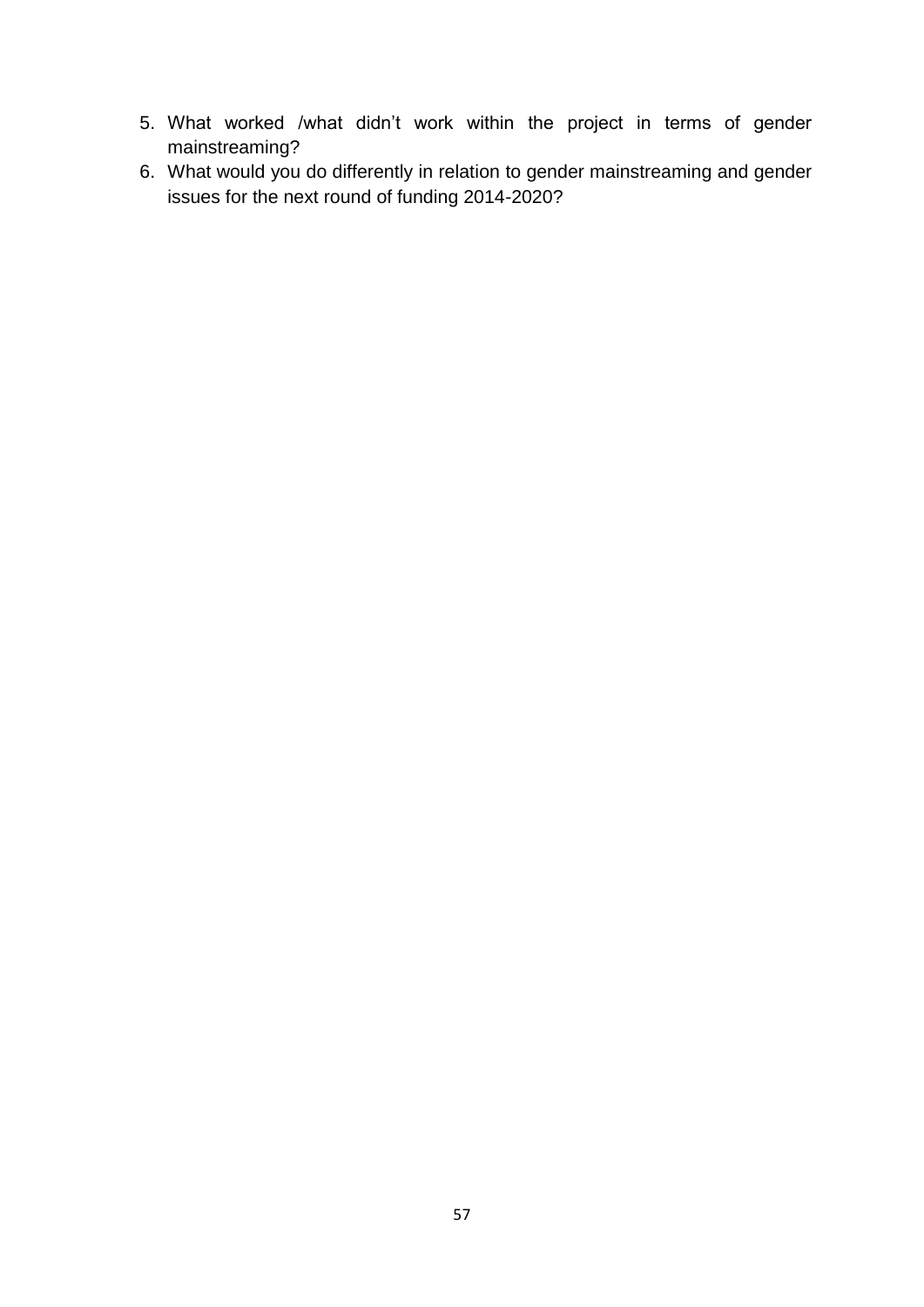5. What worked /what didn't work within the project in terms of gender mainstreaming?
6. What would you do differently in relation to gender mainstreaming and gender issues for the next round of funding 2014-2020?